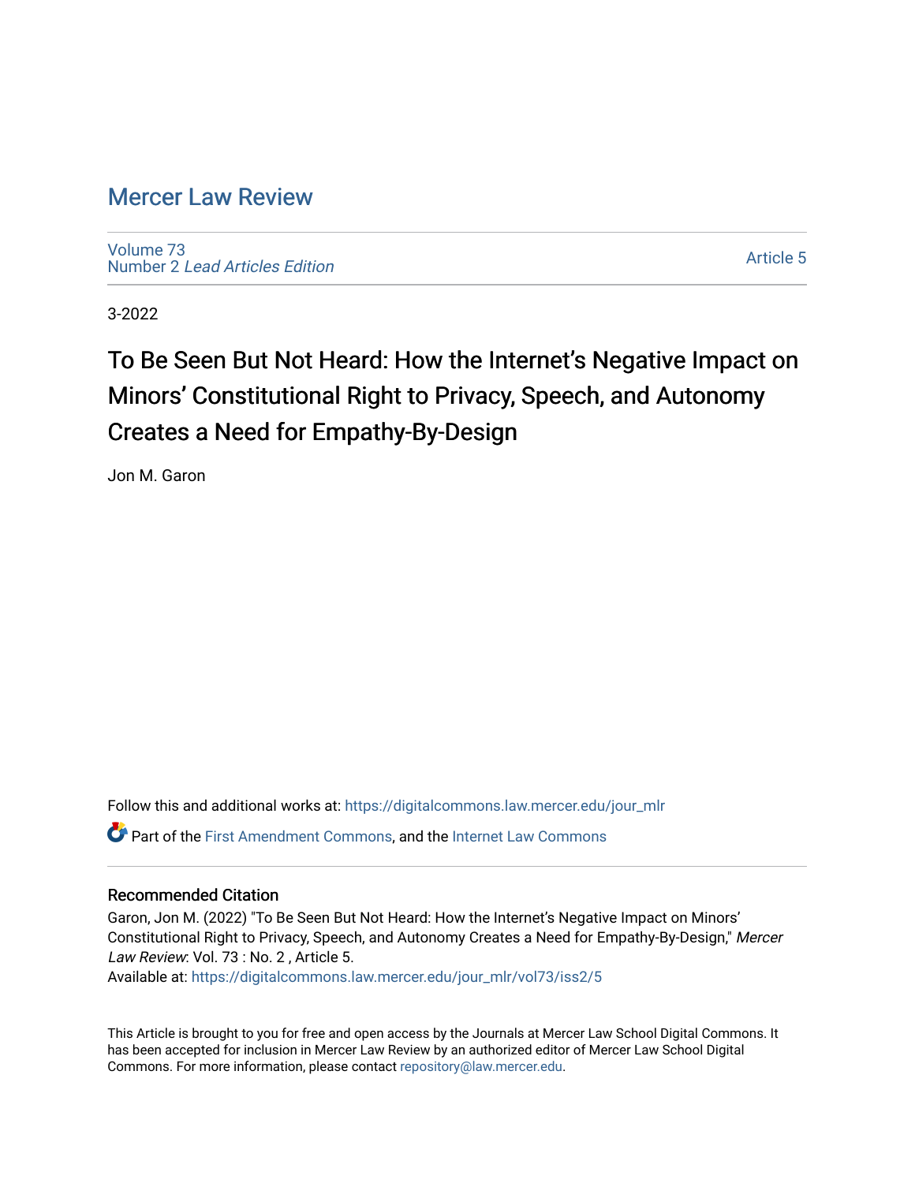# Mercer Law Review

Volume 73
Number 2 *Lead Articles Edition*

Article 5

3-2022

## To Be Seen But Not Heard: How the Internet's Negative Impact on Minors' Constitutional Right to Privacy, Speech, and Autonomy Creates a Need for Empathy-By-Design

Jon M. Garon

Follow this and additional works at: https://digitalcommons.law.mercer.edu/jour_mlr

Part of the First Amendment Commons, and the Internet Law Commons

### Recommended Citation

Garon, Jon M. (2022) "To Be Seen But Not Heard: How the Internet's Negative Impact on Minors' Constitutional Right to Privacy, Speech, and Autonomy Creates a Need for Empathy-By-Design," *Mercer Law Review*: Vol. 73 : No. 2 , Article 5.
Available at: https://digitalcommons.law.mercer.edu/jour_mlr/vol73/iss2/5

This Article is brought to you for free and open access by the Journals at Mercer Law School Digital Commons. It has been accepted for inclusion in Mercer Law Review by an authorized editor of Mercer Law School Digital Commons. For more information, please contact repository@law.mercer.edu.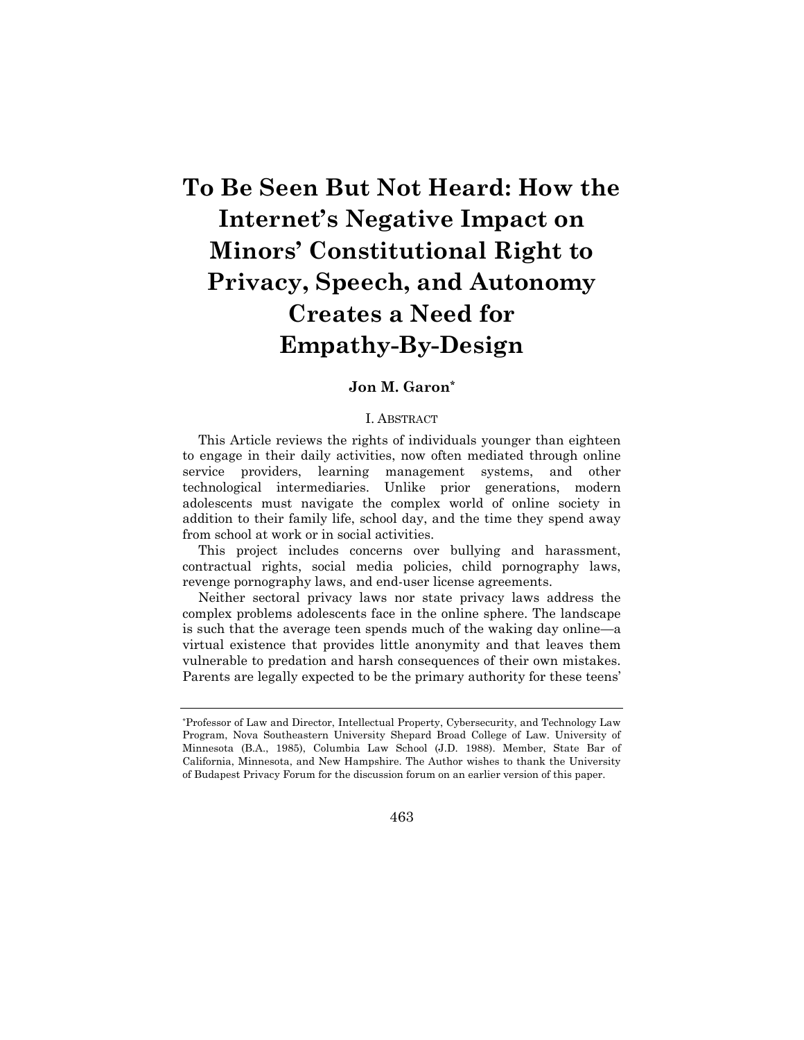# To Be Seen But Not Heard: How the Internet's Negative Impact on Minors' Constitutional Right to Privacy, Speech, and Autonomy Creates a Need for Empathy-By-Design

**Jon M. Garon**[*]

## I. ABSTRACT

This Article reviews the rights of individuals younger than eighteen to engage in their daily activities, now often mediated through online service providers, learning management systems, and other technological intermediaries. Unlike prior generations, modern adolescents must navigate the complex world of online society in addition to their family life, school day, and the time they spend away from school at work or in social activities.

This project includes concerns over bullying and harassment, contractual rights, social media policies, child pornography laws, revenge pornography laws, and end-user license agreements.

Neither sectoral privacy laws nor state privacy laws address the complex problems adolescents face in the online sphere. The landscape is such that the average teen spends much of the waking day online—a virtual existence that provides little anonymity and that leaves them vulnerable to predation and harsh consequences of their own mistakes. Parents are legally expected to be the primary authority for these teens'

---

[*] Professor of Law and Director, Intellectual Property, Cybersecurity, and Technology Law Program, Nova Southeastern University Shepard Broad College of Law. University of Minnesota (B.A., 1985), Columbia Law School (J.D. 1988). Member, State Bar of California, Minnesota, and New Hampshire. The Author wishes to thank the University of Budapest Privacy Forum for the discussion forum on an earlier version of this paper.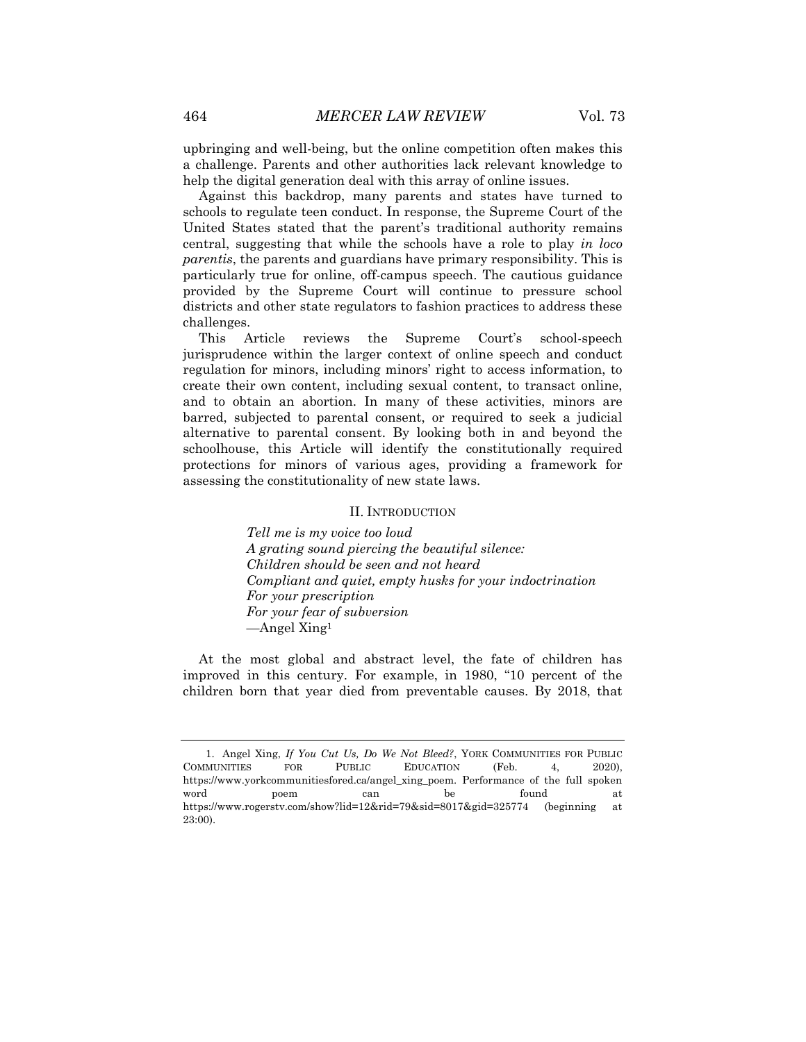upbringing and well-being, but the online competition often makes this a challenge. Parents and other authorities lack relevant knowledge to help the digital generation deal with this array of online issues.

Against this backdrop, many parents and states have turned to schools to regulate teen conduct. In response, the Supreme Court of the United States stated that the parent's traditional authority remains central, suggesting that while the schools have a role to play *in loco parentis*, the parents and guardians have primary responsibility. This is particularly true for online, off-campus speech. The cautious guidance provided by the Supreme Court will continue to pressure school districts and other state regulators to fashion practices to address these challenges.

This Article reviews the Supreme Court's school-speech jurisprudence within the larger context of online speech and conduct regulation for minors, including minors' right to access information, to create their own content, including sexual content, to transact online, and to obtain an abortion. In many of these activities, minors are barred, subjected to parental consent, or required to seek a judicial alternative to parental consent. By looking both in and beyond the schoolhouse, this Article will identify the constitutionally required protections for minors of various ages, providing a framework for assessing the constitutionality of new state laws.

## II. INTRODUCTION

> *Tell me is my voice too loud*
> *A grating sound piercing the beautiful silence:*
> *Children should be seen and not heard*
> *Compliant and quiet, empty husks for your indoctrination*
> *For your prescription*
> *For your fear of subversion*
> —Angel Xing[1]

At the most global and abstract level, the fate of children has improved in this century. For example, in 1980, "10 percent of the children born that year died from preventable causes. By 2018, that

---

1. Angel Xing, *If You Cut Us, Do We Not Bleed?*, YORK COMMUNITIES FOR PUBLIC COMMUNITIES FOR PUBLIC EDUCATION (Feb. 4, 2020), https://www.yorkcommunitiesfored.ca/angel_xing_poem. Performance of the full spoken word poem can be found at https://www.rogerstv.com/show?lid=12&rid=79&sid=8017&gid=325774 (beginning at 23:00).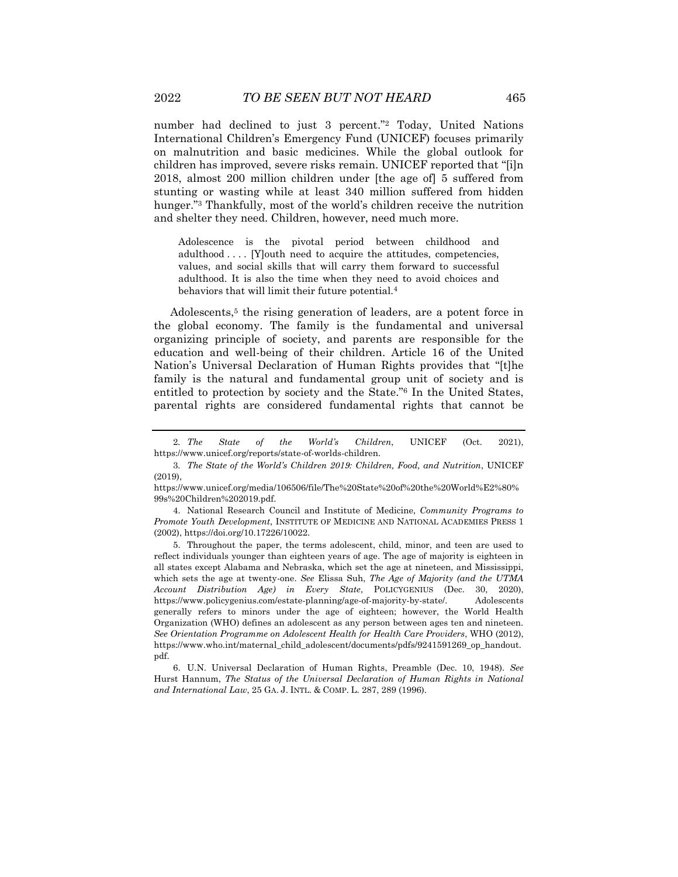number had declined to just 3 percent."[2] Today, United Nations International Children's Emergency Fund (UNICEF) focuses primarily on malnutrition and basic medicines. While the global outlook for children has improved, severe risks remain. UNICEF reported that "[i]n 2018, almost 200 million children under [the age of] 5 suffered from stunting or wasting while at least 340 million suffered from hidden hunger."[3] Thankfully, most of the world's children receive the nutrition and shelter they need. Children, however, need much more.

> Adolescence is the pivotal period between childhood and adulthood . . . . [Y]outh need to acquire the attitudes, competencies, values, and social skills that will carry them forward to successful adulthood. It is also the time when they need to avoid choices and behaviors that will limit their future potential.[4]

Adolescents,[5] the rising generation of leaders, are a potent force in the global economy. The family is the fundamental and universal organizing principle of society, and parents are responsible for the education and well-being of their children. Article 16 of the United Nation's Universal Declaration of Human Rights provides that "[t]he family is the natural and fundamental group unit of society and is entitled to protection by society and the State."[6] In the United States, parental rights are considered fundamental rights that cannot be

---

2. *The State of the World's Children*, UNICEF (Oct. 2021), https://www.unicef.org/reports/state-of-worlds-children.

3. *The State of the World's Children 2019: Children, Food, and Nutrition*, UNICEF (2019), https://www.unicef.org/media/106506/file/The%20State%20of%20the%20World%E2%80%99s%20Children%202019.pdf.

4. National Research Council and Institute of Medicine, *Community Programs to Promote Youth Development*, INSTITUTE OF MEDICINE AND NATIONAL ACADEMIES PRESS 1 (2002), https://doi.org/10.17226/10022.

5. Throughout the paper, the terms adolescent, child, minor, and teen are used to reflect individuals younger than eighteen years of age. The age of majority is eighteen in all states except Alabama and Nebraska, which set the age at nineteen, and Mississippi, which sets the age at twenty-one. *See* Elissa Suh, *The Age of Majority (and the UTMA Account Distribution Age) in Every State*, POLICYGENIUS (Dec. 30, 2020), https://www.policygenius.com/estate-planning/age-of-majority-by-state/. Adolescents generally refers to minors under the age of eighteen; however, the World Health Organization (WHO) defines an adolescent as any person between ages ten and nineteen. *See Orientation Programme on Adolescent Health for Health Care Providers*, WHO (2012), https://www.who.int/maternal_child_adolescent/documents/pdfs/9241591269_op_handout.pdf.

6. U.N. Universal Declaration of Human Rights, Preamble (Dec. 10, 1948). *See* Hurst Hannum, *The Status of the Universal Declaration of Human Rights in National and International Law*, 25 GA. J. INTL. & COMP. L. 287, 289 (1996).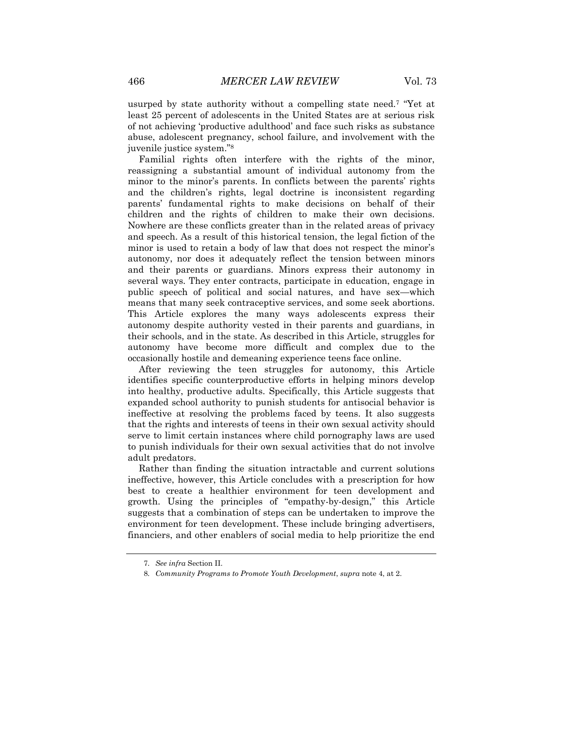usurped by state authority without a compelling state need.[7] "Yet at least 25 percent of adolescents in the United States are at serious risk of not achieving 'productive adulthood' and face such risks as substance abuse, adolescent pregnancy, school failure, and involvement with the juvenile justice system."[8]

Familial rights often interfere with the rights of the minor, reassigning a substantial amount of individual autonomy from the minor to the minor's parents. In conflicts between the parents' rights and the children's rights, legal doctrine is inconsistent regarding parents' fundamental rights to make decisions on behalf of their children and the rights of children to make their own decisions. Nowhere are these conflicts greater than in the related areas of privacy and speech. As a result of this historical tension, the legal fiction of the minor is used to retain a body of law that does not respect the minor's autonomy, nor does it adequately reflect the tension between minors and their parents or guardians. Minors express their autonomy in several ways. They enter contracts, participate in education, engage in public speech of political and social natures, and have sex—which means that many seek contraceptive services, and some seek abortions. This Article explores the many ways adolescents express their autonomy despite authority vested in their parents and guardians, in their schools, and in the state. As described in this Article, struggles for autonomy have become more difficult and complex due to the occasionally hostile and demeaning experience teens face online.

After reviewing the teen struggles for autonomy, this Article identifies specific counterproductive efforts in helping minors develop into healthy, productive adults. Specifically, this Article suggests that expanded school authority to punish students for antisocial behavior is ineffective at resolving the problems faced by teens. It also suggests that the rights and interests of teens in their own sexual activity should serve to limit certain instances where child pornography laws are used to punish individuals for their own sexual activities that do not involve adult predators.

Rather than finding the situation intractable and current solutions ineffective, however, this Article concludes with a prescription for how best to create a healthier environment for teen development and growth. Using the principles of "empathy-by-design," this Article suggests that a combination of steps can be undertaken to improve the environment for teen development. These include bringing advertisers, financiers, and other enablers of social media to help prioritize the end

---

7. *See infra* Section II.

8. *Community Programs to Promote Youth Development*, *supra* note 4, at 2.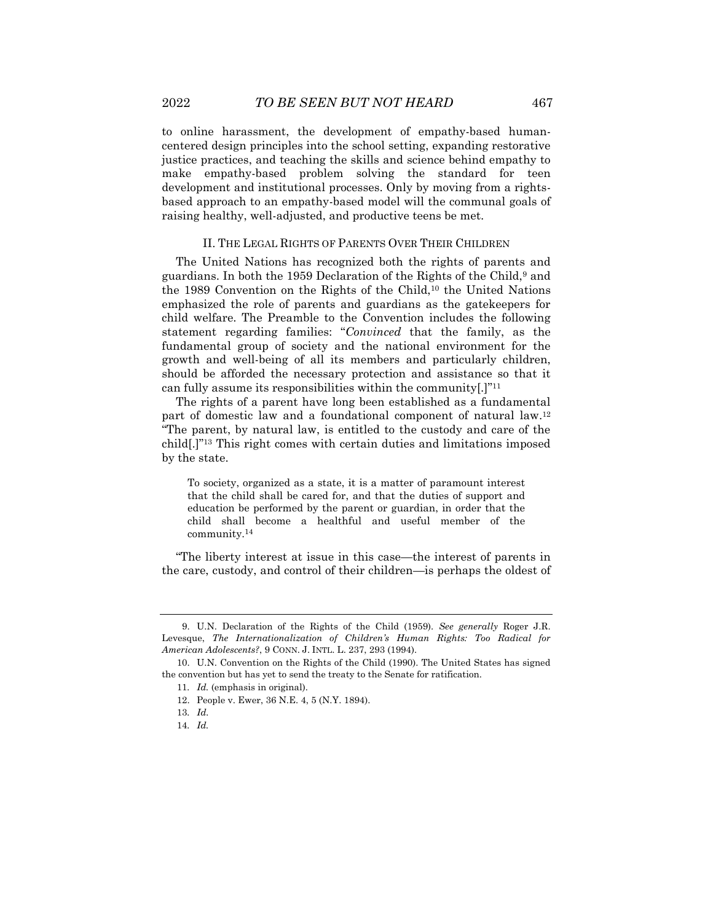to online harassment, the development of empathy-based human-centered design principles into the school setting, expanding restorative justice practices, and teaching the skills and science behind empathy to make empathy-based problem solving the standard for teen development and institutional processes. Only by moving from a rights-based approach to an empathy-based model will the communal goals of raising healthy, well-adjusted, and productive teens be met.

## II. THE LEGAL RIGHTS OF PARENTS OVER THEIR CHILDREN

The United Nations has recognized both the rights of parents and guardians. In both the 1959 Declaration of the Rights of the Child,[9] and the 1989 Convention on the Rights of the Child,[10] the United Nations emphasized the role of parents and guardians as the gatekeepers for child welfare. The Preamble to the Convention includes the following statement regarding families: "*Convinced* that the family, as the fundamental group of society and the national environment for the growth and well-being of all its members and particularly children, should be afforded the necessary protection and assistance so that it can fully assume its responsibilities within the community[.]"[11]

The rights of a parent have long been established as a fundamental part of domestic law and a foundational component of natural law.[12] "The parent, by natural law, is entitled to the custody and care of the child[.]"[13] This right comes with certain duties and limitations imposed by the state.

> To society, organized as a state, it is a matter of paramount interest that the child shall be cared for, and that the duties of support and education be performed by the parent or guardian, in order that the child shall become a healthful and useful member of the community.[14]

"The liberty interest at issue in this case—the interest of parents in the care, custody, and control of their children—is perhaps the oldest of

---

9. U.N. Declaration of the Rights of the Child (1959). *See generally* Roger J.R. Levesque, *The Internationalization of Children's Human Rights: Too Radical for American Adolescents?*, 9 CONN. J. INTL. L. 237, 293 (1994).

10. U.N. Convention on the Rights of the Child (1990). The United States has signed the convention but has yet to send the treaty to the Senate for ratification.

11. *Id.* (emphasis in original).

12. People v. Ewer, 36 N.E. 4, 5 (N.Y. 1894).

13. *Id.*

14. *Id.*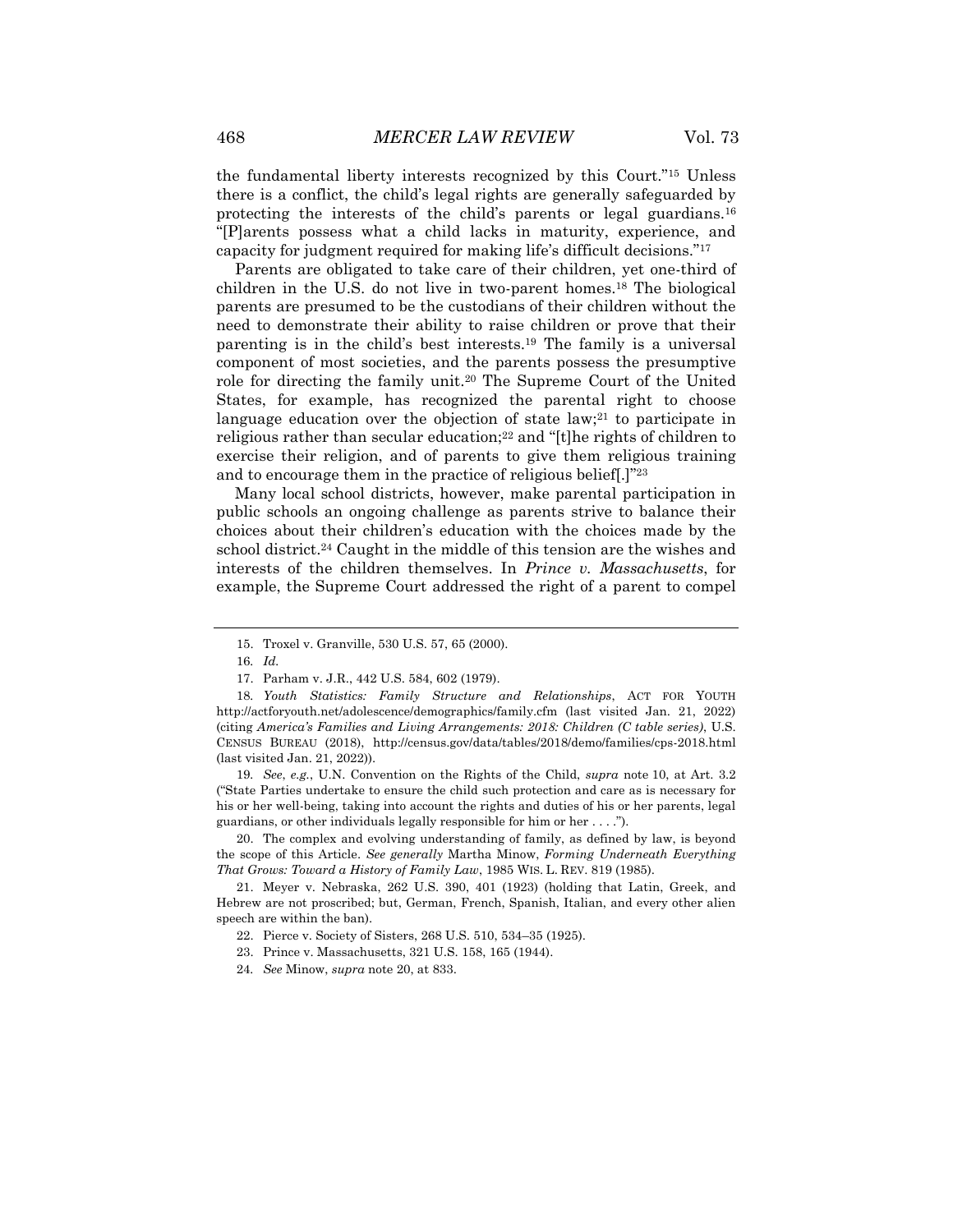the fundamental liberty interests recognized by this Court."[15] Unless there is a conflict, the child's legal rights are generally safeguarded by protecting the interests of the child's parents or legal guardians.[16] "[P]arents possess what a child lacks in maturity, experience, and capacity for judgment required for making life's difficult decisions."[17]

Parents are obligated to take care of their children, yet one-third of children in the U.S. do not live in two-parent homes.[18] The biological parents are presumed to be the custodians of their children without the need to demonstrate their ability to raise children or prove that their parenting is in the child's best interests.[19] The family is a universal component of most societies, and the parents possess the presumptive role for directing the family unit.[20] The Supreme Court of the United States, for example, has recognized the parental right to choose language education over the objection of state law;[21] to participate in religious rather than secular education;[22] and "[t]he rights of children to exercise their religion, and of parents to give them religious training and to encourage them in the practice of religious belief[.]"[23]

Many local school districts, however, make parental participation in public schools an ongoing challenge as parents strive to balance their choices about their children's education with the choices made by the school district.[24] Caught in the middle of this tension are the wishes and interests of the children themselves. In *Prince v. Massachusetts*, for example, the Supreme Court addressed the right of a parent to compel

---

15. Troxel v. Granville, 530 U.S. 57, 65 (2000).

16. *Id.*

17. Parham v. J.R., 442 U.S. 584, 602 (1979).

18. *Youth Statistics: Family Structure and Relationships*, ACT FOR YOUTH http://actforyouth.net/adolescence/demographics/family.cfm (last visited Jan. 21, 2022) (citing *America's Families and Living Arrangements: 2018: Children (C table series)*, U.S. CENSUS BUREAU (2018), http://census.gov/data/tables/2018/demo/families/cps-2018.html (last visited Jan. 21, 2022)).

19. *See*, *e.g.*, U.N. Convention on the Rights of the Child, *supra* note 10, at Art. 3.2 ("State Parties undertake to ensure the child such protection and care as is necessary for his or her well-being, taking into account the rights and duties of his or her parents, legal guardians, or other individuals legally responsible for him or her . . . .").

20. The complex and evolving understanding of family, as defined by law, is beyond the scope of this Article. *See generally* Martha Minow, *Forming Underneath Everything That Grows: Toward a History of Family Law*, 1985 WIS. L. REV. 819 (1985).

21. Meyer v. Nebraska, 262 U.S. 390, 401 (1923) (holding that Latin, Greek, and Hebrew are not proscribed; but, German, French, Spanish, Italian, and every other alien speech are within the ban).

22. Pierce v. Society of Sisters, 268 U.S. 510, 534–35 (1925).

23. Prince v. Massachusetts, 321 U.S. 158, 165 (1944).

24. *See* Minow, *supra* note 20, at 833.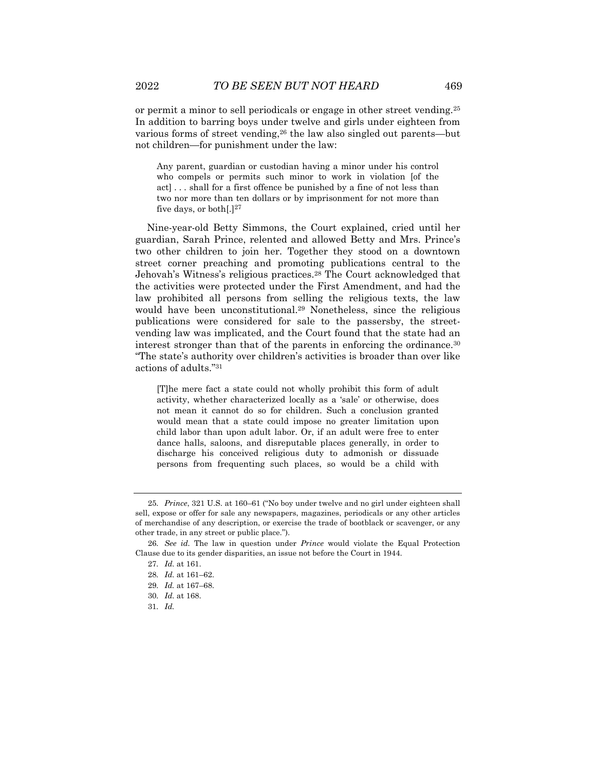or permit a minor to sell periodicals or engage in other street vending.[25] In addition to barring boys under twelve and girls under eighteen from various forms of street vending,[26] the law also singled out parents—but not children—for punishment under the law:

> Any parent, guardian or custodian having a minor under his control who compels or permits such minor to work in violation [of the act] . . . shall for a first offence be punished by a fine of not less than two nor more than ten dollars or by imprisonment for not more than five days, or both[.][27]

Nine-year-old Betty Simmons, the Court explained, cried until her guardian, Sarah Prince, relented and allowed Betty and Mrs. Prince's two other children to join her. Together they stood on a downtown street corner preaching and promoting publications central to the Jehovah's Witness's religious practices.[28] The Court acknowledged that the activities were protected under the First Amendment, and had the law prohibited all persons from selling the religious texts, the law would have been unconstitutional.[29] Nonetheless, since the religious publications were considered for sale to the passersby, the street-vending law was implicated, and the Court found that the state had an interest stronger than that of the parents in enforcing the ordinance.[30] "The state's authority over children's activities is broader than over like actions of adults."[31]

> [T]he mere fact a state could not wholly prohibit this form of adult activity, whether characterized locally as a 'sale' or otherwise, does not mean it cannot do so for children. Such a conclusion granted would mean that a state could impose no greater limitation upon child labor than upon adult labor. Or, if an adult were free to enter dance halls, saloons, and disreputable places generally, in order to discharge his conceived religious duty to admonish or dissuade persons from frequenting such places, so would be a child with

---

25. *Prince*, 321 U.S. at 160–61 ("No boy under twelve and no girl under eighteen shall sell, expose or offer for sale any newspapers, magazines, periodicals or any other articles of merchandise of any description, or exercise the trade of bootblack or scavenger, or any other trade, in any street or public place.").

26. *See id.* The law in question under *Prince* would violate the Equal Protection Clause due to its gender disparities, an issue not before the Court in 1944.

27. *Id.* at 161.

28. *Id.* at 161–62.

29. *Id.* at 167–68.

30. *Id.* at 168.

31. *Id.*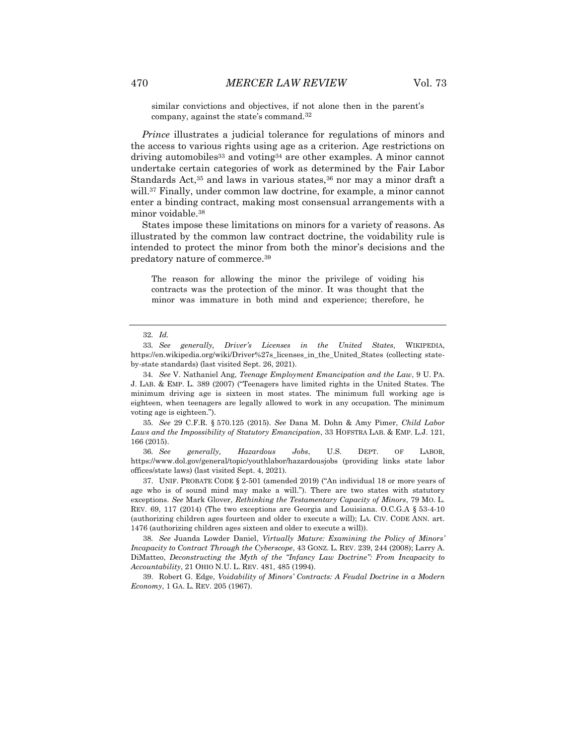> similar convictions and objectives, if not alone then in the parent's company, against the state's command.[32]

*Prince* illustrates a judicial tolerance for regulations of minors and the access to various rights using age as a criterion. Age restrictions on driving automobiles[33] and voting[34] are other examples. A minor cannot undertake certain categories of work as determined by the Fair Labor Standards Act,[35] and laws in various states,[36] nor may a minor draft a will.[37] Finally, under common law doctrine, for example, a minor cannot enter a binding contract, making most consensual arrangements with a minor voidable.[38]

States impose these limitations on minors for a variety of reasons. As illustrated by the common law contract doctrine, the voidability rule is intended to protect the minor from both the minor's decisions and the predatory nature of commerce.[39]

> The reason for allowing the minor the privilege of voiding his contracts was the protection of the minor. It was thought that the minor was immature in both mind and experience; therefore, he

---

32. *Id.*

33. *See generally, Driver's Licenses in the United States*, WIKIPEDIA, https://en.wikipedia.org/wiki/Driver%27s_licenses_in_the_United_States (collecting state-by-state standards) (last visited Sept. 26, 2021).

34. *See* V. Nathaniel Ang, *Teenage Employment Emancipation and the Law*, 9 U. PA. J. LAB. & EMP. L. 389 (2007) ("Teenagers have limited rights in the United States. The minimum driving age is sixteen in most states. The minimum full working age is eighteen, when teenagers are legally allowed to work in any occupation. The minimum voting age is eighteen.").

35. *See* 29 C.F.R. § 570.125 (2015). *See* Dana M. Dohn & Amy Pimer, *Child Labor Laws and the Impossibility of Statutory Emancipation*, 33 HOFSTRA LAB. & EMP. L.J. 121, 166 (2015).

36. *See generally, Hazardous Jobs*, U.S. DEPT. OF LABOR, https://www.dol.gov/general/topic/youthlabor/hazardousjobs (providing links state labor offices/state laws) (last visited Sept. 4, 2021).

37. UNIF. PROBATE CODE § 2-501 (amended 2019) ("An individual 18 or more years of age who is of sound mind may make a will."). There are two states with statutory exceptions. *See* Mark Glover, *Rethinking the Testamentary Capacity of Minors*, 79 MO. L. REV. 69, 117 (2014) (The two exceptions are Georgia and Louisiana. O.C.G.A § 53-4-10 (authorizing children ages fourteen and older to execute a will); LA. CIV. CODE ANN. art. 1476 (authorizing children ages sixteen and older to execute a will)).

38. *See* Juanda Lowder Daniel, *Virtually Mature: Examining the Policy of Minors' Incapacity to Contract Through the Cyberscope*, 43 GONZ. L. REV. 239, 244 (2008); Larry A. DiMatteo, *Deconstructing the Myth of the "Infancy Law Doctrine": From Incapacity to Accountability*, 21 OHIO N.U. L. REV. 481, 485 (1994).

39. Robert G. Edge, *Voidability of Minors' Contracts: A Feudal Doctrine in a Modern Economy*, 1 GA. L. REV. 205 (1967).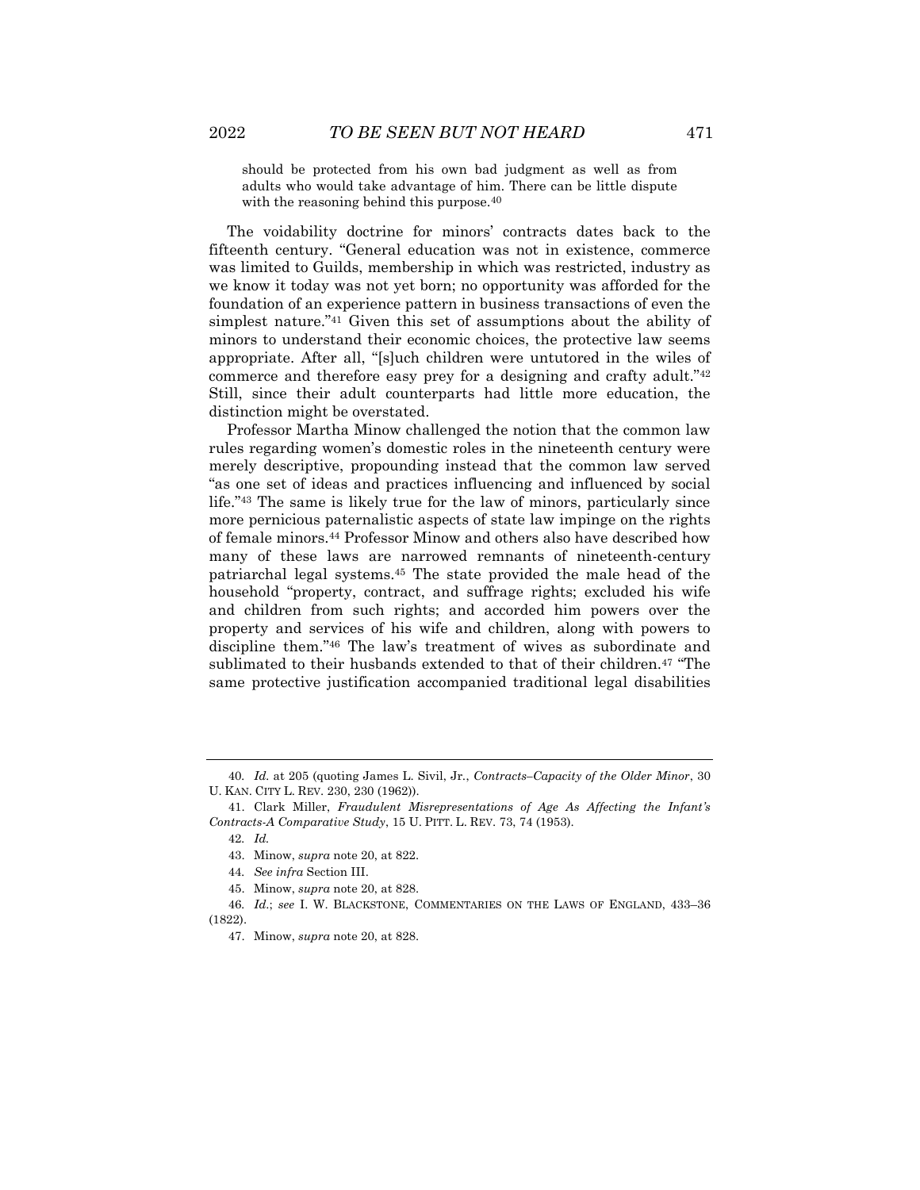> should be protected from his own bad judgment as well as from adults who would take advantage of him. There can be little dispute with the reasoning behind this purpose.[40]

The voidability doctrine for minors' contracts dates back to the fifteenth century. "General education was not in existence, commerce was limited to Guilds, membership in which was restricted, industry as we know it today was not yet born; no opportunity was afforded for the foundation of an experience pattern in business transactions of even the simplest nature."[41] Given this set of assumptions about the ability of minors to understand their economic choices, the protective law seems appropriate. After all, "[s]uch children were untutored in the wiles of commerce and therefore easy prey for a designing and crafty adult."[42] Still, since their adult counterparts had little more education, the distinction might be overstated.

Professor Martha Minow challenged the notion that the common law rules regarding women's domestic roles in the nineteenth century were merely descriptive, propounding instead that the common law served "as one set of ideas and practices influencing and influenced by social life."[43] The same is likely true for the law of minors, particularly since more pernicious paternalistic aspects of state law impinge on the rights of female minors.[44] Professor Minow and others also have described how many of these laws are narrowed remnants of nineteenth-century patriarchal legal systems.[45] The state provided the male head of the household "property, contract, and suffrage rights; excluded his wife and children from such rights; and accorded him powers over the property and services of his wife and children, along with powers to discipline them."[46] The law's treatment of wives as subordinate and sublimated to their husbands extended to that of their children.[47] "The same protective justification accompanied traditional legal disabilities

---

40. *Id.* at 205 (quoting James L. Sivil, Jr., *Contracts–Capacity of the Older Minor*, 30 U. KAN. CITY L. REV. 230, 230 (1962)).

41. Clark Miller, *Fraudulent Misrepresentations of Age As Affecting the Infant's Contracts-A Comparative Study*, 15 U. PITT. L. REV. 73, 74 (1953).

42. *Id.*

43. Minow, *supra* note 20, at 822.

44. *See infra* Section III.

45. Minow, *supra* note 20, at 828.

46. *Id.*; *see* I. W. BLACKSTONE, COMMENTARIES ON THE LAWS OF ENGLAND, 433–36 (1822).

47. Minow, *supra* note 20, at 828.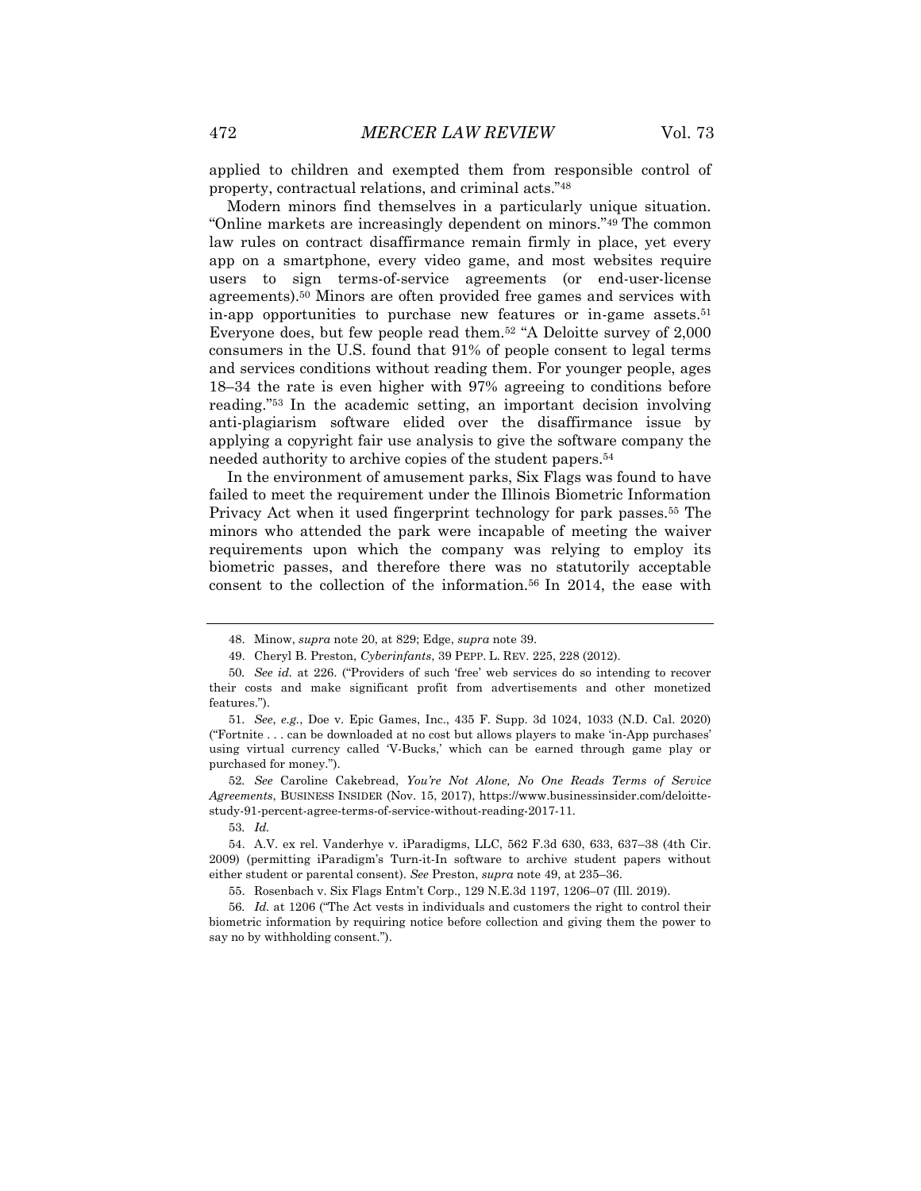applied to children and exempted them from responsible control of property, contractual relations, and criminal acts."[48]

Modern minors find themselves in a particularly unique situation. "Online markets are increasingly dependent on minors."[49] The common law rules on contract disaffirmance remain firmly in place, yet every app on a smartphone, every video game, and most websites require users to sign terms-of-service agreements (or end-user-license agreements).[50] Minors are often provided free games and services with in-app opportunities to purchase new features or in-game assets.[51] Everyone does, but few people read them.[52] "A Deloitte survey of 2,000 consumers in the U.S. found that 91% of people consent to legal terms and services conditions without reading them. For younger people, ages 18–34 the rate is even higher with 97% agreeing to conditions before reading."[53] In the academic setting, an important decision involving anti-plagiarism software elided over the disaffirmance issue by applying a copyright fair use analysis to give the software company the needed authority to archive copies of the student papers.[54]

In the environment of amusement parks, Six Flags was found to have failed to meet the requirement under the Illinois Biometric Information Privacy Act when it used fingerprint technology for park passes.[55] The minors who attended the park were incapable of meeting the waiver requirements upon which the company was relying to employ its biometric passes, and therefore there was no statutorily acceptable consent to the collection of the information.[56] In 2014, the ease with

---

48. Minow, *supra* note 20, at 829; Edge, *supra* note 39.

49. Cheryl B. Preston, *Cyberinfants*, 39 PEPP. L. REV. 225, 228 (2012).

50. *See id.* at 226. ("Providers of such 'free' web services do so intending to recover their costs and make significant profit from advertisements and other monetized features.").

51. *See*, *e.g.*, Doe v. Epic Games, Inc., 435 F. Supp. 3d 1024, 1033 (N.D. Cal. 2020) ("Fortnite . . . can be downloaded at no cost but allows players to make 'in-App purchases' using virtual currency called 'V-Bucks,' which can be earned through game play or purchased for money.").

52. *See* Caroline Cakebread, *You're Not Alone, No One Reads Terms of Service Agreements*, BUSINESS INSIDER (Nov. 15, 2017), https://www.businessinsider.com/deloitte-study-91-percent-agree-terms-of-service-without-reading-2017-11.

53. *Id.*

54. A.V. ex rel. Vanderhye v. iParadigms, LLC, 562 F.3d 630, 633, 637–38 (4th Cir. 2009) (permitting iParadigm's Turn-it-In software to archive student papers without either student or parental consent). *See* Preston, *supra* note 49, at 235–36.

55. Rosenbach v. Six Flags Entm't Corp., 129 N.E.3d 1197, 1206–07 (Ill. 2019).

56. *Id.* at 1206 ("The Act vests in individuals and customers the right to control their biometric information by requiring notice before collection and giving them the power to say no by withholding consent.").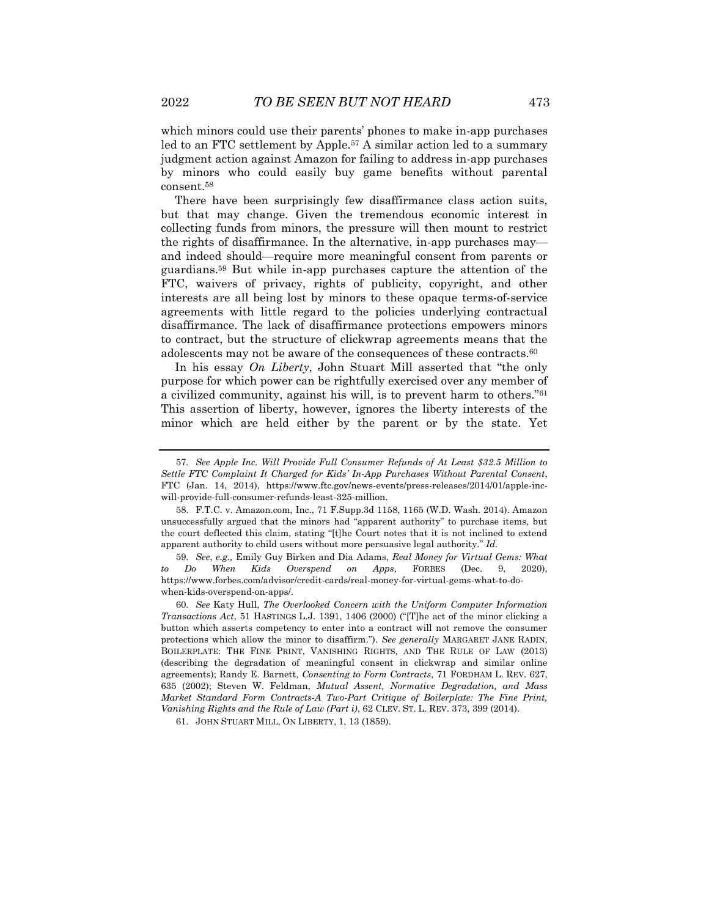which minors could use their parents' phones to make in-app purchases led to an FTC settlement by Apple.[57] A similar action led to a summary judgment action against Amazon for failing to address in-app purchases by minors who could easily buy game benefits without parental consent.[58]

There have been surprisingly few disaffirmance class action suits, but that may change. Given the tremendous economic interest in collecting funds from minors, the pressure will then mount to restrict the rights of disaffirmance. In the alternative, in-app purchases may—and indeed should—require more meaningful consent from parents or guardians.[59] But while in-app purchases capture the attention of the FTC, waivers of privacy, rights of publicity, copyright, and other interests are all being lost by minors to these opaque terms-of-service agreements with little regard to the policies underlying contractual disaffirmance. The lack of disaffirmance protections empowers minors to contract, but the structure of clickwrap agreements means that the adolescents may not be aware of the consequences of these contracts.[60]

In his essay *On Liberty*, John Stuart Mill asserted that "the only purpose for which power can be rightfully exercised over any member of a civilized community, against his will, is to prevent harm to others."[61] This assertion of liberty, however, ignores the liberty interests of the minor which are held either by the parent or by the state. Yet

---

57. *See Apple Inc. Will Provide Full Consumer Refunds of At Least $32.5 Million to Settle FTC Complaint It Charged for Kids' In-App Purchases Without Parental Consent*, FTC (Jan. 14, 2014), https://www.ftc.gov/news-events/press-releases/2014/01/apple-inc-will-provide-full-consumer-refunds-least-325-million.

58. F.T.C. v. Amazon.com, Inc., 71 F.Supp.3d 1158, 1165 (W.D. Wash. 2014). Amazon unsuccessfully argued that the minors had "apparent authority" to purchase items, but the court deflected this claim, stating "[t]he Court notes that it is not inclined to extend apparent authority to child users without more persuasive legal authority." *Id.*

59. *See*, *e.g.*, Emily Guy Birken and Dia Adams, *Real Money for Virtual Gems: What to Do When Kids Overspend on Apps*, FORBES (Dec. 9, 2020), https://www.forbes.com/advisor/credit-cards/real-money-for-virtual-gems-what-to-do-when-kids-overspend-on-apps/.

60. *See* Katy Hull, *The Overlooked Concern with the Uniform Computer Information Transactions Act*, 51 HASTINGS L.J. 1391, 1406 (2000) ("[T]he act of the minor clicking a button which asserts competency to enter into a contract will not remove the consumer protections which allow the minor to disaffirm."). *See generally* MARGARET JANE RADIN, BOILERPLATE: THE FINE PRINT, VANISHING RIGHTS, AND THE RULE OF LAW (2013) (describing the degradation of meaningful consent in clickwrap and similar online agreements); Randy E. Barnett, *Consenting to Form Contracts*, 71 FORDHAM L. REV. 627, 635 (2002); Steven W. Feldman, *Mutual Assent, Normative Degradation, and Mass Market Standard Form Contracts-A Two-Part Critique of Boilerplate: The Fine Print, Vanishing Rights and the Rule of Law (Part i)*, 62 CLEV. ST. L. REV. 373, 399 (2014).

61. JOHN STUART MILL, ON LIBERTY, 1, 13 (1859).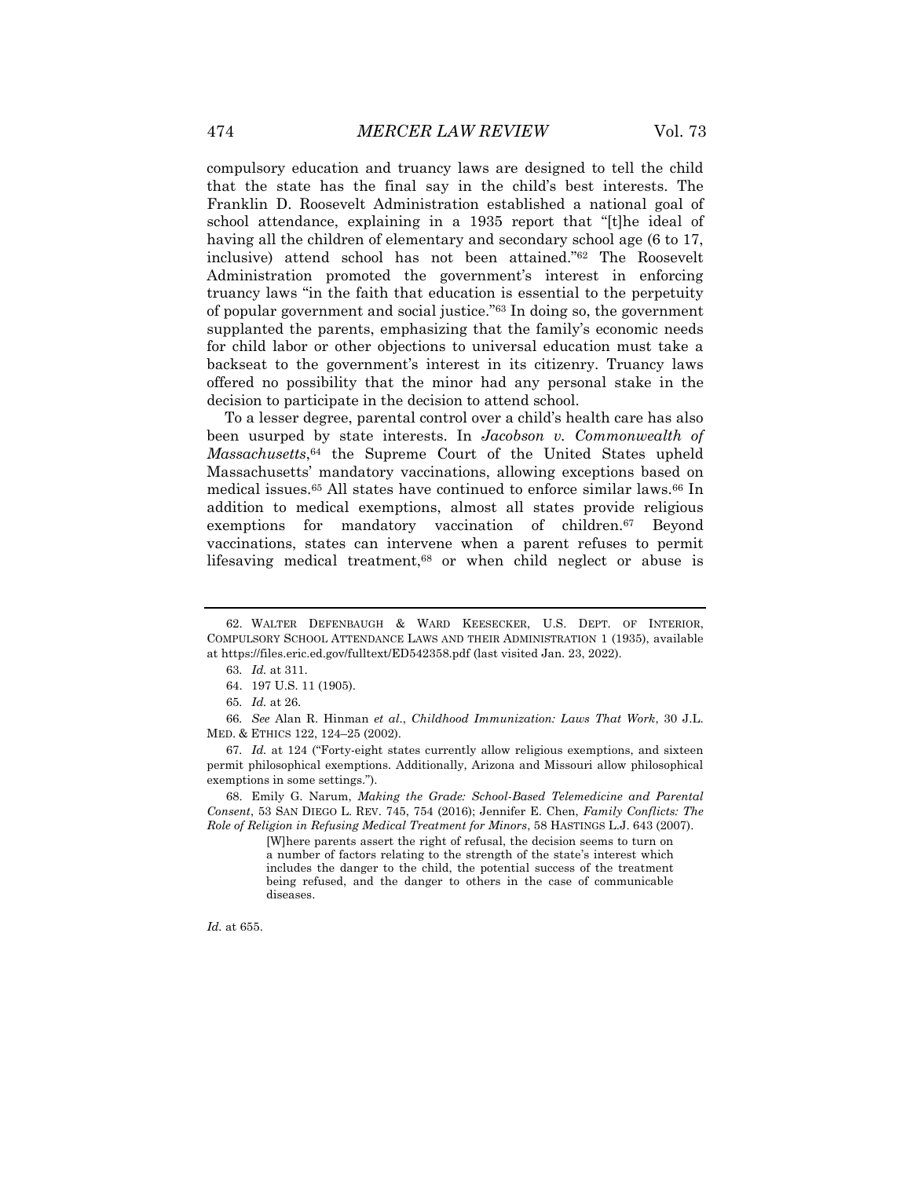compulsory education and truancy laws are designed to tell the child that the state has the final say in the child's best interests. The Franklin D. Roosevelt Administration established a national goal of school attendance, explaining in a 1935 report that "[t]he ideal of having all the children of elementary and secondary school age (6 to 17, inclusive) attend school has not been attained."[62] The Roosevelt Administration promoted the government's interest in enforcing truancy laws "in the faith that education is essential to the perpetuity of popular government and social justice."[63] In doing so, the government supplanted the parents, emphasizing that the family's economic needs for child labor or other objections to universal education must take a backseat to the government's interest in its citizenry. Truancy laws offered no possibility that the minor had any personal stake in the decision to participate in the decision to attend school.

To a lesser degree, parental control over a child's health care has also been usurped by state interests. In *Jacobson v. Commonwealth of Massachusetts*,[64] the Supreme Court of the United States upheld Massachusetts' mandatory vaccinations, allowing exceptions based on medical issues.[65] All states have continued to enforce similar laws.[66] In addition to medical exemptions, almost all states provide religious exemptions for mandatory vaccination of children.[67] Beyond vaccinations, states can intervene when a parent refuses to permit lifesaving medical treatment,[68] or when child neglect or abuse is

---

62. WALTER DEFENBAUGH & WARD KEESECKER, U.S. DEPT. OF INTERIOR, COMPULSORY SCHOOL ATTENDANCE LAWS AND THEIR ADMINISTRATION 1 (1935), available at https://files.eric.ed.gov/fulltext/ED542358.pdf (last visited Jan. 23, 2022).

63. *Id.* at 311.

64. 197 U.S. 11 (1905).

65. *Id.* at 26.

66. *See* Alan R. Hinman *et al*., *Childhood Immunization: Laws That Work*, 30 J.L. MED. & ETHICS 122, 124–25 (2002).

67. *Id.* at 124 ("Forty-eight states currently allow religious exemptions, and sixteen permit philosophical exemptions. Additionally, Arizona and Missouri allow philosophical exemptions in some settings.").

68. Emily G. Narum, *Making the Grade: School-Based Telemedicine and Parental Consent*, 53 SAN DIEGO L. REV. 745, 754 (2016); Jennifer E. Chen, *Family Conflicts: The Role of Religion in Refusing Medical Treatment for Minors*, 58 HASTINGS L.J. 643 (2007).

> [W]here parents assert the right of refusal, the decision seems to turn on a number of factors relating to the strength of the state's interest which includes the danger to the child, the potential success of the treatment being refused, and the danger to others in the case of communicable diseases.

*Id.* at 655.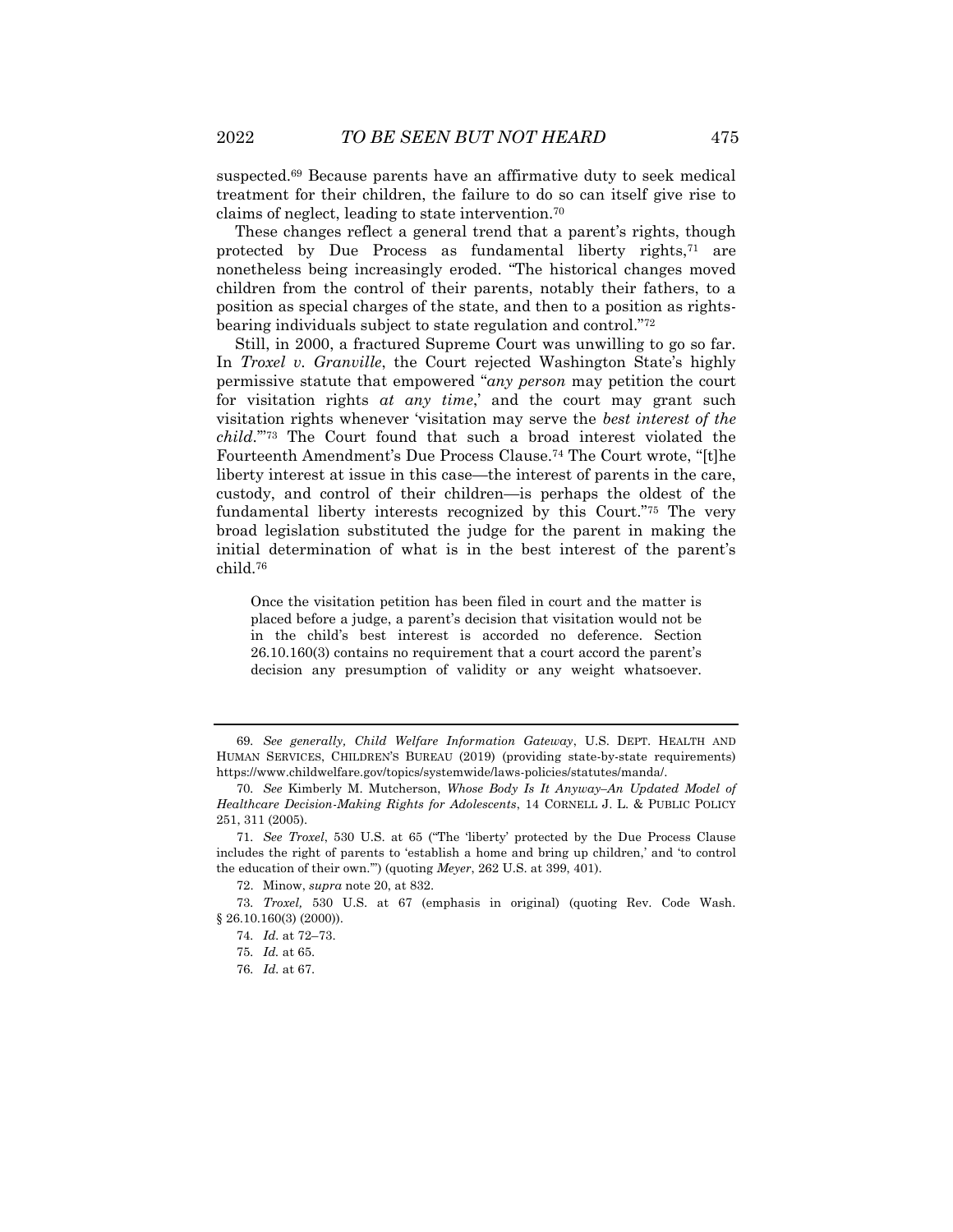suspected.[69] Because parents have an affirmative duty to seek medical treatment for their children, the failure to do so can itself give rise to claims of neglect, leading to state intervention.[70]

These changes reflect a general trend that a parent's rights, though protected by Due Process as fundamental liberty rights,[71] are nonetheless being increasingly eroded. "The historical changes moved children from the control of their parents, notably their fathers, to a position as special charges of the state, and then to a position as rights-bearing individuals subject to state regulation and control."[72]

Still, in 2000, a fractured Supreme Court was unwilling to go so far. In *Troxel v. Granville*, the Court rejected Washington State's highly permissive statute that empowered "*any person* may petition the court for visitation rights *at any time*,' and the court may grant such visitation rights whenever 'visitation may serve the *best interest of the child*.'"[73] The Court found that such a broad interest violated the Fourteenth Amendment's Due Process Clause.[74] The Court wrote, "[t]he liberty interest at issue in this case—the interest of parents in the care, custody, and control of their children—is perhaps the oldest of the fundamental liberty interests recognized by this Court."[75] The very broad legislation substituted the judge for the parent in making the initial determination of what is in the best interest of the parent's child.[76]

> Once the visitation petition has been filed in court and the matter is placed before a judge, a parent's decision that visitation would not be in the child's best interest is accorded no deference. Section 26.10.160(3) contains no requirement that a court accord the parent's decision any presumption of validity or any weight whatsoever.

---

69. *See generally, Child Welfare Information Gateway*, U.S. DEPT. HEALTH AND HUMAN SERVICES, CHILDREN'S BUREAU (2019) (providing state-by-state requirements) https://www.childwelfare.gov/topics/systemwide/laws-policies/statutes/manda/.

70. *See* Kimberly M. Mutcherson, *Whose Body Is It Anyway–An Updated Model of Healthcare Decision-Making Rights for Adolescents*, 14 CORNELL J. L. & PUBLIC POLICY 251, 311 (2005).

71. *See Troxel*, 530 U.S. at 65 ("The 'liberty' protected by the Due Process Clause includes the right of parents to 'establish a home and bring up children,' and 'to control the education of their own.'") (quoting *Meyer*, 262 U.S. at 399, 401).

72. Minow, *supra* note 20, at 832.

73. *Troxel,* 530 U.S. at 67 (emphasis in original) (quoting Rev. Code Wash. § 26.10.160(3) (2000)).

74. *Id.* at 72–73.

75. *Id.* at 65.

76. *Id.* at 67.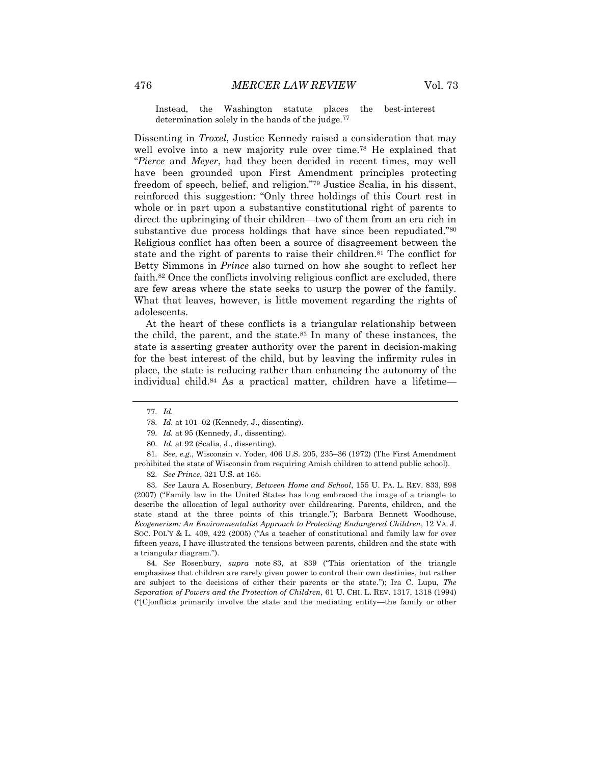Instead, the Washington statute places the best-interest determination solely in the hands of the judge.[77]

Dissenting in *Troxel*, Justice Kennedy raised a consideration that may well evolve into a new majority rule over time.[78] He explained that "*Pierce* and *Meyer*, had they been decided in recent times, may well have been grounded upon First Amendment principles protecting freedom of speech, belief, and religion."[79] Justice Scalia, in his dissent, reinforced this suggestion: "Only three holdings of this Court rest in whole or in part upon a substantive constitutional right of parents to direct the upbringing of their children—two of them from an era rich in substantive due process holdings that have since been repudiated."[80] Religious conflict has often been a source of disagreement between the state and the right of parents to raise their children.[81] The conflict for Betty Simmons in *Prince* also turned on how she sought to reflect her faith.[82] Once the conflicts involving religious conflict are excluded, there are few areas where the state seeks to usurp the power of the family. What that leaves, however, is little movement regarding the rights of adolescents.

At the heart of these conflicts is a triangular relationship between the child, the parent, and the state.[83] In many of these instances, the state is asserting greater authority over the parent in decision-making for the best interest of the child, but by leaving the infirmity rules in place, the state is reducing rather than enhancing the autonomy of the individual child.[84] As a practical matter, children have a lifetime—

---

77. *Id.*

78. *Id.* at 101–02 (Kennedy, J., dissenting).

79. *Id.* at 95 (Kennedy, J., dissenting).

80. *Id.* at 92 (Scalia, J., dissenting).

81. *See*, *e.g.*, Wisconsin v. Yoder, 406 U.S. 205, 235–36 (1972) (The First Amendment prohibited the state of Wisconsin from requiring Amish children to attend public school).

82. *See Prince*, 321 U.S. at 165.

83. *See* Laura A. Rosenbury, *Between Home and School*, 155 U. PA. L. REV. 833, 898 (2007) ("Family law in the United States has long embraced the image of a triangle to describe the allocation of legal authority over childrearing. Parents, children, and the state stand at the three points of this triangle."); Barbara Bennett Woodhouse, *Ecogenerism: An Environmentalist Approach to Protecting Endangered Children*, 12 VA. J. SOC. POL'Y & L. 409, 422 (2005) ("As a teacher of constitutional and family law for over fifteen years, I have illustrated the tensions between parents, children and the state with a triangular diagram.").

84. *See* Rosenbury, *supra* note 83, at 839 ("This orientation of the triangle emphasizes that children are rarely given power to control their own destinies, but rather are subject to the decisions of either their parents or the state."); Ira C. Lupu, *The Separation of Powers and the Protection of Children*, 61 U. CHI. L. REV. 1317, 1318 (1994) ("[C]onflicts primarily involve the state and the mediating entity—the family or other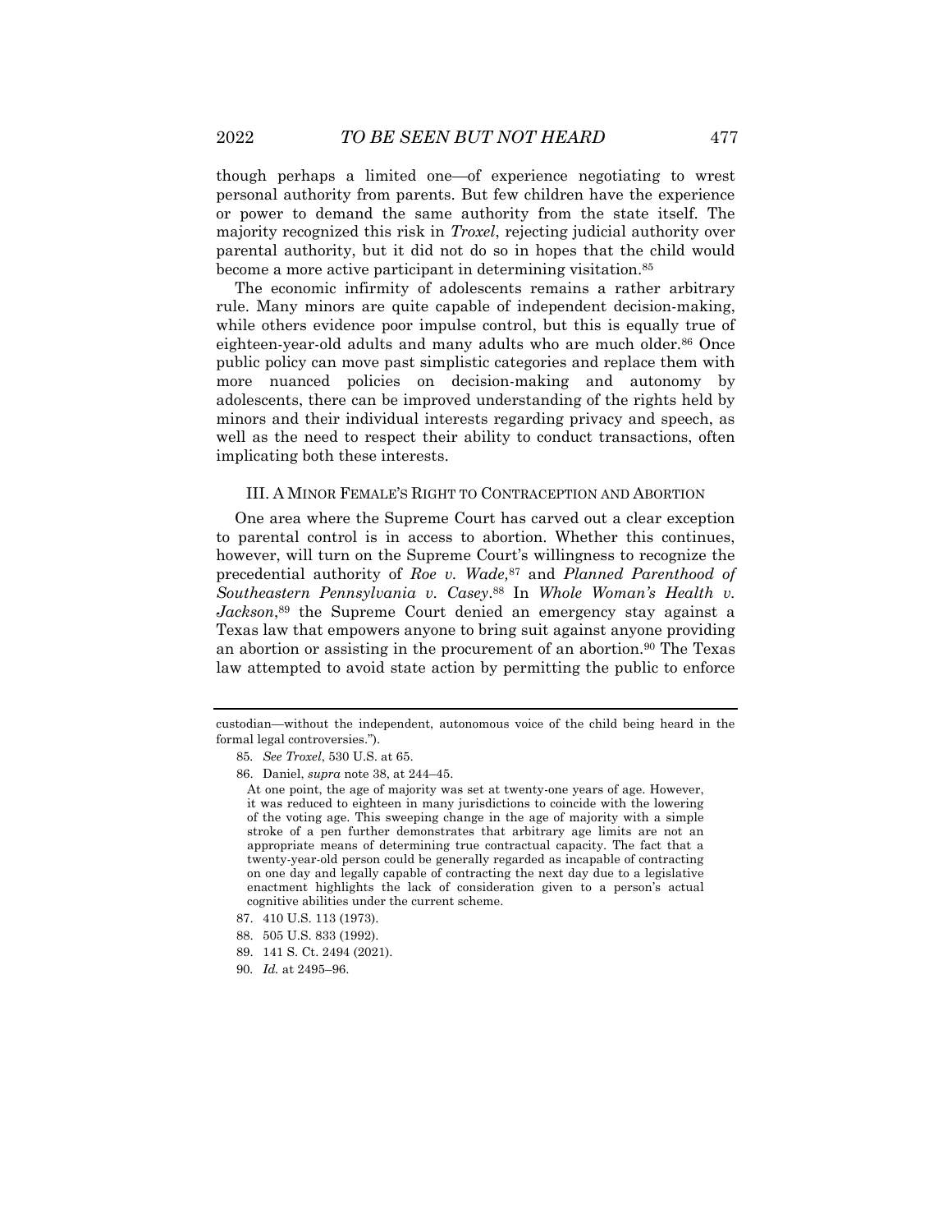though perhaps a limited one—of experience negotiating to wrest personal authority from parents. But few children have the experience or power to demand the same authority from the state itself. The majority recognized this risk in *Troxel*, rejecting judicial authority over parental authority, but it did not do so in hopes that the child would become a more active participant in determining visitation.[85]

The economic infirmity of adolescents remains a rather arbitrary rule. Many minors are quite capable of independent decision-making, while others evidence poor impulse control, but this is equally true of eighteen-year-old adults and many adults who are much older.[86] Once public policy can move past simplistic categories and replace them with more nuanced policies on decision-making and autonomy by adolescents, there can be improved understanding of the rights held by minors and their individual interests regarding privacy and speech, as well as the need to respect their ability to conduct transactions, often implicating both these interests.

## III. A Minor Female's Right to Contraception and Abortion

One area where the Supreme Court has carved out a clear exception to parental control is in access to abortion. Whether this continues, however, will turn on the Supreme Court's willingness to recognize the precedential authority of *Roe v. Wade,*[87] and *Planned Parenthood of Southeastern Pennsylvania v. Casey*.[88] In *Whole Woman's Health v. Jackson*,[89] the Supreme Court denied an emergency stay against a Texas law that empowers anyone to bring suit against anyone providing an abortion or assisting in the procurement of an abortion.[90] The Texas law attempted to avoid state action by permitting the public to enforce

---

custodian—without the independent, autonomous voice of the child being heard in the formal legal controversies.").

85. *See Troxel*, 530 U.S. at 65.

86. Daniel, *supra* note 38, at 244–45.

> At one point, the age of majority was set at twenty-one years of age. However, it was reduced to eighteen in many jurisdictions to coincide with the lowering of the voting age. This sweeping change in the age of majority with a simple stroke of a pen further demonstrates that arbitrary age limits are not an appropriate means of determining true contractual capacity. The fact that a twenty-year-old person could be generally regarded as incapable of contracting on one day and legally capable of contracting the next day due to a legislative enactment highlights the lack of consideration given to a person's actual cognitive abilities under the current scheme.

87. 410 U.S. 113 (1973).

88. 505 U.S. 833 (1992).

89. 141 S. Ct. 2494 (2021).

90. *Id.* at 2495–96.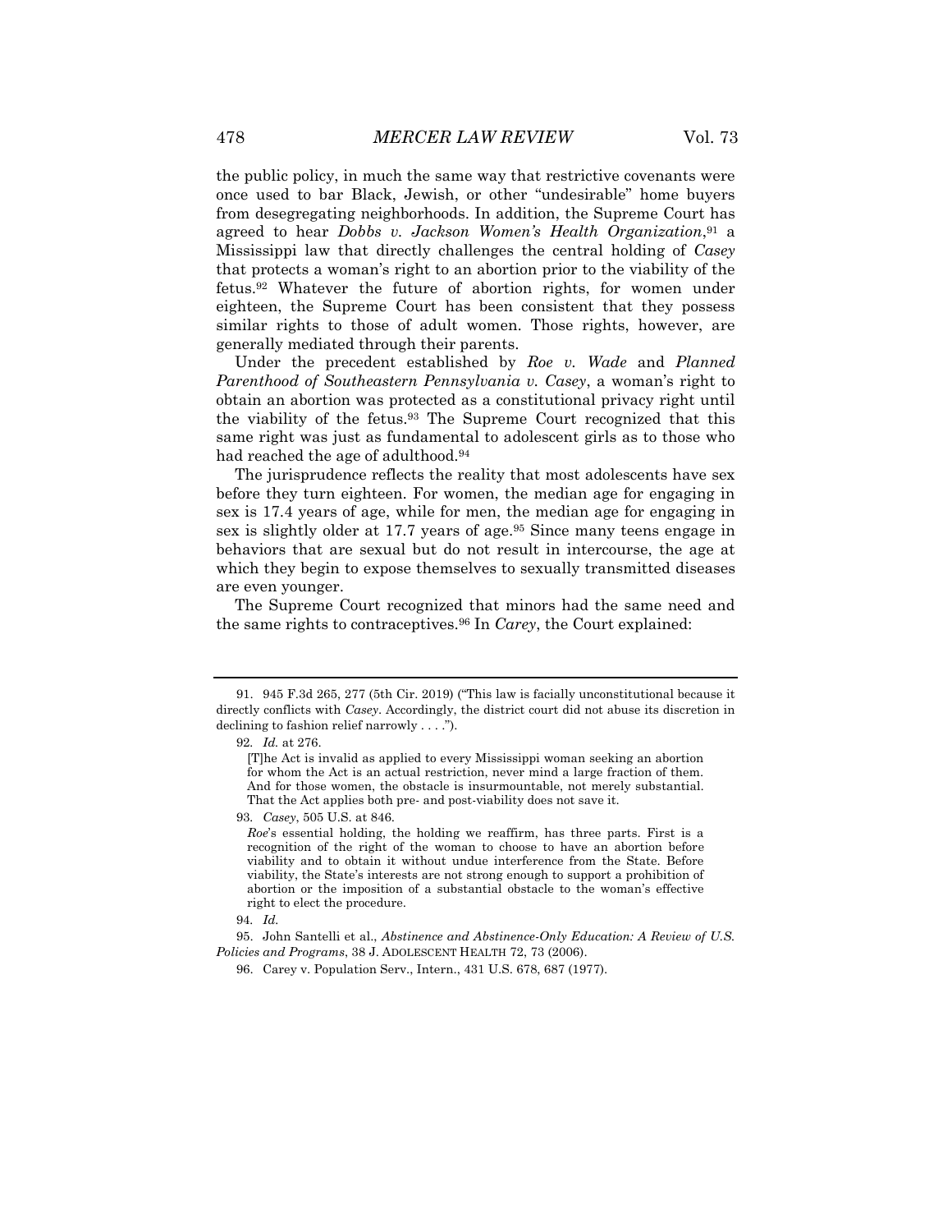the public policy, in much the same way that restrictive covenants were once used to bar Black, Jewish, or other "undesirable" home buyers from desegregating neighborhoods. In addition, the Supreme Court has agreed to hear *Dobbs v. Jackson Women's Health Organization*,[91] a Mississippi law that directly challenges the central holding of *Casey* that protects a woman's right to an abortion prior to the viability of the fetus.[92] Whatever the future of abortion rights, for women under eighteen, the Supreme Court has been consistent that they possess similar rights to those of adult women. Those rights, however, are generally mediated through their parents.

Under the precedent established by *Roe v. Wade* and *Planned Parenthood of Southeastern Pennsylvania v. Casey*, a woman's right to obtain an abortion was protected as a constitutional privacy right until the viability of the fetus.[93] The Supreme Court recognized that this same right was just as fundamental to adolescent girls as to those who had reached the age of adulthood.[94]

The jurisprudence reflects the reality that most adolescents have sex before they turn eighteen. For women, the median age for engaging in sex is 17.4 years of age, while for men, the median age for engaging in sex is slightly older at 17.7 years of age.[95] Since many teens engage in behaviors that are sexual but do not result in intercourse, the age at which they begin to expose themselves to sexually transmitted diseases are even younger.

The Supreme Court recognized that minors had the same need and the same rights to contraceptives.[96] In *Carey*, the Court explained:

---

91. 945 F.3d 265, 277 (5th Cir. 2019) ("This law is facially unconstitutional because it directly conflicts with *Casey*. Accordingly, the district court did not abuse its discretion in declining to fashion relief narrowly . . . .").

92. *Id.* at 276.

> [T]he Act is invalid as applied to every Mississippi woman seeking an abortion for whom the Act is an actual restriction, never mind a large fraction of them. And for those women, the obstacle is insurmountable, not merely substantial. That the Act applies both pre- and post-viability does not save it.

93. *Casey*, 505 U.S. at 846.

> *Roe*'s essential holding, the holding we reaffirm, has three parts. First is a recognition of the right of the woman to choose to have an abortion before viability and to obtain it without undue interference from the State. Before viability, the State's interests are not strong enough to support a prohibition of abortion or the imposition of a substantial obstacle to the woman's effective right to elect the procedure.

94. *Id.*

95. John Santelli et al., *Abstinence and Abstinence-Only Education: A Review of U.S. Policies and Programs*, 38 J. ADOLESCENT HEALTH 72, 73 (2006).

96. Carey v. Population Serv., Intern., 431 U.S. 678, 687 (1977).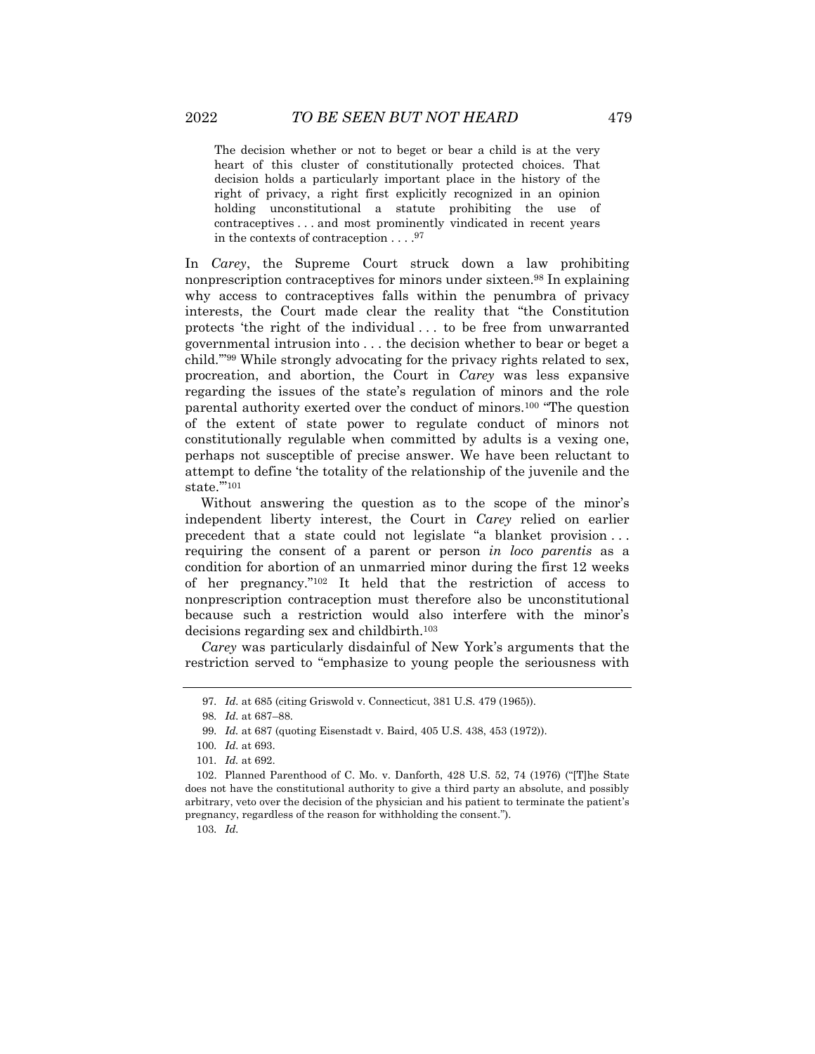> The decision whether or not to beget or bear a child is at the very heart of this cluster of constitutionally protected choices. That decision holds a particularly important place in the history of the right of privacy, a right first explicitly recognized in an opinion holding unconstitutional a statute prohibiting the use of contraceptives . . . and most prominently vindicated in recent years in the contexts of contraception . . . .[97]

In *Carey*, the Supreme Court struck down a law prohibiting nonprescription contraceptives for minors under sixteen.[98] In explaining why access to contraceptives falls within the penumbra of privacy interests, the Court made clear the reality that "the Constitution protects 'the right of the individual . . . to be free from unwarranted governmental intrusion into . . . the decision whether to bear or beget a child.'"[99] While strongly advocating for the privacy rights related to sex, procreation, and abortion, the Court in *Carey* was less expansive regarding the issues of the state's regulation of minors and the role parental authority exerted over the conduct of minors.[100] "The question of the extent of state power to regulate conduct of minors not constitutionally regulable when committed by adults is a vexing one, perhaps not susceptible of precise answer. We have been reluctant to attempt to define 'the totality of the relationship of the juvenile and the state.'"[101]

Without answering the question as to the scope of the minor's independent liberty interest, the Court in *Carey* relied on earlier precedent that a state could not legislate "a blanket provision . . . requiring the consent of a parent or person *in loco parentis* as a condition for abortion of an unmarried minor during the first 12 weeks of her pregnancy."[102] It held that the restriction of access to nonprescription contraception must therefore also be unconstitutional because such a restriction would also interfere with the minor's decisions regarding sex and childbirth.[103]

*Carey* was particularly disdainful of New York's arguments that the restriction served to "emphasize to young people the seriousness with

---

97. *Id.* at 685 (citing Griswold v. Connecticut, 381 U.S. 479 (1965)).

98. *Id.* at 687–88.

99. *Id.* at 687 (quoting Eisenstadt v. Baird, 405 U.S. 438, 453 (1972)).

100. *Id.* at 693.

101. *Id.* at 692.

102. Planned Parenthood of C. Mo. v. Danforth, 428 U.S. 52, 74 (1976) ("[T]he State does not have the constitutional authority to give a third party an absolute, and possibly arbitrary, veto over the decision of the physician and his patient to terminate the patient's pregnancy, regardless of the reason for withholding the consent.").

103. *Id.*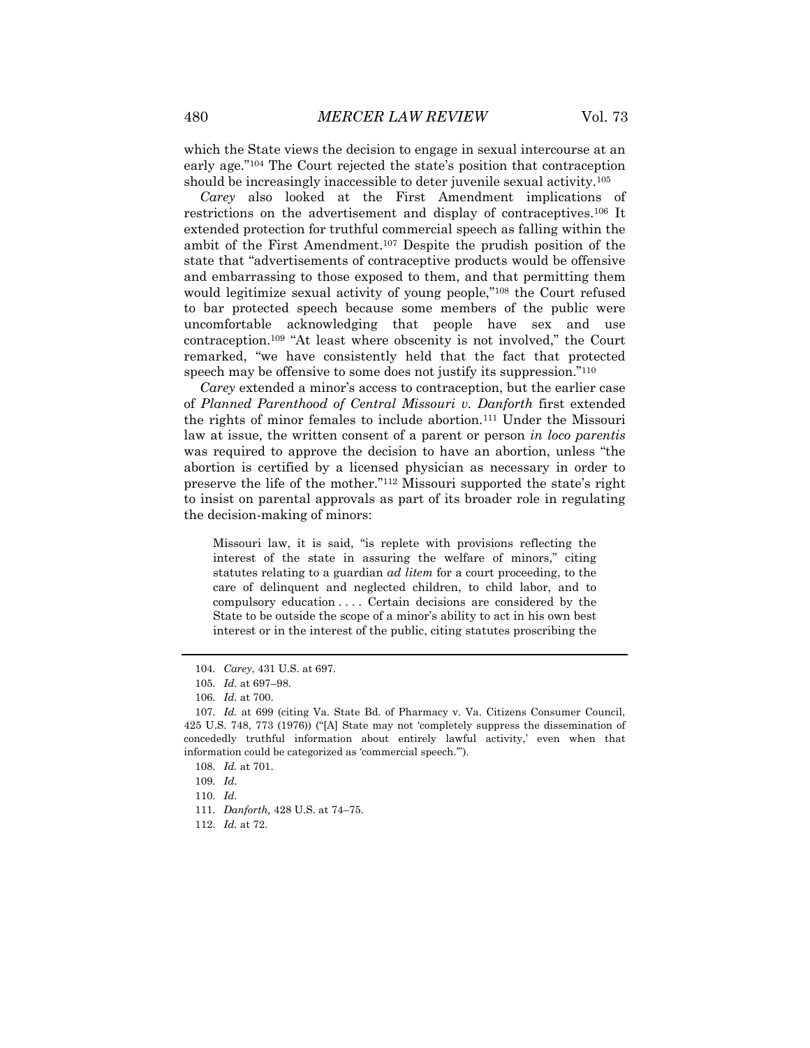which the State views the decision to engage in sexual intercourse at an early age."[104] The Court rejected the state's position that contraception should be increasingly inaccessible to deter juvenile sexual activity.[105]

*Carey* also looked at the First Amendment implications of restrictions on the advertisement and display of contraceptives.[106] It extended protection for truthful commercial speech as falling within the ambit of the First Amendment.[107] Despite the prudish position of the state that "advertisements of contraceptive products would be offensive and embarrassing to those exposed to them, and that permitting them would legitimize sexual activity of young people,"[108] the Court refused to bar protected speech because some members of the public were uncomfortable acknowledging that people have sex and use contraception.[109] "At least where obscenity is not involved," the Court remarked, "we have consistently held that the fact that protected speech may be offensive to some does not justify its suppression."[110]

*Carey* extended a minor's access to contraception, but the earlier case of *Planned Parenthood of Central Missouri v. Danforth* first extended the rights of minor females to include abortion.[111] Under the Missouri law at issue, the written consent of a parent or person *in loco parentis* was required to approve the decision to have an abortion, unless "the abortion is certified by a licensed physician as necessary in order to preserve the life of the mother."[112] Missouri supported the state's right to insist on parental approvals as part of its broader role in regulating the decision-making of minors:

> Missouri law, it is said, "is replete with provisions reflecting the interest of the state in assuring the welfare of minors," citing statutes relating to a guardian *ad litem* for a court proceeding, to the care of delinquent and neglected children, to child labor, and to compulsory education . . . . Certain decisions are considered by the State to be outside the scope of a minor's ability to act in his own best interest or in the interest of the public, citing statutes proscribing the

---

104. *Carey*, 431 U.S. at 697.

105. *Id.* at 697–98.

106. *Id.* at 700.

107. *Id.* at 699 (citing Va. State Bd. of Pharmacy v. Va. Citizens Consumer Council, 425 U.S. 748, 773 (1976)) ("[A] State may not 'completely suppress the dissemination of concededly truthful information about entirely lawful activity,' even when that information could be categorized as 'commercial speech.'").

108. *Id.* at 701.

109. *Id.*

110. *Id.*

111. *Danforth,* 428 U.S. at 74–75.

112. *Id.* at 72.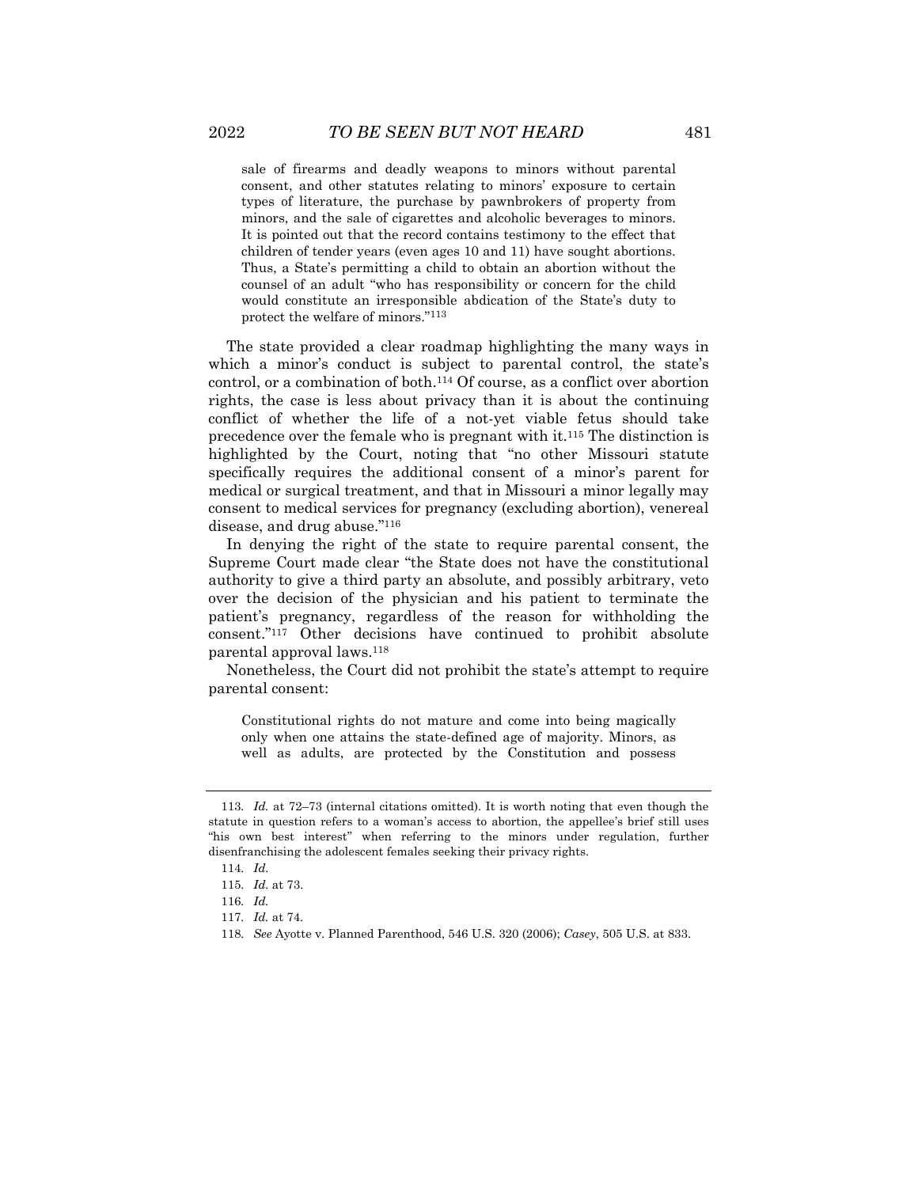> sale of firearms and deadly weapons to minors without parental consent, and other statutes relating to minors' exposure to certain types of literature, the purchase by pawnbrokers of property from minors, and the sale of cigarettes and alcoholic beverages to minors. It is pointed out that the record contains testimony to the effect that children of tender years (even ages 10 and 11) have sought abortions. Thus, a State's permitting a child to obtain an abortion without the counsel of an adult "who has responsibility or concern for the child would constitute an irresponsible abdication of the State's duty to protect the welfare of minors."[113]

The state provided a clear roadmap highlighting the many ways in which a minor's conduct is subject to parental control, the state's control, or a combination of both.[114] Of course, as a conflict over abortion rights, the case is less about privacy than it is about the continuing conflict of whether the life of a not-yet viable fetus should take precedence over the female who is pregnant with it.[115] The distinction is highlighted by the Court, noting that "no other Missouri statute specifically requires the additional consent of a minor's parent for medical or surgical treatment, and that in Missouri a minor legally may consent to medical services for pregnancy (excluding abortion), venereal disease, and drug abuse."[116]

In denying the right of the state to require parental consent, the Supreme Court made clear "the State does not have the constitutional authority to give a third party an absolute, and possibly arbitrary, veto over the decision of the physician and his patient to terminate the patient's pregnancy, regardless of the reason for withholding the consent."[117] Other decisions have continued to prohibit absolute parental approval laws.[118]

Nonetheless, the Court did not prohibit the state's attempt to require parental consent:

> Constitutional rights do not mature and come into being magically only when one attains the state-defined age of majority. Minors, as well as adults, are protected by the Constitution and possess

---

113. *Id.* at 72–73 (internal citations omitted). It is worth noting that even though the statute in question refers to a woman's access to abortion, the appellee's brief still uses "his own best interest" when referring to the minors under regulation, further disenfranchising the adolescent females seeking their privacy rights.

114. *Id.*

115. *Id.* at 73.

116. *Id.*

117. *Id.* at 74.

118. *See* Ayotte v. Planned Parenthood, 546 U.S. 320 (2006); *Casey*, 505 U.S. at 833.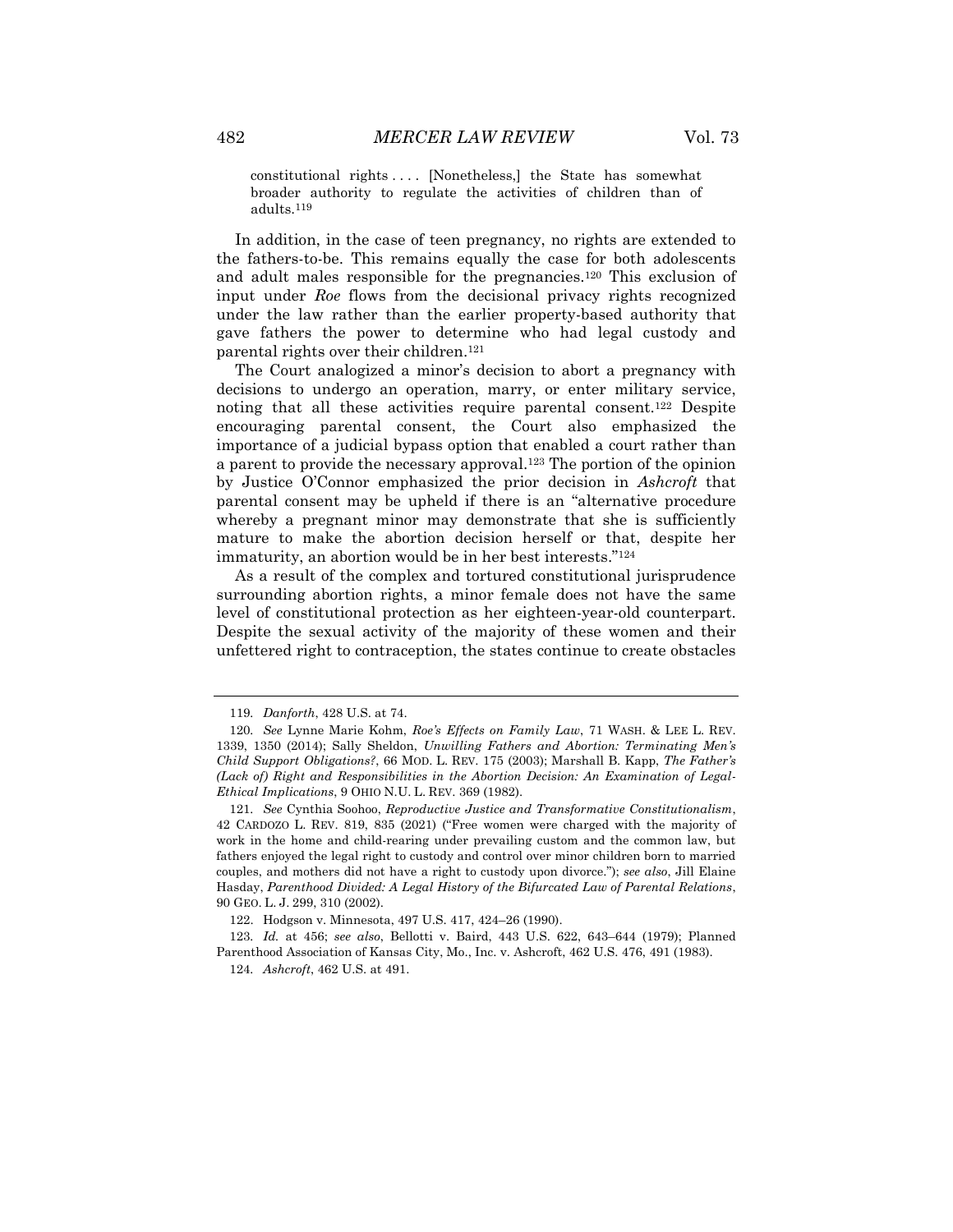> constitutional rights . . . . [Nonetheless,] the State has somewhat broader authority to regulate the activities of children than of adults.[119]

In addition, in the case of teen pregnancy, no rights are extended to the fathers-to-be. This remains equally the case for both adolescents and adult males responsible for the pregnancies.[120] This exclusion of input under *Roe* flows from the decisional privacy rights recognized under the law rather than the earlier property-based authority that gave fathers the power to determine who had legal custody and parental rights over their children.[121]

The Court analogized a minor's decision to abort a pregnancy with decisions to undergo an operation, marry, or enter military service, noting that all these activities require parental consent.[122] Despite encouraging parental consent, the Court also emphasized the importance of a judicial bypass option that enabled a court rather than a parent to provide the necessary approval.[123] The portion of the opinion by Justice O'Connor emphasized the prior decision in *Ashcroft* that parental consent may be upheld if there is an "alternative procedure whereby a pregnant minor may demonstrate that she is sufficiently mature to make the abortion decision herself or that, despite her immaturity, an abortion would be in her best interests."[124]

As a result of the complex and tortured constitutional jurisprudence surrounding abortion rights, a minor female does not have the same level of constitutional protection as her eighteen-year-old counterpart. Despite the sexual activity of the majority of these women and their unfettered right to contraception, the states continue to create obstacles

---

119. *Danforth*, 428 U.S. at 74.

120. *See* Lynne Marie Kohm, *Roe's Effects on Family Law*, 71 WASH. & LEE L. REV. 1339, 1350 (2014); Sally Sheldon, *Unwilling Fathers and Abortion: Terminating Men's Child Support Obligations?*, 66 MOD. L. REV. 175 (2003); Marshall B. Kapp, *The Father's (Lack of) Right and Responsibilities in the Abortion Decision: An Examination of Legal-Ethical Implications*, 9 OHIO N.U. L. REV. 369 (1982).

121. *See* Cynthia Soohoo, *Reproductive Justice and Transformative Constitutionalism*, 42 CARDOZO L. REV. 819, 835 (2021) ("Free women were charged with the majority of work in the home and child-rearing under prevailing custom and the common law, but fathers enjoyed the legal right to custody and control over minor children born to married couples, and mothers did not have a right to custody upon divorce."); *see also*, Jill Elaine Hasday, *Parenthood Divided: A Legal History of the Bifurcated Law of Parental Relations*, 90 GEO. L. J. 299, 310 (2002).

122. Hodgson v. Minnesota, 497 U.S. 417, 424–26 (1990).

123. *Id.* at 456; *see also*, Bellotti v. Baird, 443 U.S. 622, 643–644 (1979); Planned Parenthood Association of Kansas City, Mo., Inc. v. Ashcroft, 462 U.S. 476, 491 (1983).

124. *Ashcroft*, 462 U.S. at 491.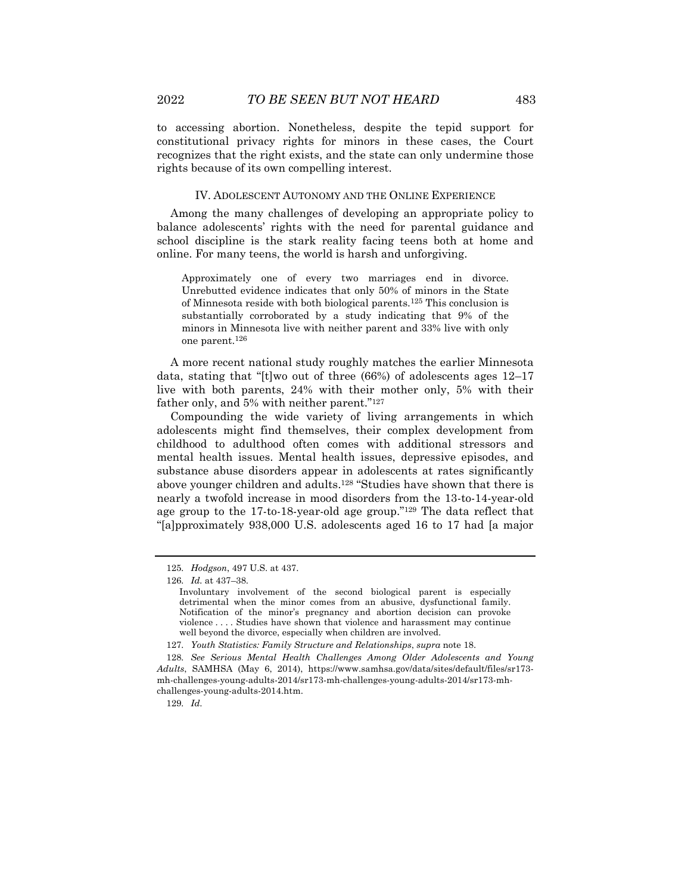to accessing abortion. Nonetheless, despite the tepid support for constitutional privacy rights for minors in these cases, the Court recognizes that the right exists, and the state can only undermine those rights because of its own compelling interest.

## IV. ADOLESCENT AUTONOMY AND THE ONLINE EXPERIENCE

Among the many challenges of developing an appropriate policy to balance adolescents' rights with the need for parental guidance and school discipline is the stark reality facing teens both at home and online. For many teens, the world is harsh and unforgiving.

> Approximately one of every two marriages end in divorce. Unrebutted evidence indicates that only 50% of minors in the State of Minnesota reside with both biological parents.[125] This conclusion is substantially corroborated by a study indicating that 9% of the minors in Minnesota live with neither parent and 33% live with only one parent.[126]

A more recent national study roughly matches the earlier Minnesota data, stating that "[t]wo out of three (66%) of adolescents ages 12–17 live with both parents, 24% with their mother only, 5% with their father only, and 5% with neither parent."[127]

Compounding the wide variety of living arrangements in which adolescents might find themselves, their complex development from childhood to adulthood often comes with additional stressors and mental health issues. Mental health issues, depressive episodes, and substance abuse disorders appear in adolescents at rates significantly above younger children and adults.[128] "Studies have shown that there is nearly a twofold increase in mood disorders from the 13-to-14-year-old age group to the 17-to-18-year-old age group."[129] The data reflect that "[a]pproximately 938,000 U.S. adolescents aged 16 to 17 had [a major

---

125. *Hodgson*, 497 U.S. at 437.

126. *Id.* at 437–38.

> Involuntary involvement of the second biological parent is especially detrimental when the minor comes from an abusive, dysfunctional family. Notification of the minor's pregnancy and abortion decision can provoke violence . . . . Studies have shown that violence and harassment may continue well beyond the divorce, especially when children are involved.

127. *Youth Statistics: Family Structure and Relationships*, *supra* note 18.

128. *See Serious Mental Health Challenges Among Older Adolescents and Young Adults*, SAMHSA (May 6, 2014), https://www.samhsa.gov/data/sites/default/files/sr173-mh-challenges-young-adults-2014/sr173-mh-challenges-young-adults-2014/sr173-mh-challenges-young-adults-2014.htm.

129. *Id.*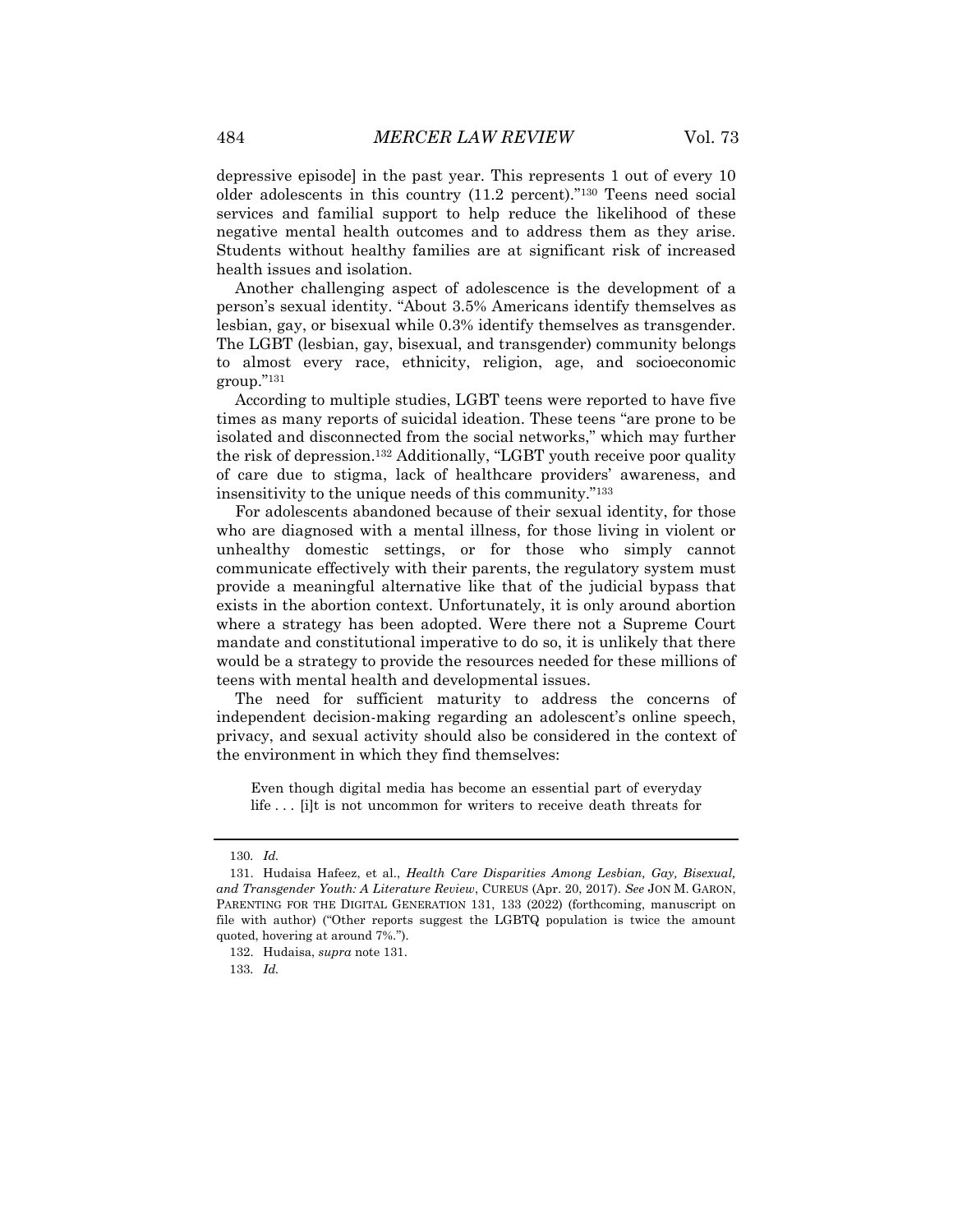depressive episode] in the past year. This represents 1 out of every 10 older adolescents in this country (11.2 percent)."[130] Teens need social services and familial support to help reduce the likelihood of these negative mental health outcomes and to address them as they arise. Students without healthy families are at significant risk of increased health issues and isolation.

Another challenging aspect of adolescence is the development of a person's sexual identity. "About 3.5% Americans identify themselves as lesbian, gay, or bisexual while 0.3% identify themselves as transgender. The LGBT (lesbian, gay, bisexual, and transgender) community belongs to almost every race, ethnicity, religion, age, and socioeconomic group."[131]

According to multiple studies, LGBT teens were reported to have five times as many reports of suicidal ideation. These teens "are prone to be isolated and disconnected from the social networks," which may further the risk of depression.[132] Additionally, "LGBT youth receive poor quality of care due to stigma, lack of healthcare providers' awareness, and insensitivity to the unique needs of this community."[133]

For adolescents abandoned because of their sexual identity, for those who are diagnosed with a mental illness, for those living in violent or unhealthy domestic settings, or for those who simply cannot communicate effectively with their parents, the regulatory system must provide a meaningful alternative like that of the judicial bypass that exists in the abortion context. Unfortunately, it is only around abortion where a strategy has been adopted. Were there not a Supreme Court mandate and constitutional imperative to do so, it is unlikely that there would be a strategy to provide the resources needed for these millions of teens with mental health and developmental issues.

The need for sufficient maturity to address the concerns of independent decision-making regarding an adolescent's online speech, privacy, and sexual activity should also be considered in the context of the environment in which they find themselves:

> Even though digital media has become an essential part of everyday life . . . [i]t is not uncommon for writers to receive death threats for

---

130. *Id.*

131. Hudaisa Hafeez, et al., *Health Care Disparities Among Lesbian, Gay, Bisexual, and Transgender Youth: A Literature Review*, CUREUS (Apr. 20, 2017). *See* JON M. GARON, PARENTING FOR THE DIGITAL GENERATION 131, 133 (2022) (forthcoming, manuscript on file with author) ("Other reports suggest the LGBTQ population is twice the amount quoted, hovering at around 7%.").

132. Hudaisa, *supra* note 131.

133. *Id.*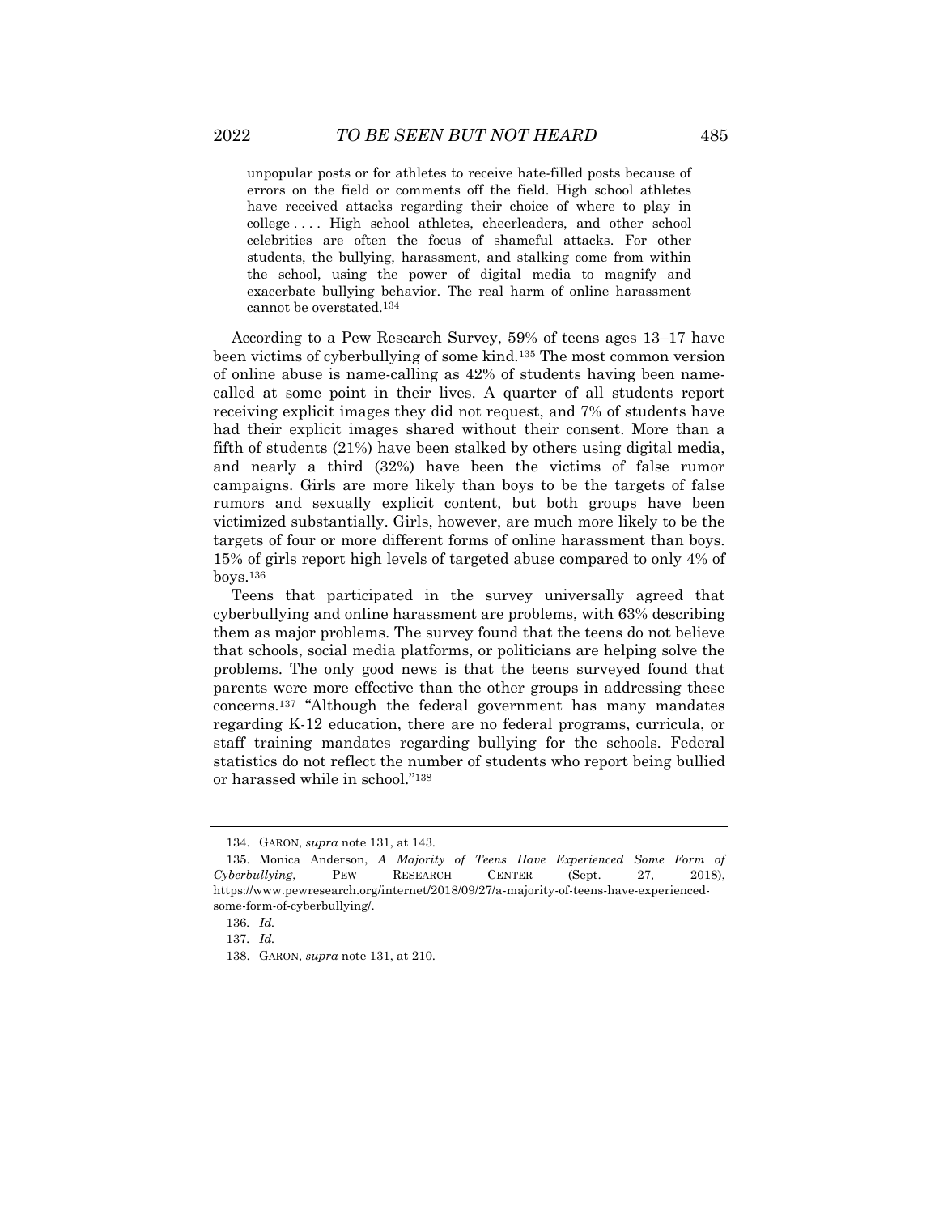> unpopular posts or for athletes to receive hate-filled posts because of errors on the field or comments off the field. High school athletes have received attacks regarding their choice of where to play in college . . . . High school athletes, cheerleaders, and other school celebrities are often the focus of shameful attacks. For other students, the bullying, harassment, and stalking come from within the school, using the power of digital media to magnify and exacerbate bullying behavior. The real harm of online harassment cannot be overstated.[134]

According to a Pew Research Survey, 59% of teens ages 13–17 have been victims of cyberbullying of some kind.[135] The most common version of online abuse is name-calling as 42% of students having been name-called at some point in their lives. A quarter of all students report receiving explicit images they did not request, and 7% of students have had their explicit images shared without their consent. More than a fifth of students (21%) have been stalked by others using digital media, and nearly a third (32%) have been the victims of false rumor campaigns. Girls are more likely than boys to be the targets of false rumors and sexually explicit content, but both groups have been victimized substantially. Girls, however, are much more likely to be the targets of four or more different forms of online harassment than boys. 15% of girls report high levels of targeted abuse compared to only 4% of boys.[136]

Teens that participated in the survey universally agreed that cyberbullying and online harassment are problems, with 63% describing them as major problems. The survey found that the teens do not believe that schools, social media platforms, or politicians are helping solve the problems. The only good news is that the teens surveyed found that parents were more effective than the other groups in addressing these concerns.[137] "Although the federal government has many mandates regarding K-12 education, there are no federal programs, curricula, or staff training mandates regarding bullying for the schools. Federal statistics do not reflect the number of students who report being bullied or harassed while in school."[138]

---

134. GARON, *supra* note 131, at 143.

135. Monica Anderson, *A Majority of Teens Have Experienced Some Form of Cyberbullying*, PEW RESEARCH CENTER (Sept. 27, 2018), https://www.pewresearch.org/internet/2018/09/27/a-majority-of-teens-have-experienced-some-form-of-cyberbullying/.

136. *Id.*

137. *Id.*

138. GARON, *supra* note 131, at 210.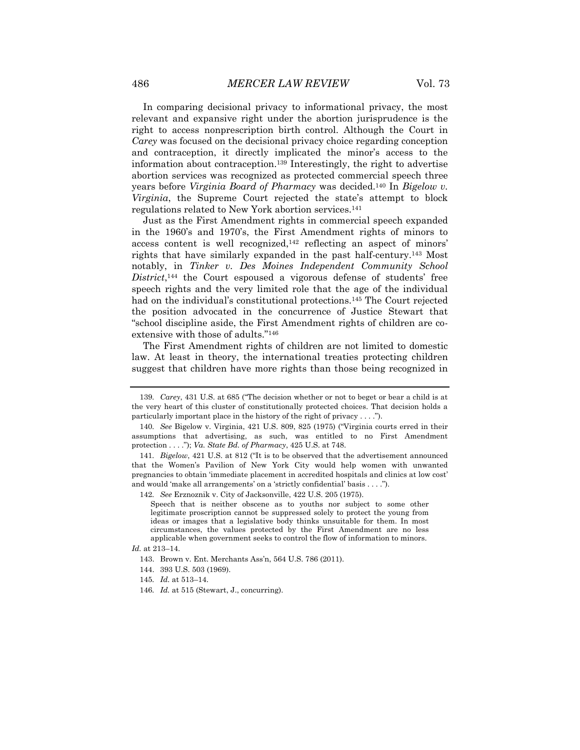In comparing decisional privacy to informational privacy, the most relevant and expansive right under the abortion jurisprudence is the right to access nonprescription birth control. Although the Court in *Carey* was focused on the decisional privacy choice regarding conception and contraception, it directly implicated the minor's access to the information about contraception.[139] Interestingly, the right to advertise abortion services was recognized as protected commercial speech three years before *Virginia Board of Pharmacy* was decided.[140] In *Bigelow v. Virginia*, the Supreme Court rejected the state's attempt to block regulations related to New York abortion services.[141]

Just as the First Amendment rights in commercial speech expanded in the 1960's and 1970's, the First Amendment rights of minors to access content is well recognized,[142] reflecting an aspect of minors' rights that have similarly expanded in the past half-century.[143] Most notably, in *Tinker v. Des Moines Independent Community School District*,[144] the Court espoused a vigorous defense of students' free speech rights and the very limited role that the age of the individual had on the individual's constitutional protections.[145] The Court rejected the position advocated in the concurrence of Justice Stewart that "school discipline aside, the First Amendment rights of children are co-extensive with those of adults."[146]

The First Amendment rights of children are not limited to domestic law. At least in theory, the international treaties protecting children suggest that children have more rights than those being recognized in

---

139. *Carey*, 431 U.S. at 685 ("The decision whether or not to beget or bear a child is at the very heart of this cluster of constitutionally protected choices. That decision holds a particularly important place in the history of the right of privacy . . . .").

140. *See* Bigelow v. Virginia, 421 U.S. 809, 825 (1975) ("Virginia courts erred in their assumptions that advertising, as such, was entitled to no First Amendment protection . . . ."); *Va. State Bd. of Pharmacy*, 425 U.S. at 748.

141. *Bigelow*, 421 U.S. at 812 ("It is to be observed that the advertisement announced that the Women's Pavilion of New York City would help women with unwanted pregnancies to obtain 'immediate placement in accredited hospitals and clinics at low cost' and would 'make all arrangements' on a 'strictly confidential' basis . . . .").

142. *See* Erznoznik v. City of Jacksonville, 422 U.S. 205 (1975).

> Speech that is neither obscene as to youths nor subject to some other legitimate proscription cannot be suppressed solely to protect the young from ideas or images that a legislative body thinks unsuitable for them. In most circumstances, the values protected by the First Amendment are no less applicable when government seeks to control the flow of information to minors.

*Id.* at 213–14.

143. Brown v. Ent. Merchants Ass'n, 564 U.S. 786 (2011).

144. 393 U.S. 503 (1969).

145. *Id.* at 513–14.

146. *Id.* at 515 (Stewart, J., concurring).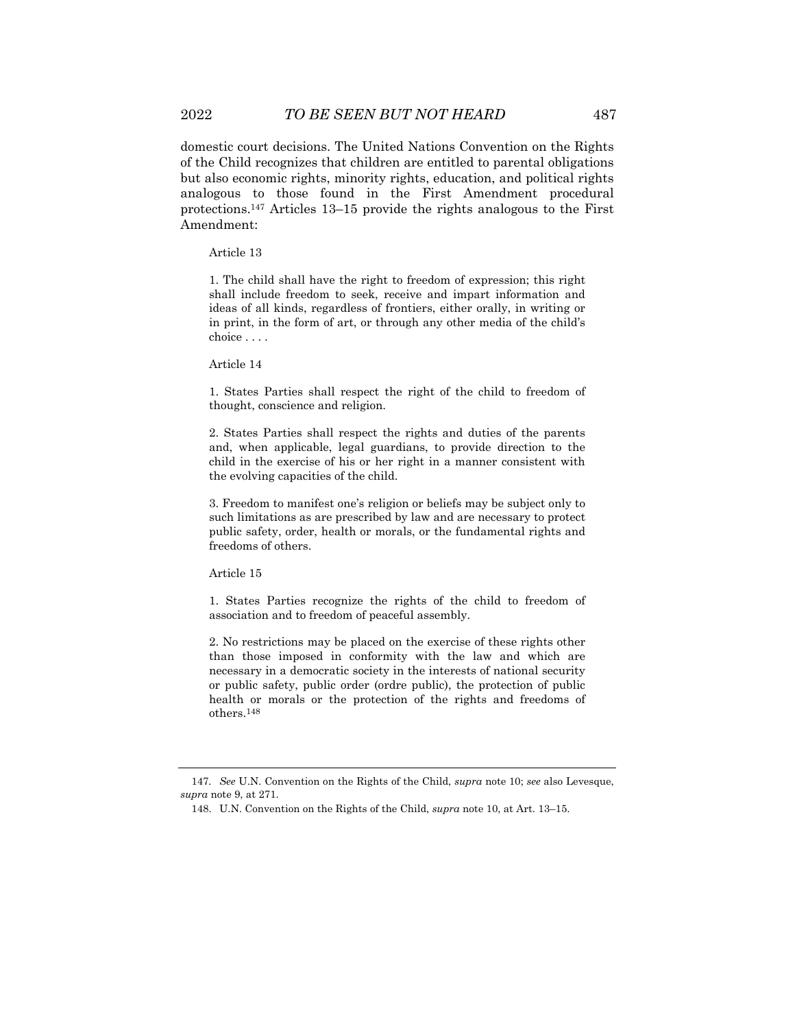domestic court decisions. The United Nations Convention on the Rights of the Child recognizes that children are entitled to parental obligations but also economic rights, minority rights, education, and political rights analogous to those found in the First Amendment procedural protections.[147] Articles 13–15 provide the rights analogous to the First Amendment:

> Article 13
>
> 1. The child shall have the right to freedom of expression; this right shall include freedom to seek, receive and impart information and ideas of all kinds, regardless of frontiers, either orally, in writing or in print, in the form of art, or through any other media of the child's choice . . . .
>
> Article 14
>
> 1. States Parties shall respect the right of the child to freedom of thought, conscience and religion.
>
> 2. States Parties shall respect the rights and duties of the parents and, when applicable, legal guardians, to provide direction to the child in the exercise of his or her right in a manner consistent with the evolving capacities of the child.
>
> 3. Freedom to manifest one's religion or beliefs may be subject only to such limitations as are prescribed by law and are necessary to protect public safety, order, health or morals, or the fundamental rights and freedoms of others.
>
> Article 15
>
> 1. States Parties recognize the rights of the child to freedom of association and to freedom of peaceful assembly.
>
> 2. No restrictions may be placed on the exercise of these rights other than those imposed in conformity with the law and which are necessary in a democratic society in the interests of national security or public safety, public order (ordre public), the protection of public health or morals or the protection of the rights and freedoms of others.[148]

---

147. *See* U.N. Convention on the Rights of the Child, *supra* note 10; *see* also Levesque, *supra* note 9, at 271.

148. U.N. Convention on the Rights of the Child, *supra* note 10, at Art. 13–15.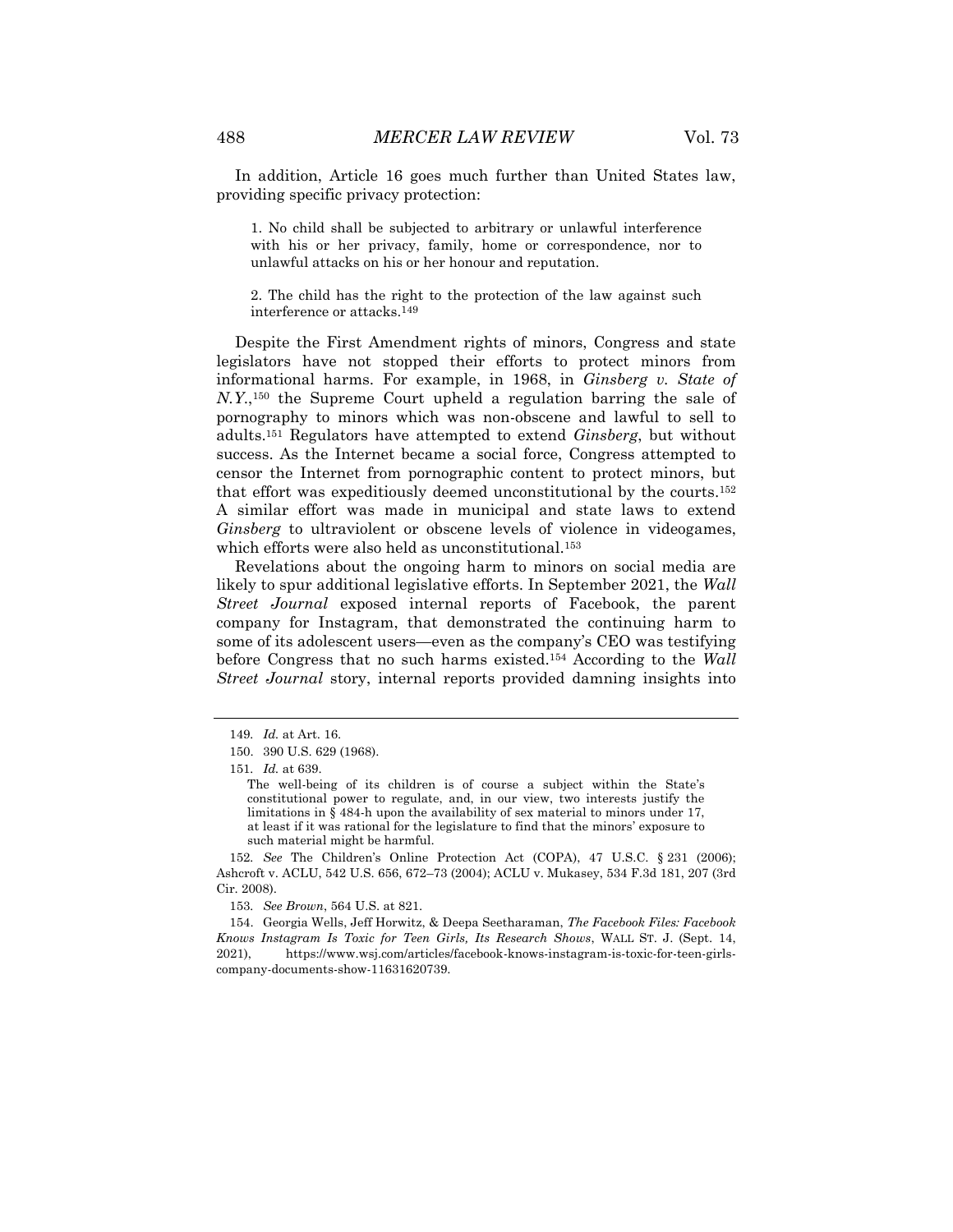In addition, Article 16 goes much further than United States law, providing specific privacy protection:

> 1. No child shall be subjected to arbitrary or unlawful interference with his or her privacy, family, home or correspondence, nor to unlawful attacks on his or her honour and reputation.
>
> 2. The child has the right to the protection of the law against such interference or attacks.[149]

Despite the First Amendment rights of minors, Congress and state legislators have not stopped their efforts to protect minors from informational harms. For example, in 1968, in *Ginsberg v. State of N.Y.*,[150] the Supreme Court upheld a regulation barring the sale of pornography to minors which was non-obscene and lawful to sell to adults.[151] Regulators have attempted to extend *Ginsberg*, but without success. As the Internet became a social force, Congress attempted to censor the Internet from pornographic content to protect minors, but that effort was expeditiously deemed unconstitutional by the courts.[152] A similar effort was made in municipal and state laws to extend *Ginsberg* to ultraviolent or obscene levels of violence in videogames, which efforts were also held as unconstitutional.[153]

Revelations about the ongoing harm to minors on social media are likely to spur additional legislative efforts. In September 2021, the *Wall Street Journal* exposed internal reports of Facebook, the parent company for Instagram, that demonstrated the continuing harm to some of its adolescent users—even as the company's CEO was testifying before Congress that no such harms existed.[154] According to the *Wall Street Journal* story, internal reports provided damning insights into

---

149. *Id.* at Art. 16.

150. 390 U.S. 629 (1968).

151. *Id.* at 639.

> The well-being of its children is of course a subject within the State's constitutional power to regulate, and, in our view, two interests justify the limitations in § 484-h upon the availability of sex material to minors under 17, at least if it was rational for the legislature to find that the minors' exposure to such material might be harmful.

152. *See* The Children's Online Protection Act (COPA), 47 U.S.C. § 231 (2006); Ashcroft v. ACLU, 542 U.S. 656, 672–73 (2004); ACLU v. Mukasey, 534 F.3d 181, 207 (3rd Cir. 2008).

153. *See Brown*, 564 U.S. at 821.

154. Georgia Wells, Jeff Horwitz, & Deepa Seetharaman, *The Facebook Files: Facebook Knows Instagram Is Toxic for Teen Girls, Its Research Shows*, WALL ST. J. (Sept. 14, 2021), https://www.wsj.com/articles/facebook-knows-instagram-is-toxic-for-teen-girls-company-documents-show-11631620739.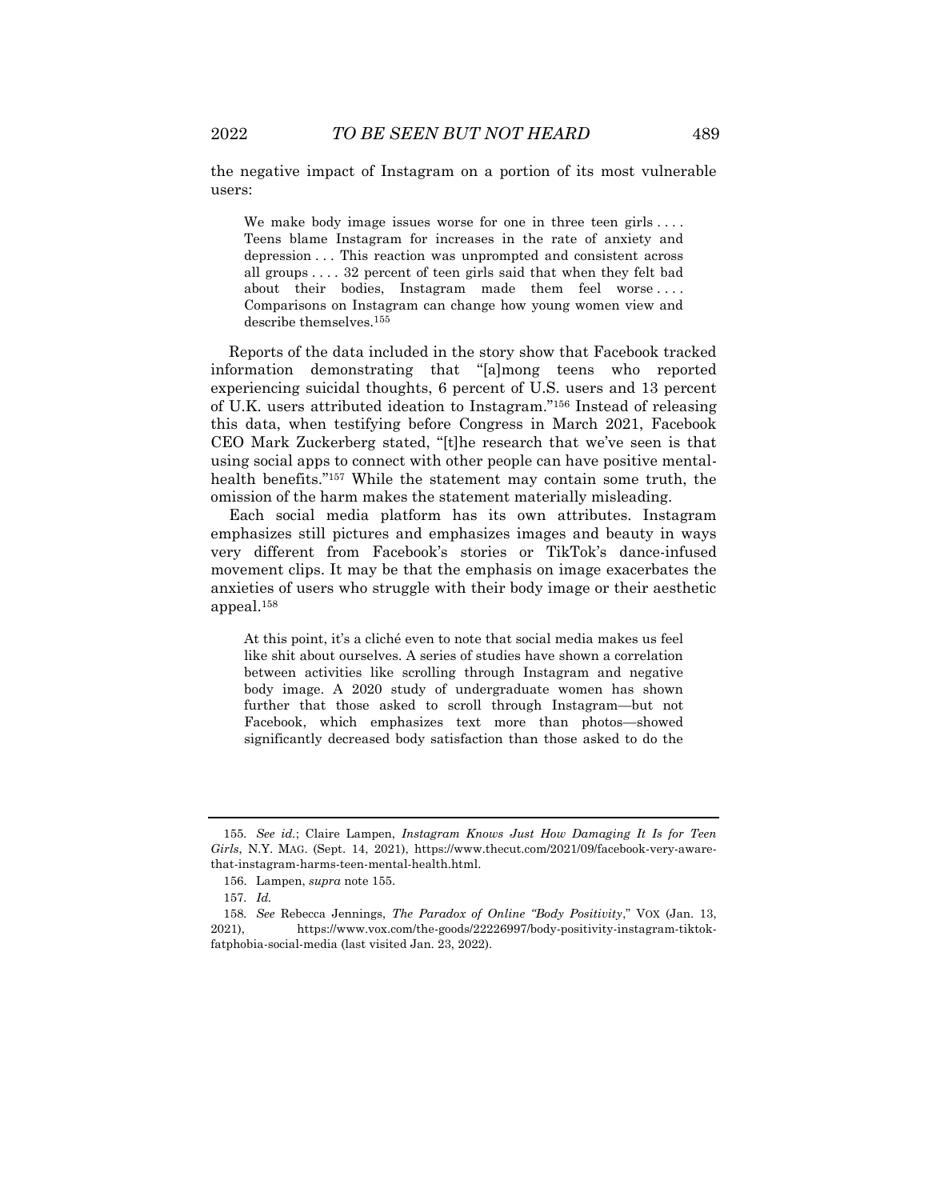the negative impact of Instagram on a portion of its most vulnerable users:

> We make body image issues worse for one in three teen girls . . . . Teens blame Instagram for increases in the rate of anxiety and depression . . . This reaction was unprompted and consistent across all groups . . . . 32 percent of teen girls said that when they felt bad about their bodies, Instagram made them feel worse . . . . Comparisons on Instagram can change how young women view and describe themselves.[155]

Reports of the data included in the story show that Facebook tracked information demonstrating that "[a]mong teens who reported experiencing suicidal thoughts, 6 percent of U.S. users and 13 percent of U.K. users attributed ideation to Instagram."[156] Instead of releasing this data, when testifying before Congress in March 2021, Facebook CEO Mark Zuckerberg stated, "[t]he research that we've seen is that using social apps to connect with other people can have positive mental-health benefits."[157] While the statement may contain some truth, the omission of the harm makes the statement materially misleading.

Each social media platform has its own attributes. Instagram emphasizes still pictures and emphasizes images and beauty in ways very different from Facebook's stories or TikTok's dance-infused movement clips. It may be that the emphasis on image exacerbates the anxieties of users who struggle with their body image or their aesthetic appeal.[158]

> At this point, it's a cliché even to note that social media makes us feel like shit about ourselves. A series of studies have shown a correlation between activities like scrolling through Instagram and negative body image. A 2020 study of undergraduate women has shown further that those asked to scroll through Instagram—but not Facebook, which emphasizes text more than photos—showed significantly decreased body satisfaction than those asked to do the

---

155. *See id.*; Claire Lampen, *Instagram Knows Just How Damaging It Is for Teen Girls*, N.Y. MAG. (Sept. 14, 2021), https://www.thecut.com/2021/09/facebook-very-aware-that-instagram-harms-teen-mental-health.html.

156. Lampen, *supra* note 155.

157. *Id.*

158. *See* Rebecca Jennings, *The Paradox of Online "Body Positivity*," VOX (Jan. 13, 2021), https://www.vox.com/the-goods/22226997/body-positivity-instagram-tiktok-fatphobia-social-media (last visited Jan. 23, 2022).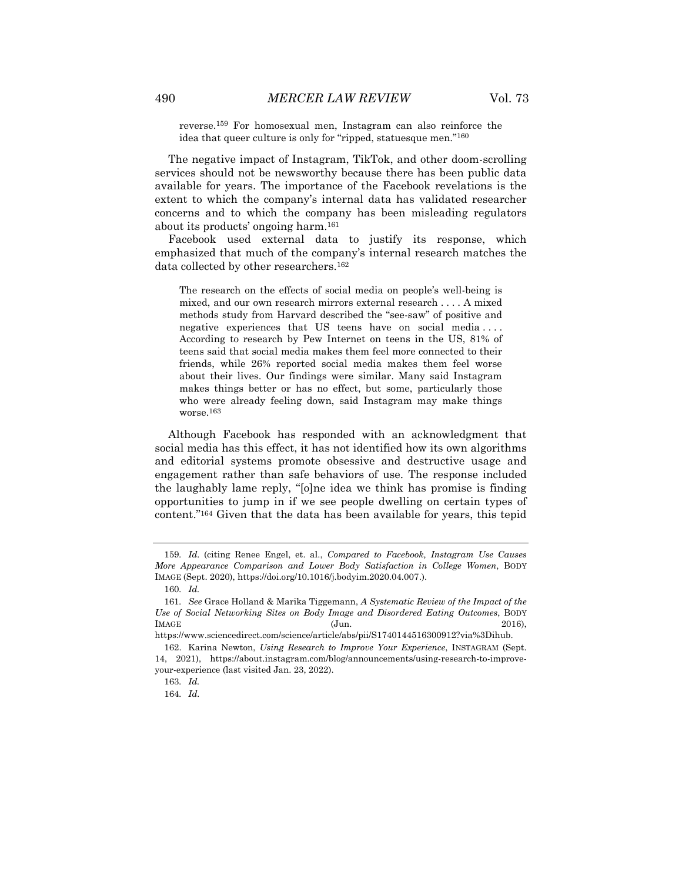reverse.[159] For homosexual men, Instagram can also reinforce the idea that queer culture is only for "ripped, statuesque men."[160]

The negative impact of Instagram, TikTok, and other doom-scrolling services should not be newsworthy because there has been public data available for years. The importance of the Facebook revelations is the extent to which the company's internal data has validated researcher concerns and to which the company has been misleading regulators about its products' ongoing harm.[161]

Facebook used external data to justify its response, which emphasized that much of the company's internal research matches the data collected by other researchers.[162]

> The research on the effects of social media on people's well-being is mixed, and our own research mirrors external research . . . . A mixed methods study from Harvard described the "see-saw" of positive and negative experiences that US teens have on social media . . . . According to research by Pew Internet on teens in the US, 81% of teens said that social media makes them feel more connected to their friends, while 26% reported social media makes them feel worse about their lives. Our findings were similar. Many said Instagram makes things better or has no effect, but some, particularly those who were already feeling down, said Instagram may make things worse.[163]

Although Facebook has responded with an acknowledgment that social media has this effect, it has not identified how its own algorithms and editorial systems promote obsessive and destructive usage and engagement rather than safe behaviors of use. The response included the laughably lame reply, "[o]ne idea we think has promise is finding opportunities to jump in if we see people dwelling on certain types of content."[164] Given that the data has been available for years, this tepid

---

159. *Id.* (citing Renee Engel, et. al., *Compared to Facebook, Instagram Use Causes More Appearance Comparison and Lower Body Satisfaction in College Women*, BODY IMAGE (Sept. 2020), https://doi.org/10.1016/j.bodyim.2020.04.007.).

160. *Id.*

161. *See* Grace Holland & Marika Tiggemann, *A Systematic Review of the Impact of the Use of Social Networking Sites on Body Image and Disordered Eating Outcomes*, BODY IMAGE (Jun. 2016), https://www.sciencedirect.com/science/article/abs/pii/S1740144516300912?via%3Dihub.

162. Karina Newton, *Using Research to Improve Your Experience*, INSTAGRAM (Sept. 14, 2021), https://about.instagram.com/blog/announcements/using-research-to-improve-your-experience (last visited Jan. 23, 2022).

163. *Id.*

164. *Id.*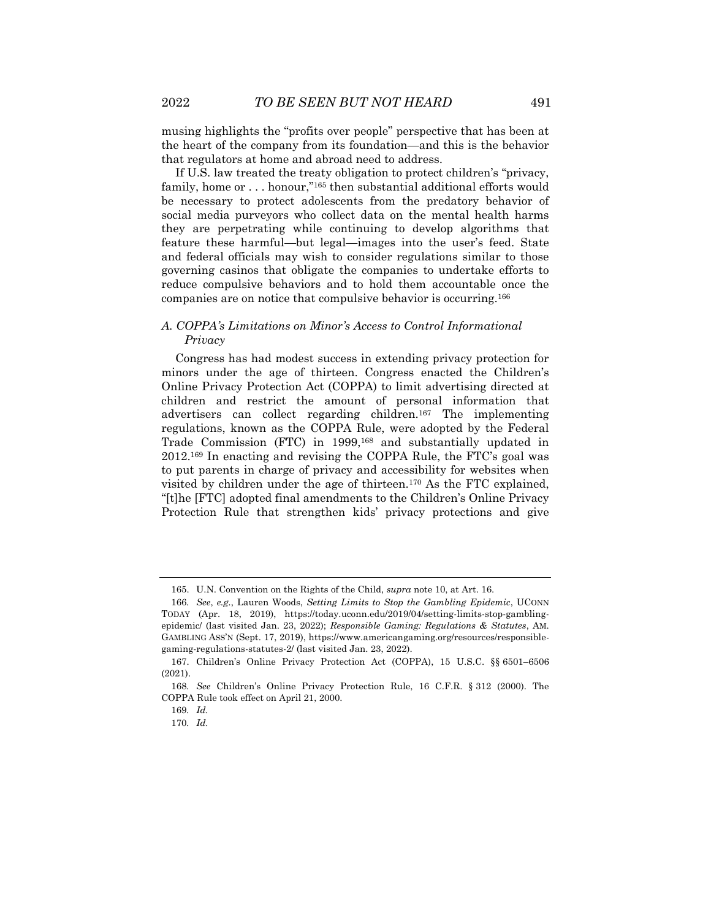musing highlights the "profits over people" perspective that has been at the heart of the company from its foundation—and this is the behavior that regulators at home and abroad need to address.

If U.S. law treated the treaty obligation to protect children's "privacy, family, home or . . . honour,"[165] then substantial additional efforts would be necessary to protect adolescents from the predatory behavior of social media purveyors who collect data on the mental health harms they are perpetrating while continuing to develop algorithms that feature these harmful—but legal—images into the user's feed. State and federal officials may wish to consider regulations similar to those governing casinos that obligate the companies to undertake efforts to reduce compulsive behaviors and to hold them accountable once the companies are on notice that compulsive behavior is occurring.[166]

### *A. COPPA's Limitations on Minor's Access to Control Informational Privacy*

Congress has had modest success in extending privacy protection for minors under the age of thirteen. Congress enacted the Children's Online Privacy Protection Act (COPPA) to limit advertising directed at children and restrict the amount of personal information that advertisers can collect regarding children.[167] The implementing regulations, known as the COPPA Rule, were adopted by the Federal Trade Commission (FTC) in 1999,[168] and substantially updated in 2012.[169] In enacting and revising the COPPA Rule, the FTC's goal was to put parents in charge of privacy and accessibility for websites when visited by children under the age of thirteen.[170] As the FTC explained, "[t]he [FTC] adopted final amendments to the Children's Online Privacy Protection Rule that strengthen kids' privacy protections and give

---

165. U.N. Convention on the Rights of the Child, *supra* note 10, at Art. 16.

166. *See, e.g.*, Lauren Woods, *Setting Limits to Stop the Gambling Epidemic*, UCONN TODAY (Apr. 18, 2019), https://today.uconn.edu/2019/04/setting-limits-stop-gambling-epidemic/ (last visited Jan. 23, 2022); *Responsible Gaming: Regulations & Statutes*, AM. GAMBLING ASS'N (Sept. 17, 2019), https://www.americangaming.org/resources/responsible-gaming-regulations-statutes-2/ (last visited Jan. 23, 2022).

167. Children's Online Privacy Protection Act (COPPA), 15 U.S.C. §§ 6501–6506 (2021).

168. *See* Children's Online Privacy Protection Rule, 16 C.F.R. § 312 (2000). The COPPA Rule took effect on April 21, 2000.

169. *Id.*

170. *Id.*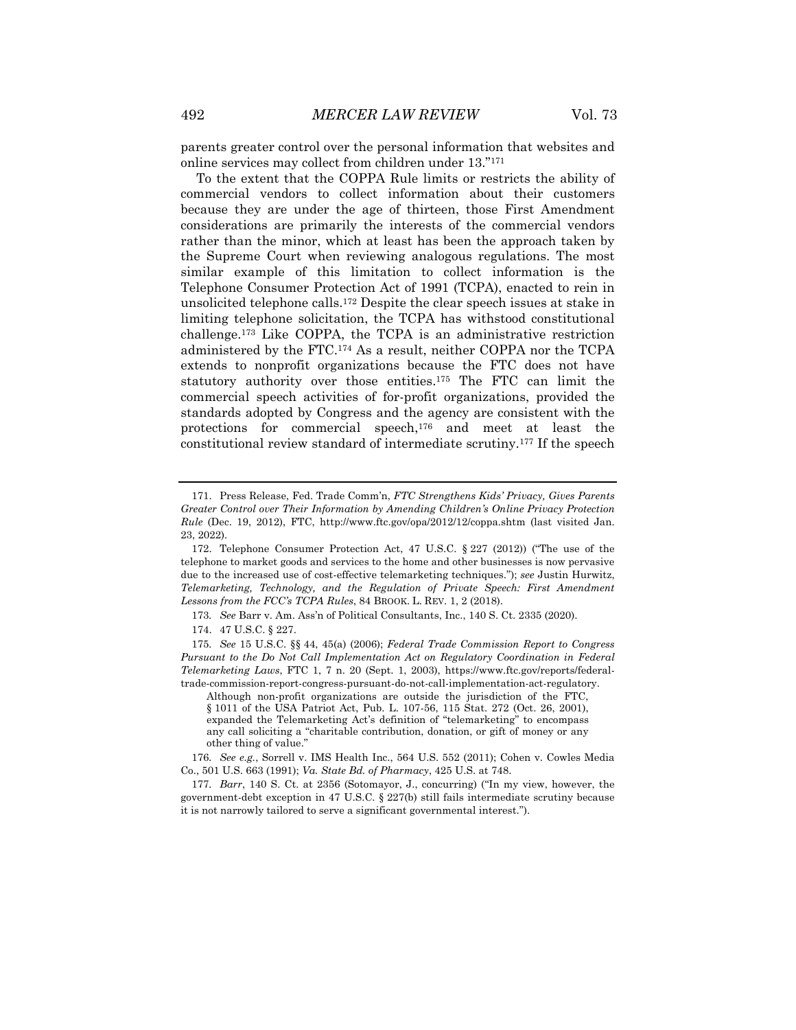parents greater control over the personal information that websites and online services may collect from children under 13."[171]

To the extent that the COPPA Rule limits or restricts the ability of commercial vendors to collect information about their customers because they are under the age of thirteen, those First Amendment considerations are primarily the interests of the commercial vendors rather than the minor, which at least has been the approach taken by the Supreme Court when reviewing analogous regulations. The most similar example of this limitation to collect information is the Telephone Consumer Protection Act of 1991 (TCPA), enacted to rein in unsolicited telephone calls.[172] Despite the clear speech issues at stake in limiting telephone solicitation, the TCPA has withstood constitutional challenge.[173] Like COPPA, the TCPA is an administrative restriction administered by the FTC.[174] As a result, neither COPPA nor the TCPA extends to nonprofit organizations because the FTC does not have statutory authority over those entities.[175] The FTC can limit the commercial speech activities of for-profit organizations, provided the standards adopted by Congress and the agency are consistent with the protections for commercial speech,[176] and meet at least the constitutional review standard of intermediate scrutiny.[177] If the speech

---

171. Press Release, Fed. Trade Comm'n, *FTC Strengthens Kids' Privacy, Gives Parents Greater Control over Their Information by Amending Children's Online Privacy Protection Rule* (Dec. 19, 2012), FTC, http://www.ftc.gov/opa/2012/12/coppa.shtm (last visited Jan. 23, 2022).

172. Telephone Consumer Protection Act, 47 U.S.C. § 227 (2012)) ("The use of the telephone to market goods and services to the home and other businesses is now pervasive due to the increased use of cost-effective telemarketing techniques."); *see* Justin Hurwitz, *Telemarketing, Technology, and the Regulation of Private Speech: First Amendment Lessons from the FCC's TCPA Rules*, 84 BROOK. L. REV. 1, 2 (2018).

173. *See* Barr v. Am. Ass'n of Political Consultants, Inc., 140 S. Ct. 2335 (2020).

174. 47 U.S.C. § 227.

175. *See* 15 U.S.C. §§ 44, 45(a) (2006); *Federal Trade Commission Report to Congress Pursuant to the Do Not Call Implementation Act on Regulatory Coordination in Federal Telemarketing Laws*, FTC 1, 7 n. 20 (Sept. 1, 2003), https://www.ftc.gov/reports/federal-trade-commission-report-congress-pursuant-do-not-call-implementation-act-regulatory.

> Although non-profit organizations are outside the jurisdiction of the FTC, § 1011 of the USA Patriot Act, Pub. L. 107-56, 115 Stat. 272 (Oct. 26, 2001), expanded the Telemarketing Act's definition of "telemarketing" to encompass any call soliciting a "charitable contribution, donation, or gift of money or any other thing of value."

176. *See e.g.*, Sorrell v. IMS Health Inc., 564 U.S. 552 (2011); Cohen v. Cowles Media Co., 501 U.S. 663 (1991); *Va. State Bd. of Pharmacy*, 425 U.S. at 748.

177. *Barr*, 140 S. Ct. at 2356 (Sotomayor, J., concurring) ("In my view, however, the government-debt exception in 47 U.S.C. § 227(b) still fails intermediate scrutiny because it is not narrowly tailored to serve a significant governmental interest.").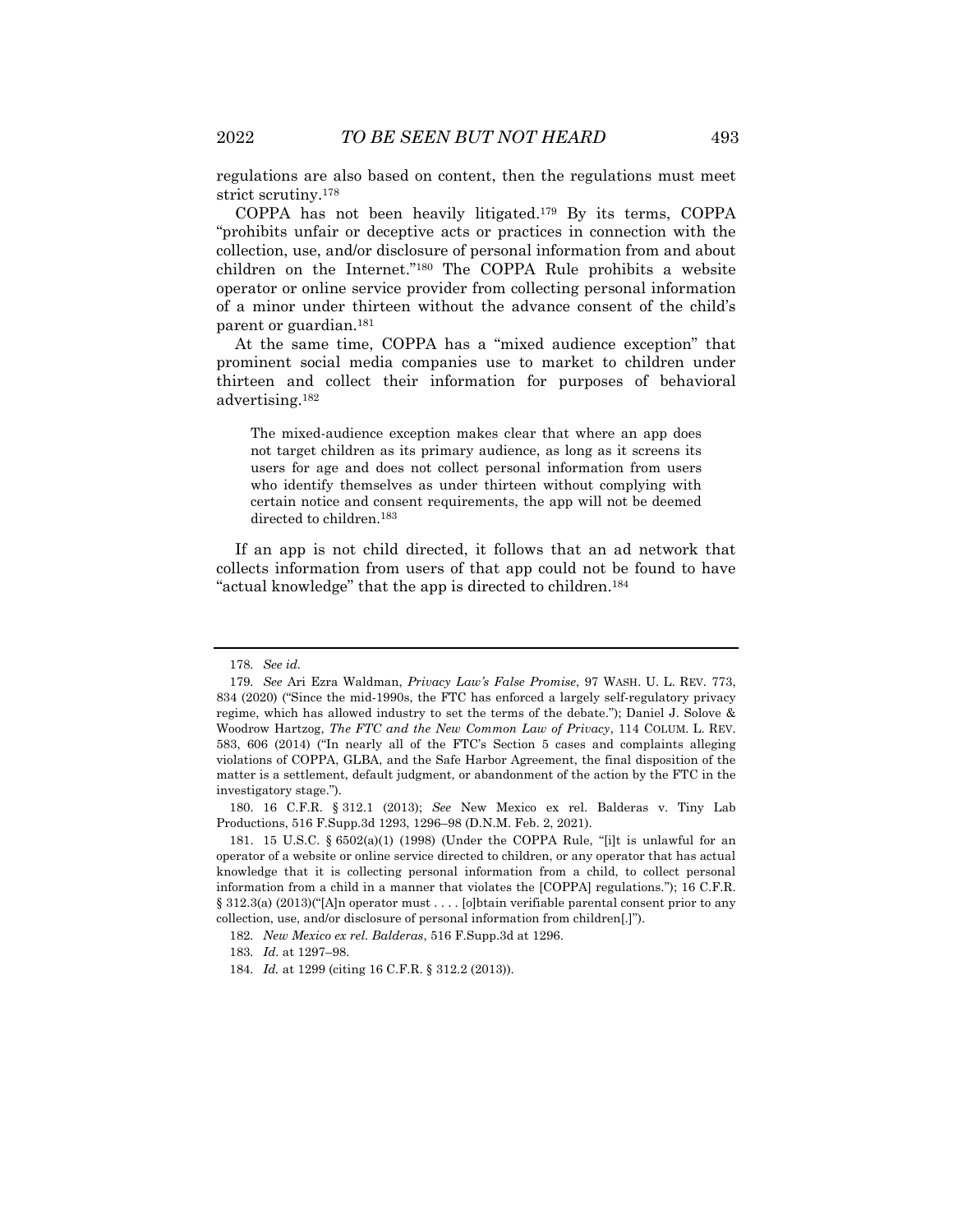regulations are also based on content, then the regulations must meet strict scrutiny.[178]

COPPA has not been heavily litigated.[179] By its terms, COPPA "prohibits unfair or deceptive acts or practices in connection with the collection, use, and/or disclosure of personal information from and about children on the Internet."[180] The COPPA Rule prohibits a website operator or online service provider from collecting personal information of a minor under thirteen without the advance consent of the child's parent or guardian.[181]

At the same time, COPPA has a "mixed audience exception" that prominent social media companies use to market to children under thirteen and collect their information for purposes of behavioral advertising.[182]

> The mixed-audience exception makes clear that where an app does not target children as its primary audience, as long as it screens its users for age and does not collect personal information from users who identify themselves as under thirteen without complying with certain notice and consent requirements, the app will not be deemed directed to children.[183]

If an app is not child directed, it follows that an ad network that collects information from users of that app could not be found to have "actual knowledge" that the app is directed to children.[184]

---

178. *See id.*

179. *See* Ari Ezra Waldman, *Privacy Law's False Promise*, 97 WASH. U. L. REV. 773, 834 (2020) ("Since the mid-1990s, the FTC has enforced a largely self-regulatory privacy regime, which has allowed industry to set the terms of the debate."); Daniel J. Solove & Woodrow Hartzog, *The FTC and the New Common Law of Privacy*, 114 COLUM. L. REV. 583, 606 (2014) ("In nearly all of the FTC's Section 5 cases and complaints alleging violations of COPPA, GLBA, and the Safe Harbor Agreement, the final disposition of the matter is a settlement, default judgment, or abandonment of the action by the FTC in the investigatory stage.").

180. 16 C.F.R. § 312.1 (2013); *See* New Mexico ex rel. Balderas v. Tiny Lab Productions, 516 F.Supp.3d 1293, 1296–98 (D.N.M. Feb. 2, 2021).

181. 15 U.S.C. § 6502(a)(1) (1998) (Under the COPPA Rule, "[i]t is unlawful for an operator of a website or online service directed to children, or any operator that has actual knowledge that it is collecting personal information from a child, to collect personal information from a child in a manner that violates the [COPPA] regulations."); 16 C.F.R. § 312.3(a) (2013)("[A]n operator must . . . . [o]btain verifiable parental consent prior to any collection, use, and/or disclosure of personal information from children[.]").

182. *New Mexico ex rel. Balderas*, 516 F.Supp.3d at 1296.

183. *Id.* at 1297–98.

184. *Id.* at 1299 (citing 16 C.F.R. § 312.2 (2013)).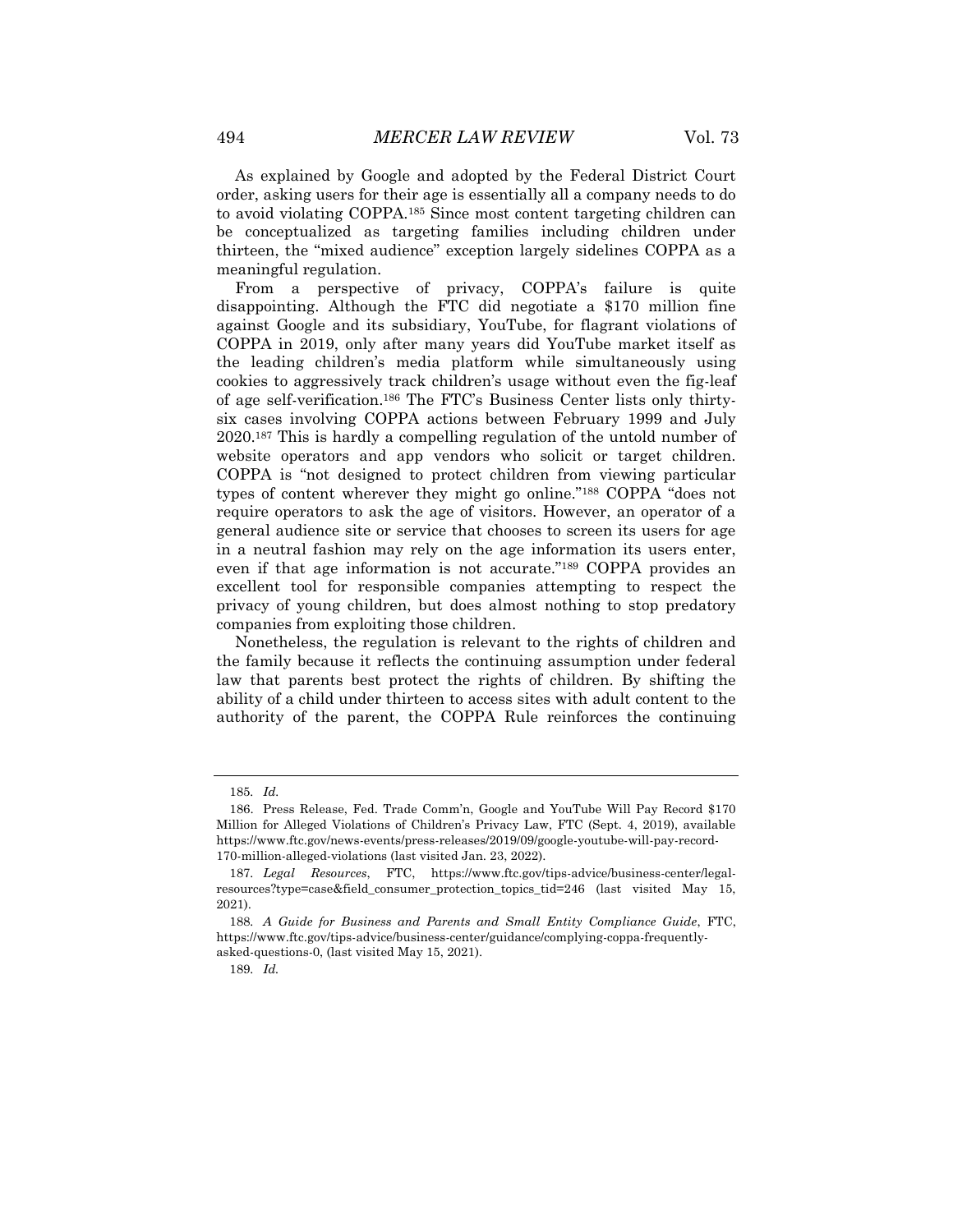As explained by Google and adopted by the Federal District Court order, asking users for their age is essentially all a company needs to do to avoid violating COPPA.[185] Since most content targeting children can be conceptualized as targeting families including children under thirteen, the "mixed audience" exception largely sidelines COPPA as a meaningful regulation.

From a perspective of privacy, COPPA's failure is quite disappointing. Although the FTC did negotiate a $170 million fine against Google and its subsidiary, YouTube, for flagrant violations of COPPA in 2019, only after many years did YouTube market itself as the leading children's media platform while simultaneously using cookies to aggressively track children's usage without even the fig-leaf of age self-verification.[186] The FTC's Business Center lists only thirty-six cases involving COPPA actions between February 1999 and July 2020.[187] This is hardly a compelling regulation of the untold number of website operators and app vendors who solicit or target children. COPPA is "not designed to protect children from viewing particular types of content wherever they might go online."[188] COPPA "does not require operators to ask the age of visitors. However, an operator of a general audience site or service that chooses to screen its users for age in a neutral fashion may rely on the age information its users enter, even if that age information is not accurate."[189] COPPA provides an excellent tool for responsible companies attempting to respect the privacy of young children, but does almost nothing to stop predatory companies from exploiting those children.

Nonetheless, the regulation is relevant to the rights of children and the family because it reflects the continuing assumption under federal law that parents best protect the rights of children. By shifting the ability of a child under thirteen to access sites with adult content to the authority of the parent, the COPPA Rule reinforces the continuing

---

185. *Id.*

186. Press Release, Fed. Trade Comm'n, Google and YouTube Will Pay Record $170 Million for Alleged Violations of Children's Privacy Law, FTC (Sept. 4, 2019), available https://www.ftc.gov/news-events/press-releases/2019/09/google-youtube-will-pay-record-170-million-alleged-violations (last visited Jan. 23, 2022).

187. *Legal Resources*, FTC, https://www.ftc.gov/tips-advice/business-center/legal-resources?type=case&field_consumer_protection_topics_tid=246 (last visited May 15, 2021).

188. *A Guide for Business and Parents and Small Entity Compliance Guide*, FTC, https://www.ftc.gov/tips-advice/business-center/guidance/complying-coppa-frequently-asked-questions-0, (last visited May 15, 2021).

189. *Id.*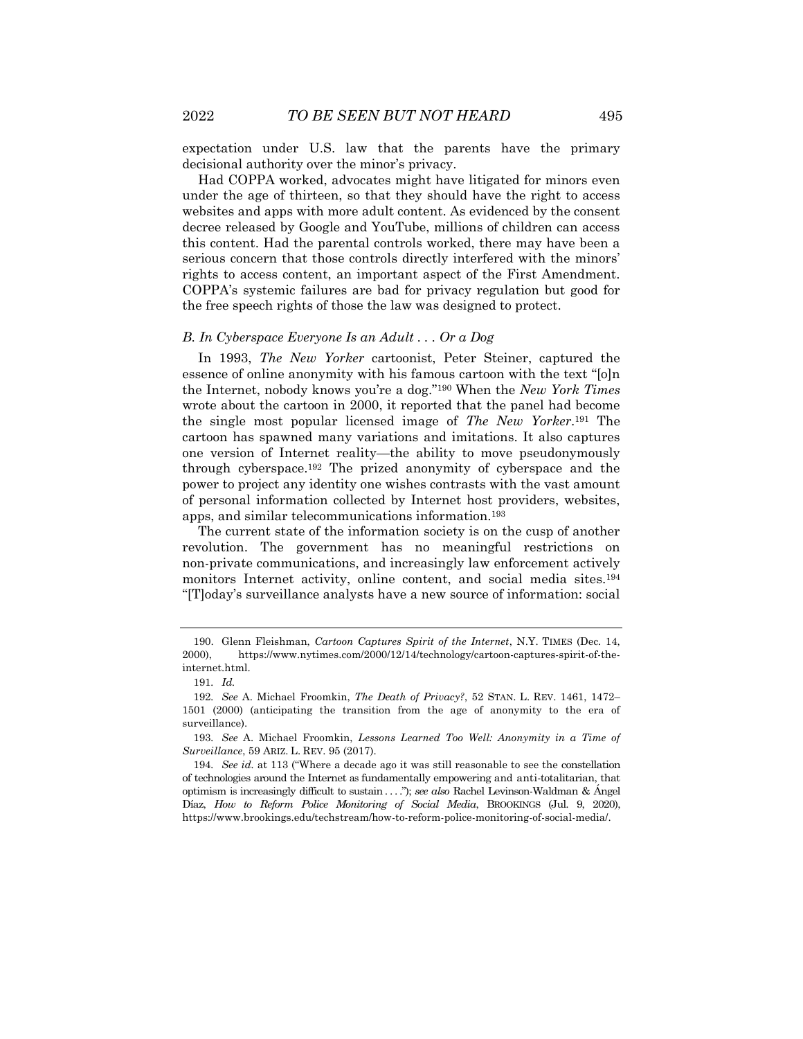expectation under U.S. law that the parents have the primary decisional authority over the minor's privacy.

Had COPPA worked, advocates might have litigated for minors even under the age of thirteen, so that they should have the right to access websites and apps with more adult content. As evidenced by the consent decree released by Google and YouTube, millions of children can access this content. Had the parental controls worked, there may have been a serious concern that those controls directly interfered with the minors' rights to access content, an important aspect of the First Amendment. COPPA's systemic failures are bad for privacy regulation but good for the free speech rights of those the law was designed to protect.

### *B. In Cyberspace Everyone Is an Adult . . . Or a Dog*

In 1993, *The New Yorker* cartoonist, Peter Steiner, captured the essence of online anonymity with his famous cartoon with the text "[o]n the Internet, nobody knows you're a dog."[190] When the *New York Times* wrote about the cartoon in 2000, it reported that the panel had become the single most popular licensed image of *The New Yorker*.[191] The cartoon has spawned many variations and imitations. It also captures one version of Internet reality—the ability to move pseudonymously through cyberspace.[192] The prized anonymity of cyberspace and the power to project any identity one wishes contrasts with the vast amount of personal information collected by Internet host providers, websites, apps, and similar telecommunications information.[193]

The current state of the information society is on the cusp of another revolution. The government has no meaningful restrictions on non-private communications, and increasingly law enforcement actively monitors Internet activity, online content, and social media sites.[194] "[T]oday's surveillance analysts have a new source of information: social

---

190. Glenn Fleishman, *Cartoon Captures Spirit of the Internet*, N.Y. TIMES (Dec. 14, 2000), https://www.nytimes.com/2000/12/14/technology/cartoon-captures-spirit-of-the-internet.html.

191. *Id.*

192. *See* A. Michael Froomkin, *The Death of Privacy?*, 52 STAN. L. REV. 1461, 1472–1501 (2000) (anticipating the transition from the age of anonymity to the era of surveillance).

193. *See* A. Michael Froomkin, *Lessons Learned Too Well: Anonymity in a Time of Surveillance*, 59 ARIZ. L. REV. 95 (2017).

194. *See id.* at 113 ("Where a decade ago it was still reasonable to see the constellation of technologies around the Internet as fundamentally empowering and anti-totalitarian, that optimism is increasingly difficult to sustain . . . ."); *see also* Rachel Levinson-Waldman & Ángel Díaz, *How to Reform Police Monitoring of Social Media*, BROOKINGS (Jul. 9, 2020), https://www.brookings.edu/techstream/how-to-reform-police-monitoring-of-social-media/.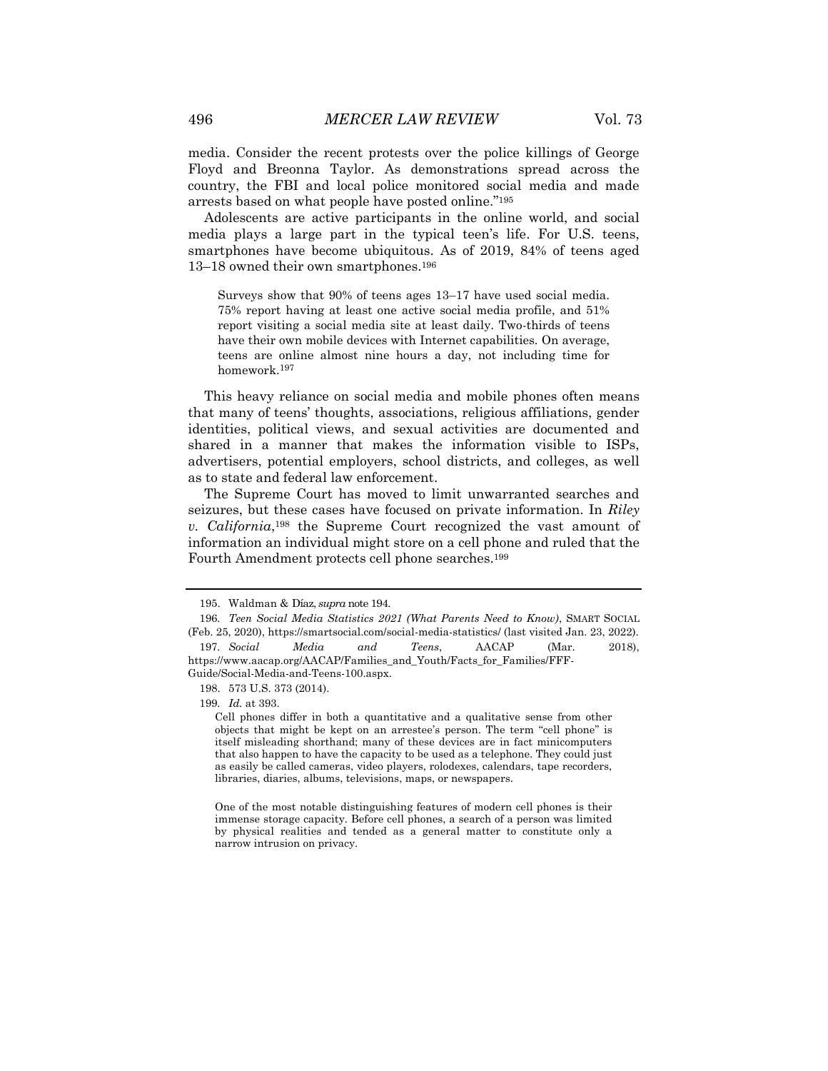media. Consider the recent protests over the police killings of George Floyd and Breonna Taylor. As demonstrations spread across the country, the FBI and local police monitored social media and made arrests based on what people have posted online."[195]

Adolescents are active participants in the online world, and social media plays a large part in the typical teen's life. For U.S. teens, smartphones have become ubiquitous. As of 2019, 84% of teens aged 13–18 owned their own smartphones.[196]

> Surveys show that 90% of teens ages 13–17 have used social media. 75% report having at least one active social media profile, and 51% report visiting a social media site at least daily. Two-thirds of teens have their own mobile devices with Internet capabilities. On average, teens are online almost nine hours a day, not including time for homework.[197]

This heavy reliance on social media and mobile phones often means that many of teens' thoughts, associations, religious affiliations, gender identities, political views, and sexual activities are documented and shared in a manner that makes the information visible to ISPs, advertisers, potential employers, school districts, and colleges, as well as to state and federal law enforcement.

The Supreme Court has moved to limit unwarranted searches and seizures, but these cases have focused on private information. In *Riley v. California*,[198] the Supreme Court recognized the vast amount of information an individual might store on a cell phone and ruled that the Fourth Amendment protects cell phone searches.[199]

---

195. Waldman & Díaz, *supra* note 194.

196. *Teen Social Media Statistics 2021 (What Parents Need to Know)*, SMART SOCIAL (Feb. 25, 2020), https://smartsocial.com/social-media-statistics/ (last visited Jan. 23, 2022).

197. *Social Media and Teens*, AACAP (Mar. 2018), https://www.aacap.org/AACAP/Families_and_Youth/Facts_for_Families/FFF-Guide/Social-Media-and-Teens-100.aspx.

198. 573 U.S. 373 (2014).

199. *Id.* at 393.

> Cell phones differ in both a quantitative and a qualitative sense from other objects that might be kept on an arrestee's person. The term "cell phone" is itself misleading shorthand; many of these devices are in fact minicomputers that also happen to have the capacity to be used as a telephone. They could just as easily be called cameras, video players, rolodexes, calendars, tape recorders, libraries, diaries, albums, televisions, maps, or newspapers.
>
> One of the most notable distinguishing features of modern cell phones is their immense storage capacity. Before cell phones, a search of a person was limited by physical realities and tended as a general matter to constitute only a narrow intrusion on privacy.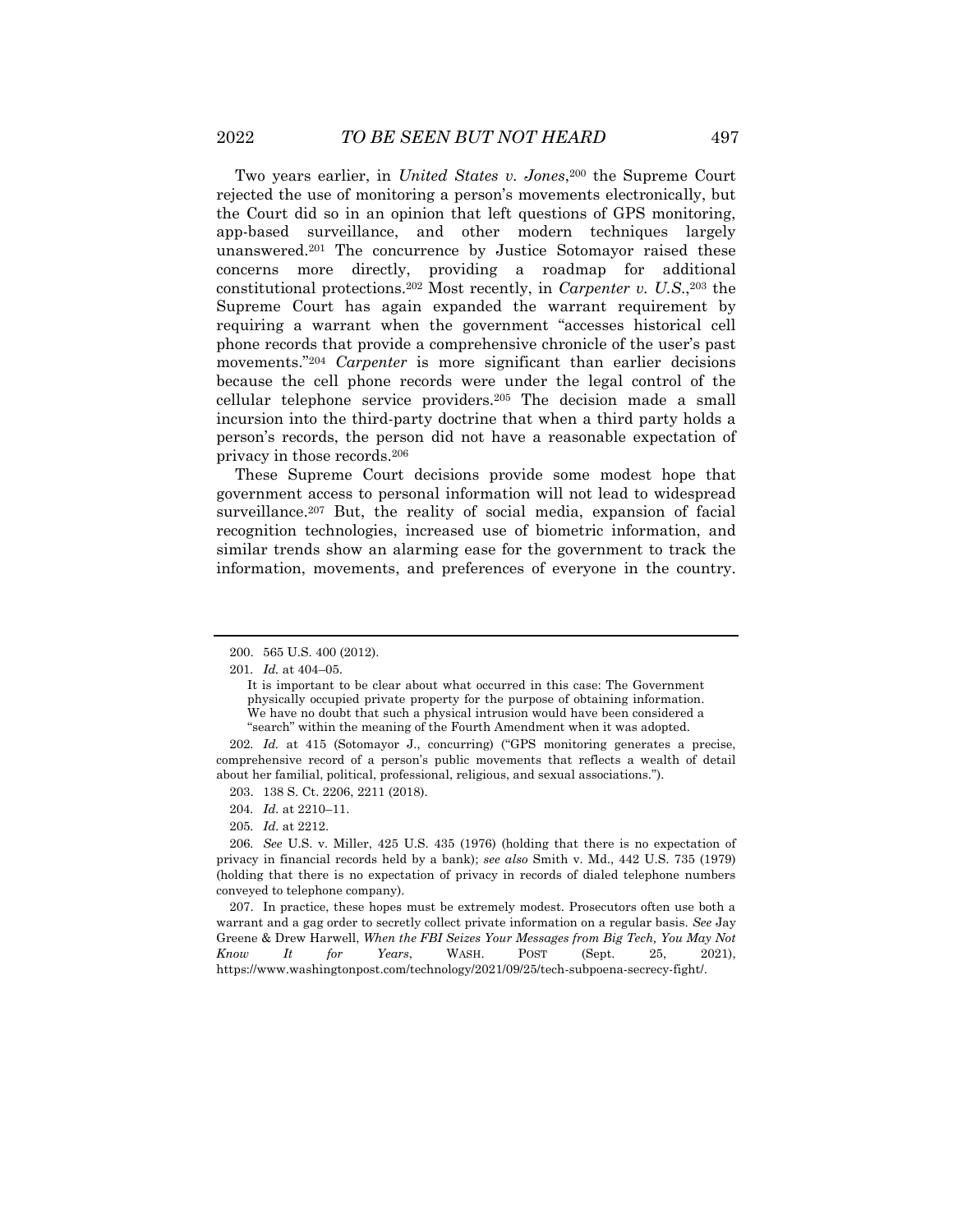Two years earlier, in *United States v. Jones*,[200] the Supreme Court rejected the use of monitoring a person's movements electronically, but the Court did so in an opinion that left questions of GPS monitoring, app-based surveillance, and other modern techniques largely unanswered.[201] The concurrence by Justice Sotomayor raised these concerns more directly, providing a roadmap for additional constitutional protections.[202] Most recently, in *Carpenter v. U.S.*,[203] the Supreme Court has again expanded the warrant requirement by requiring a warrant when the government "accesses historical cell phone records that provide a comprehensive chronicle of the user's past movements."[204] *Carpenter* is more significant than earlier decisions because the cell phone records were under the legal control of the cellular telephone service providers.[205] The decision made a small incursion into the third-party doctrine that when a third party holds a person's records, the person did not have a reasonable expectation of privacy in those records.[206]

These Supreme Court decisions provide some modest hope that government access to personal information will not lead to widespread surveillance.[207] But, the reality of social media, expansion of facial recognition technologies, increased use of biometric information, and similar trends show an alarming ease for the government to track the information, movements, and preferences of everyone in the country.

---

200. 565 U.S. 400 (2012).

201. *Id.* at 404–05.

> It is important to be clear about what occurred in this case: The Government physically occupied private property for the purpose of obtaining information. We have no doubt that such a physical intrusion would have been considered a "search" within the meaning of the Fourth Amendment when it was adopted.

202. *Id.* at 415 (Sotomayor J., concurring) ("GPS monitoring generates a precise, comprehensive record of a person's public movements that reflects a wealth of detail about her familial, political, professional, religious, and sexual associations.").

203. 138 S. Ct. 2206, 2211 (2018).

204. *Id.* at 2210–11.

205. *Id.* at 2212.

206. *See* U.S. v. Miller, 425 U.S. 435 (1976) (holding that there is no expectation of privacy in financial records held by a bank); *see also* Smith v. Md., 442 U.S. 735 (1979) (holding that there is no expectation of privacy in records of dialed telephone numbers conveyed to telephone company).

207. In practice, these hopes must be extremely modest. Prosecutors often use both a warrant and a gag order to secretly collect private information on a regular basis. *See* Jay Greene & Drew Harwell, *When the FBI Seizes Your Messages from Big Tech, You May Not Know It for Years*, WASH. POST (Sept. 25, 2021), https://www.washingtonpost.com/technology/2021/09/25/tech-subpoena-secrecy-fight/.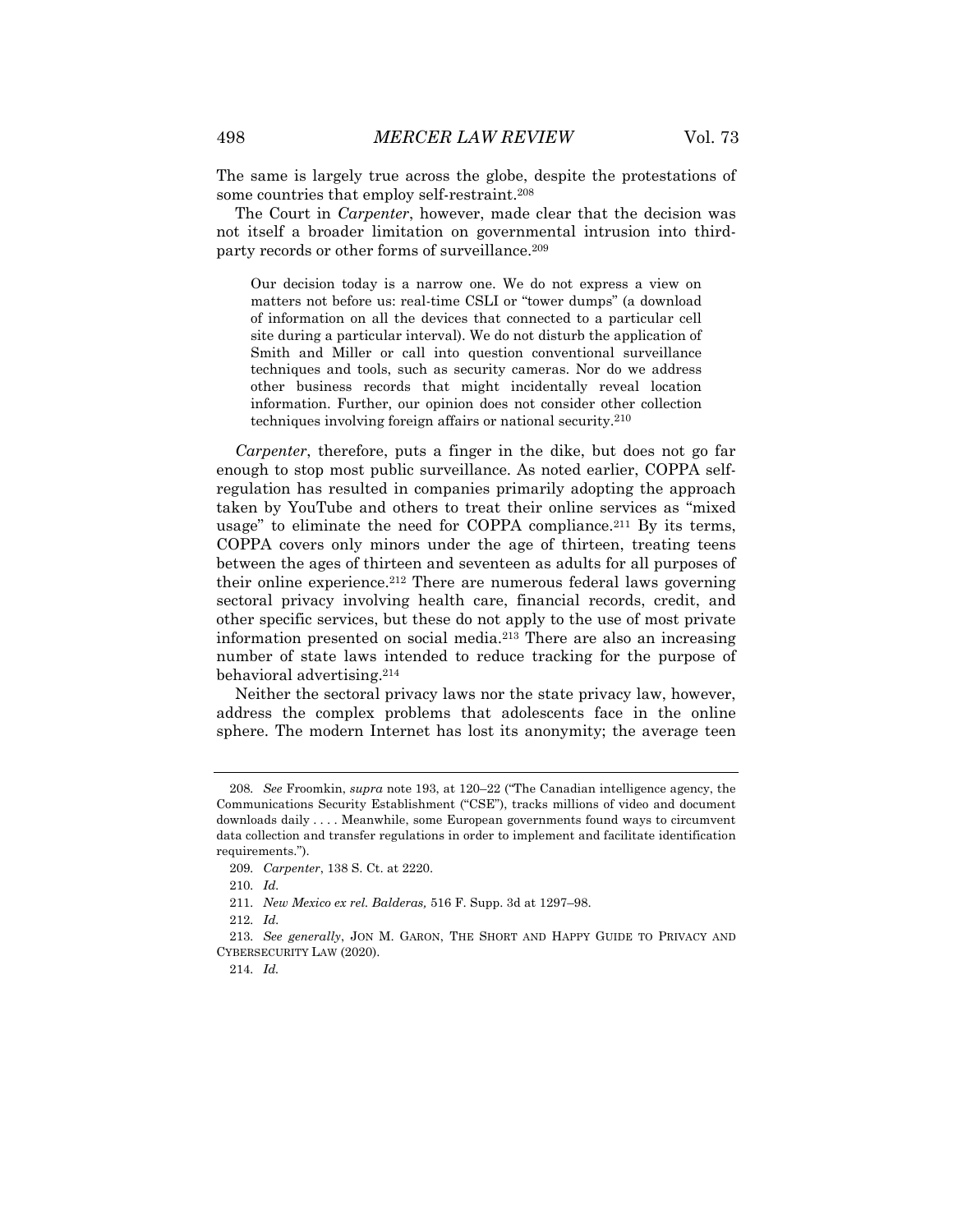The same is largely true across the globe, despite the protestations of some countries that employ self-restraint.[208]

The Court in *Carpenter*, however, made clear that the decision was not itself a broader limitation on governmental intrusion into third-party records or other forms of surveillance.[209]

> Our decision today is a narrow one. We do not express a view on matters not before us: real-time CSLI or "tower dumps" (a download of information on all the devices that connected to a particular cell site during a particular interval). We do not disturb the application of Smith and Miller or call into question conventional surveillance techniques and tools, such as security cameras. Nor do we address other business records that might incidentally reveal location information. Further, our opinion does not consider other collection techniques involving foreign affairs or national security.[210]

*Carpenter*, therefore, puts a finger in the dike, but does not go far enough to stop most public surveillance. As noted earlier, COPPA self-regulation has resulted in companies primarily adopting the approach taken by YouTube and others to treat their online services as "mixed usage" to eliminate the need for COPPA compliance.[211] By its terms, COPPA covers only minors under the age of thirteen, treating teens between the ages of thirteen and seventeen as adults for all purposes of their online experience.[212] There are numerous federal laws governing sectoral privacy involving health care, financial records, credit, and other specific services, but these do not apply to the use of most private information presented on social media.[213] There are also an increasing number of state laws intended to reduce tracking for the purpose of behavioral advertising.[214]

Neither the sectoral privacy laws nor the state privacy law, however, address the complex problems that adolescents face in the online sphere. The modern Internet has lost its anonymity; the average teen

---

208. *See* Froomkin, *supra* note 193, at 120–22 ("The Canadian intelligence agency, the Communications Security Establishment ("CSE"), tracks millions of video and document downloads daily . . . . Meanwhile, some European governments found ways to circumvent data collection and transfer regulations in order to implement and facilitate identification requirements.").

209. *Carpenter*, 138 S. Ct. at 2220.

210. *Id.*

211. *New Mexico ex rel. Balderas,* 516 F. Supp. 3d at 1297–98.

212. *Id.*

213. *See generally*, JON M. GARON, THE SHORT AND HAPPY GUIDE TO PRIVACY AND CYBERSECURITY LAW (2020).

214. *Id.*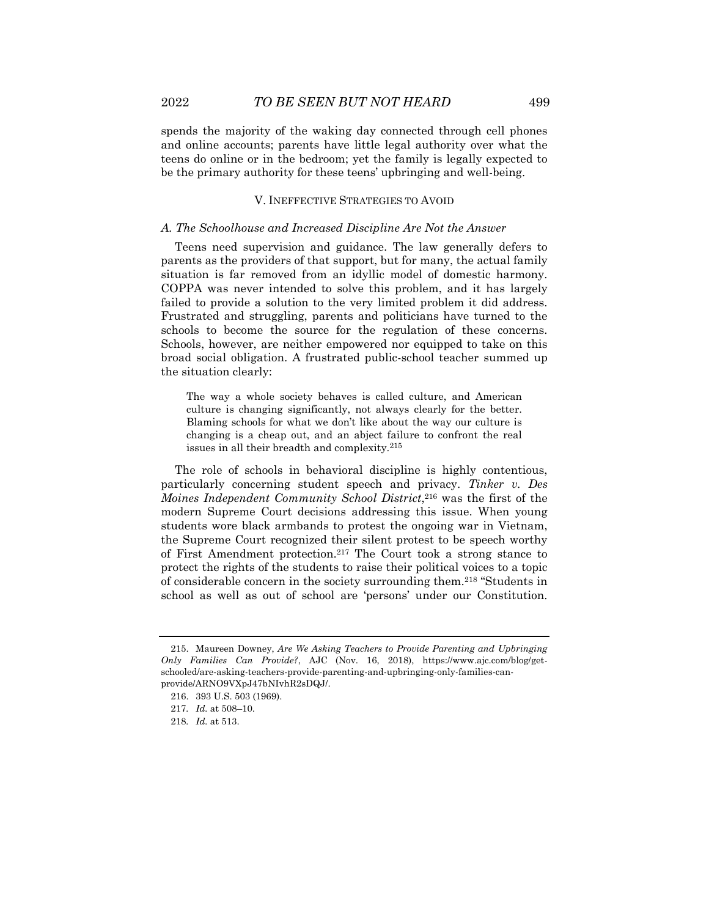spends the majority of the waking day connected through cell phones and online accounts; parents have little legal authority over what the teens do online or in the bedroom; yet the family is legally expected to be the primary authority for these teens' upbringing and well-being.

## V. INEFFECTIVE STRATEGIES TO AVOID

### *A. The Schoolhouse and Increased Discipline Are Not the Answer*

Teens need supervision and guidance. The law generally defers to parents as the providers of that support, but for many, the actual family situation is far removed from an idyllic model of domestic harmony. COPPA was never intended to solve this problem, and it has largely failed to provide a solution to the very limited problem it did address. Frustrated and struggling, parents and politicians have turned to the schools to become the source for the regulation of these concerns. Schools, however, are neither empowered nor equipped to take on this broad social obligation. A frustrated public-school teacher summed up the situation clearly:

> The way a whole society behaves is called culture, and American culture is changing significantly, not always clearly for the better. Blaming schools for what we don't like about the way our culture is changing is a cheap out, and an abject failure to confront the real issues in all their breadth and complexity.[215]

The role of schools in behavioral discipline is highly contentious, particularly concerning student speech and privacy. *Tinker v. Des Moines Independent Community School District*,[216] was the first of the modern Supreme Court decisions addressing this issue. When young students wore black armbands to protest the ongoing war in Vietnam, the Supreme Court recognized their silent protest to be speech worthy of First Amendment protection.[217] The Court took a strong stance to protect the rights of the students to raise their political voices to a topic of considerable concern in the society surrounding them.[218] "Students in school as well as out of school are 'persons' under our Constitution.

---

215. Maureen Downey, *Are We Asking Teachers to Provide Parenting and Upbringing Only Families Can Provide?*, AJC (Nov. 16, 2018), https://www.ajc.com/blog/get-schooled/are-asking-teachers-provide-parenting-and-upbringing-only-families-can-provide/ARNO9VXpJ47bNIvhR2sDQJ/.

216. 393 U.S. 503 (1969).

217. *Id.* at 508–10.

218. *Id.* at 513.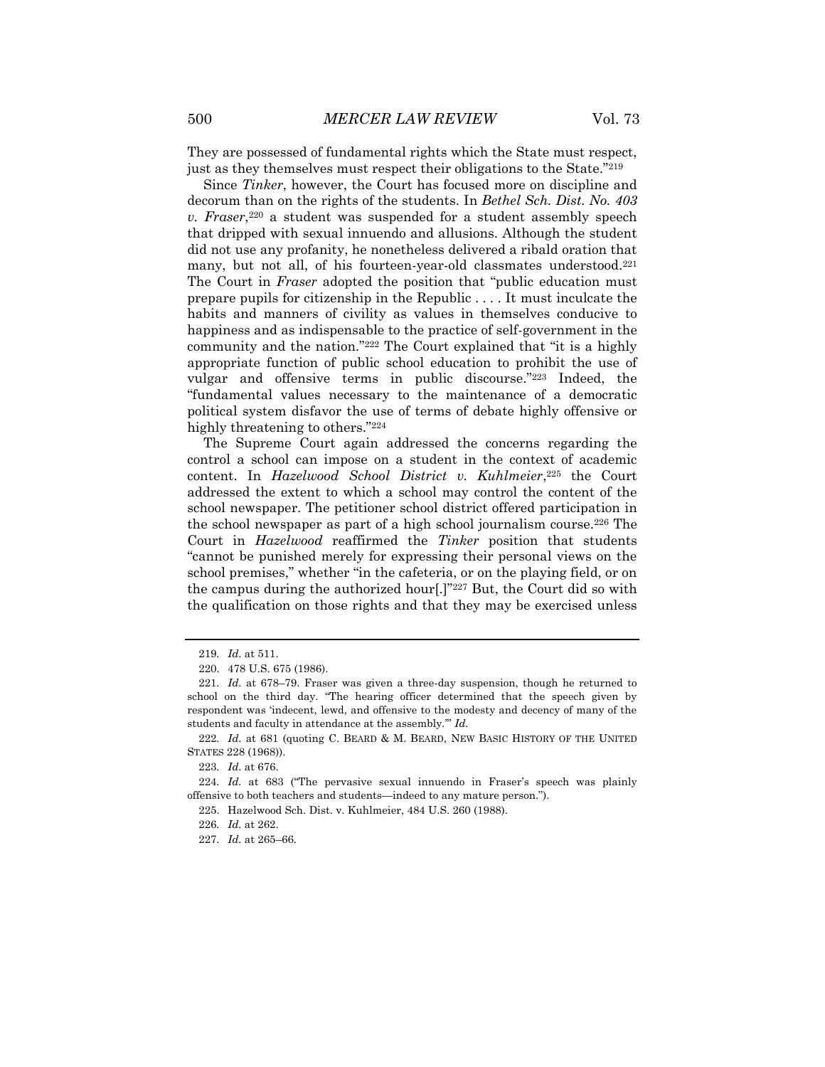They are possessed of fundamental rights which the State must respect, just as they themselves must respect their obligations to the State."[219]

Since *Tinker*, however, the Court has focused more on discipline and decorum than on the rights of the students. In *Bethel Sch. Dist. No. 403 v. Fraser*,[220] a student was suspended for a student assembly speech that dripped with sexual innuendo and allusions. Although the student did not use any profanity, he nonetheless delivered a ribald oration that many, but not all, of his fourteen-year-old classmates understood.[221] The Court in *Fraser* adopted the position that "public education must prepare pupils for citizenship in the Republic . . . . It must inculcate the habits and manners of civility as values in themselves conducive to happiness and as indispensable to the practice of self-government in the community and the nation."[222] The Court explained that "it is a highly appropriate function of public school education to prohibit the use of vulgar and offensive terms in public discourse."[223] Indeed, the "fundamental values necessary to the maintenance of a democratic political system disfavor the use of terms of debate highly offensive or highly threatening to others."[224]

The Supreme Court again addressed the concerns regarding the control a school can impose on a student in the context of academic content. In *Hazelwood School District v. Kuhlmeier*,[225] the Court addressed the extent to which a school may control the content of the school newspaper. The petitioner school district offered participation in the school newspaper as part of a high school journalism course.[226] The Court in *Hazelwood* reaffirmed the *Tinker* position that students "cannot be punished merely for expressing their personal views on the school premises," whether "in the cafeteria, or on the playing field, or on the campus during the authorized hour[.]"[227] But, the Court did so with the qualification on those rights and that they may be exercised unless

---

219. *Id.* at 511.

220. 478 U.S. 675 (1986).

221. *Id.* at 678–79. Fraser was given a three-day suspension, though he returned to school on the third day. "The hearing officer determined that the speech given by respondent was 'indecent, lewd, and offensive to the modesty and decency of many of the students and faculty in attendance at the assembly.'" *Id.*

222. *Id.* at 681 (quoting C. BEARD & M. BEARD, NEW BASIC HISTORY OF THE UNITED STATES 228 (1968)).

223. *Id.* at 676.

224. *Id.* at 683 ("The pervasive sexual innuendo in Fraser's speech was plainly offensive to both teachers and students—indeed to any mature person.").

225. Hazelwood Sch. Dist. v. Kuhlmeier, 484 U.S. 260 (1988).

226. *Id.* at 262.

227. *Id.* at 265–66.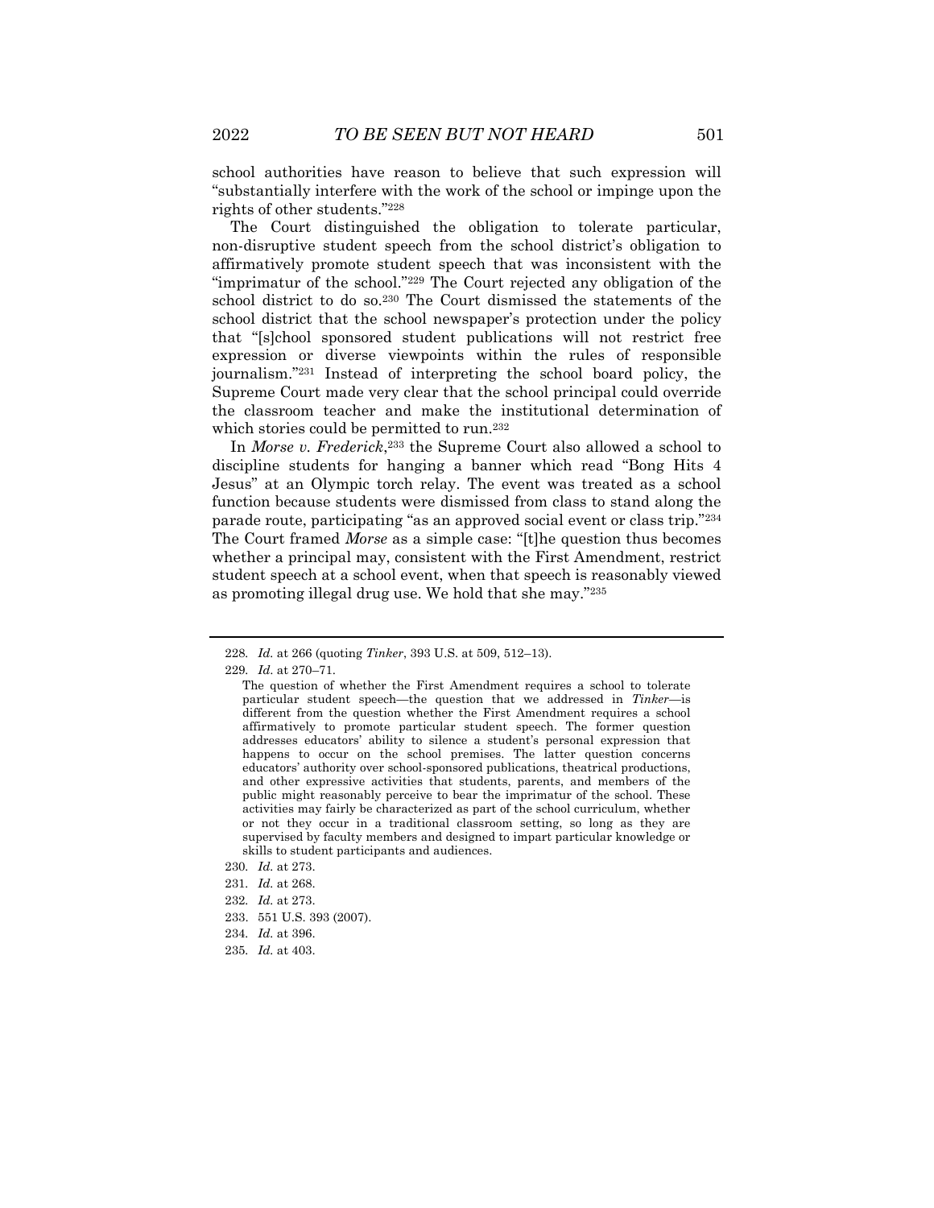school authorities have reason to believe that such expression will "substantially interfere with the work of the school or impinge upon the rights of other students."[228]

The Court distinguished the obligation to tolerate particular, non-disruptive student speech from the school district's obligation to affirmatively promote student speech that was inconsistent with the "imprimatur of the school."[229] The Court rejected any obligation of the school district to do so.[230] The Court dismissed the statements of the school district that the school newspaper's protection under the policy that "[s]chool sponsored student publications will not restrict free expression or diverse viewpoints within the rules of responsible journalism."[231] Instead of interpreting the school board policy, the Supreme Court made very clear that the school principal could override the classroom teacher and make the institutional determination of which stories could be permitted to run.[232]

In *Morse v. Frederick*,[233] the Supreme Court also allowed a school to discipline students for hanging a banner which read "Bong Hits 4 Jesus" at an Olympic torch relay. The event was treated as a school function because students were dismissed from class to stand along the parade route, participating "as an approved social event or class trip."[234] The Court framed *Morse* as a simple case: "[t]he question thus becomes whether a principal may, consistent with the First Amendment, restrict student speech at a school event, when that speech is reasonably viewed as promoting illegal drug use. We hold that she may."[235]

---

228. *Id.* at 266 (quoting *Tinker*, 393 U.S. at 509, 512–13).

229. *Id.* at 270–71.

> The question of whether the First Amendment requires a school to tolerate particular student speech—the question that we addressed in *Tinker*—is different from the question whether the First Amendment requires a school affirmatively to promote particular student speech. The former question addresses educators' ability to silence a student's personal expression that happens to occur on the school premises. The latter question concerns educators' authority over school-sponsored publications, theatrical productions, and other expressive activities that students, parents, and members of the public might reasonably perceive to bear the imprimatur of the school. These activities may fairly be characterized as part of the school curriculum, whether or not they occur in a traditional classroom setting, so long as they are supervised by faculty members and designed to impart particular knowledge or skills to student participants and audiences.

230. *Id.* at 273.

231. *Id.* at 268.

232. *Id.* at 273.

233. 551 U.S. 393 (2007).

234. *Id.* at 396.

235. *Id.* at 403.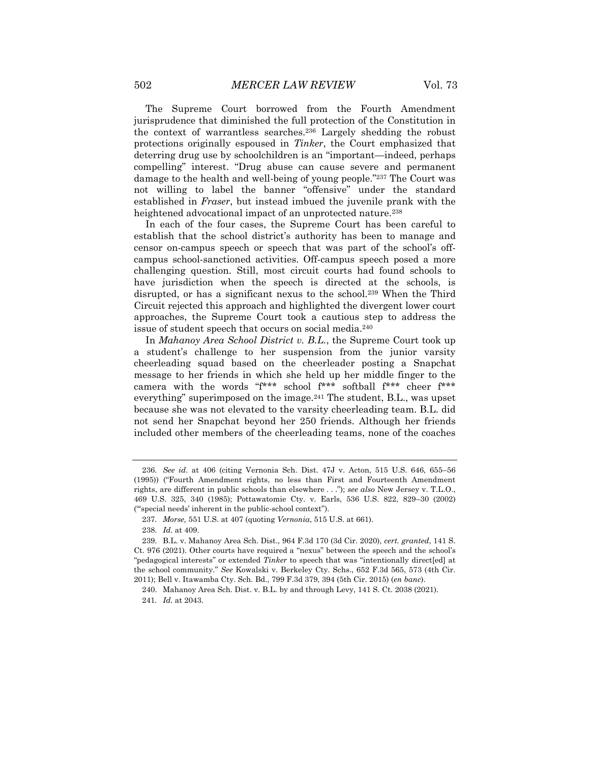The Supreme Court borrowed from the Fourth Amendment jurisprudence that diminished the full protection of the Constitution in the context of warrantless searches.[236] Largely shedding the robust protections originally espoused in *Tinker*, the Court emphasized that deterring drug use by schoolchildren is an "important—indeed, perhaps compelling" interest. "Drug abuse can cause severe and permanent damage to the health and well-being of young people."[237] The Court was not willing to label the banner "offensive" under the standard established in *Fraser*, but instead imbued the juvenile prank with the heightened advocational impact of an unprotected nature.[238]

In each of the four cases, the Supreme Court has been careful to establish that the school district's authority has been to manage and censor on-campus speech or speech that was part of the school's off-campus school-sanctioned activities. Off-campus speech posed a more challenging question. Still, most circuit courts had found schools to have jurisdiction when the speech is directed at the schools, is disrupted, or has a significant nexus to the school.[239] When the Third Circuit rejected this approach and highlighted the divergent lower court approaches, the Supreme Court took a cautious step to address the issue of student speech that occurs on social media.[240]

In *Mahanoy Area School District v. B.L.*, the Supreme Court took up a student's challenge to her suspension from the junior varsity cheerleading squad based on the cheerleader posting a Snapchat message to her friends in which she held up her middle finger to the camera with the words "f*** school f*** softball f*** cheer f*** everything" superimposed on the image.[241] The student, B.L., was upset because she was not elevated to the varsity cheerleading team. B.L. did not send her Snapchat beyond her 250 friends. Although her friends included other members of the cheerleading teams, none of the coaches

---

236. *See id.* at 406 (citing Vernonia Sch. Dist. 47J v. Acton, 515 U.S. 646, 655–56 (1995)) ("Fourth Amendment rights, no less than First and Fourteenth Amendment rights, are different in public schools than elsewhere . . ."); *see also* New Jersey v. T.L.O., 469 U.S. 325, 340 (1985); Pottawatomie Cty. v. Earls, 536 U.S. 822, 829–30 (2002) ("'special needs' inherent in the public-school context").

237. *Morse,* 551 U.S. at 407 (quoting *Vernonia*, 515 U.S. at 661).

238. *Id.* at 409.

239. B.L. v. Mahanoy Area Sch. Dist., 964 F.3d 170 (3d Cir. 2020), *cert. granted*, 141 S. Ct. 976 (2021). Other courts have required a "nexus" between the speech and the school's "pedagogical interests" or extended *Tinker* to speech that was "intentionally direct[ed] at the school community." *See* Kowalski v. Berkeley Cty. Schs., 652 F.3d 565, 573 (4th Cir. 2011); Bell v. Itawamba Cty. Sch. Bd., 799 F.3d 379, 394 (5th Cir. 2015) (*en banc*).

240. Mahanoy Area Sch. Dist. v. B.L. by and through Levy, 141 S. Ct. 2038 (2021).

241. *Id.* at 2043.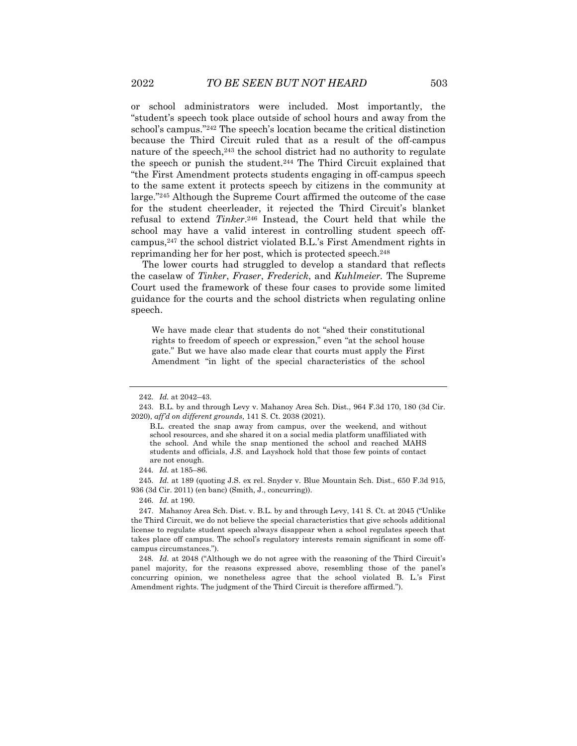or school administrators were included. Most importantly, the "student's speech took place outside of school hours and away from the school's campus."[242] The speech's location became the critical distinction because the Third Circuit ruled that as a result of the off-campus nature of the speech,[243] the school district had no authority to regulate the speech or punish the student.[244] The Third Circuit explained that "the First Amendment protects students engaging in off-campus speech to the same extent it protects speech by citizens in the community at large."[245] Although the Supreme Court affirmed the outcome of the case for the student cheerleader, it rejected the Third Circuit's blanket refusal to extend *Tinker*.[246] Instead, the Court held that while the school may have a valid interest in controlling student speech off-campus,[247] the school district violated B.L.'s First Amendment rights in reprimanding her for her post, which is protected speech.[248]

The lower courts had struggled to develop a standard that reflects the caselaw of *Tinker*, *Fraser*, *Frederick*, and *Kuhlmeier.* The Supreme Court used the framework of these four cases to provide some limited guidance for the courts and the school districts when regulating online speech.

> We have made clear that students do not "shed their constitutional rights to freedom of speech or expression," even "at the school house gate." But we have also made clear that courts must apply the First Amendment "in light of the special characteristics of the school

---

242. *Id.* at 2042–43.

243. B.L. by and through Levy v. Mahanoy Area Sch. Dist., 964 F.3d 170, 180 (3d Cir. 2020), *aff'd on different grounds*, 141 S. Ct. 2038 (2021).

> B.L. created the snap away from campus, over the weekend, and without school resources, and she shared it on a social media platform unaffiliated with the school. And while the snap mentioned the school and reached MAHS students and officials, J.S. and Layshock hold that those few points of contact are not enough.

244. *Id.* at 185–86.

245. *Id.* at 189 (quoting J.S. ex rel. Snyder v. Blue Mountain Sch. Dist., 650 F.3d 915, 936 (3d Cir. 2011) (en banc) (Smith, J., concurring)).

246. *Id.* at 190.

247. Mahanoy Area Sch. Dist. v. B.L. by and through Levy, 141 S. Ct. at 2045 ("Unlike the Third Circuit, we do not believe the special characteristics that give schools additional license to regulate student speech always disappear when a school regulates speech that takes place off campus. The school's regulatory interests remain significant in some off-campus circumstances.").

248. *Id.* at 2048 ("Although we do not agree with the reasoning of the Third Circuit's panel majority, for the reasons expressed above, resembling those of the panel's concurring opinion, we nonetheless agree that the school violated B. L.'s First Amendment rights. The judgment of the Third Circuit is therefore affirmed.").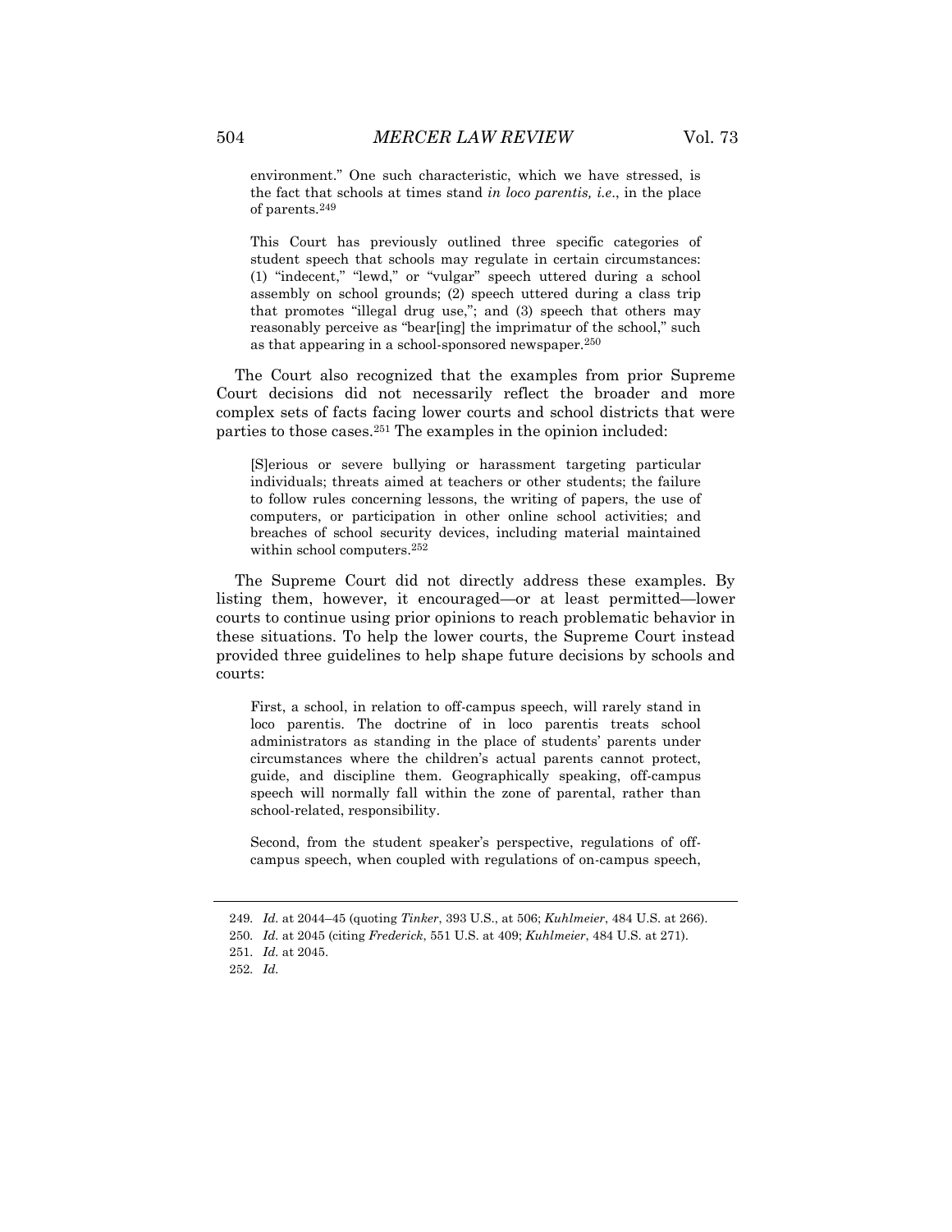environment." One such characteristic, which we have stressed, is the fact that schools at times stand *in loco parentis, i.e*., in the place of parents.[249]

> This Court has previously outlined three specific categories of student speech that schools may regulate in certain circumstances: (1) "indecent," "lewd," or "vulgar" speech uttered during a school assembly on school grounds; (2) speech uttered during a class trip that promotes "illegal drug use,"; and (3) speech that others may reasonably perceive as "bear[ing] the imprimatur of the school," such as that appearing in a school-sponsored newspaper.[250]

The Court also recognized that the examples from prior Supreme Court decisions did not necessarily reflect the broader and more complex sets of facts facing lower courts and school districts that were parties to those cases.[251] The examples in the opinion included:

> [S]erious or severe bullying or harassment targeting particular individuals; threats aimed at teachers or other students; the failure to follow rules concerning lessons, the writing of papers, the use of computers, or participation in other online school activities; and breaches of school security devices, including material maintained within school computers.[252]

The Supreme Court did not directly address these examples. By listing them, however, it encouraged—or at least permitted—lower courts to continue using prior opinions to reach problematic behavior in these situations. To help the lower courts, the Supreme Court instead provided three guidelines to help shape future decisions by schools and courts:

> First, a school, in relation to off-campus speech, will rarely stand in loco parentis. The doctrine of in loco parentis treats school administrators as standing in the place of students' parents under circumstances where the children's actual parents cannot protect, guide, and discipline them. Geographically speaking, off-campus speech will normally fall within the zone of parental, rather than school-related, responsibility.
>
> Second, from the student speaker's perspective, regulations of off-campus speech, when coupled with regulations of on-campus speech,

---

249. *Id.* at 2044–45 (quoting *Tinker*, 393 U.S., at 506; *Kuhlmeier*, 484 U.S. at 266).

250. *Id.* at 2045 (citing *Frederick*, 551 U.S. at 409; *Kuhlmeier*, 484 U.S. at 271).

251. *Id.* at 2045.

252. *Id.*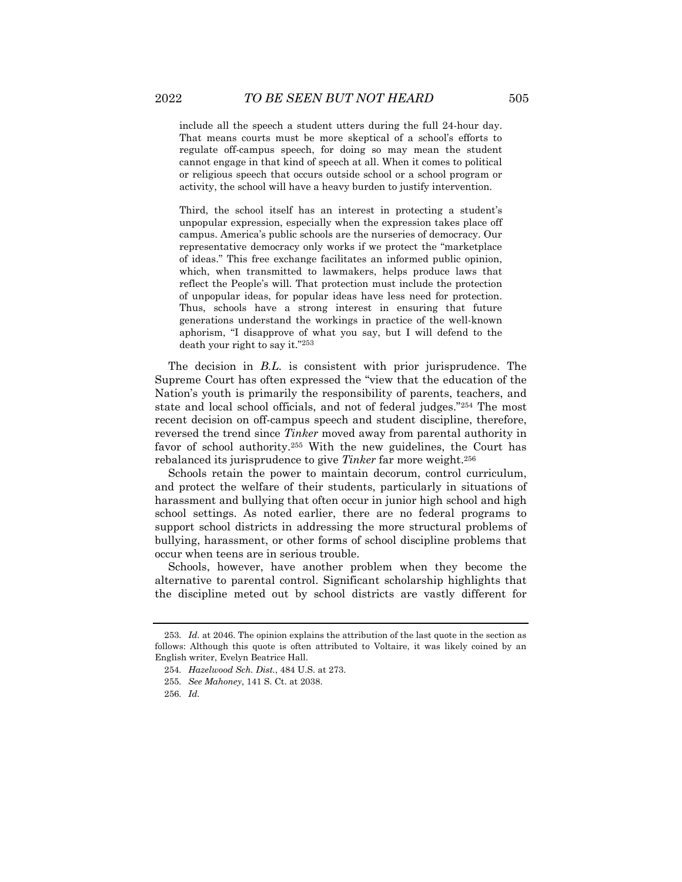> include all the speech a student utters during the full 24-hour day. That means courts must be more skeptical of a school's efforts to regulate off-campus speech, for doing so may mean the student cannot engage in that kind of speech at all. When it comes to political or religious speech that occurs outside school or a school program or activity, the school will have a heavy burden to justify intervention.
>
> Third, the school itself has an interest in protecting a student's unpopular expression, especially when the expression takes place off campus. America's public schools are the nurseries of democracy. Our representative democracy only works if we protect the "marketplace of ideas." This free exchange facilitates an informed public opinion, which, when transmitted to lawmakers, helps produce laws that reflect the People's will. That protection must include the protection of unpopular ideas, for popular ideas have less need for protection. Thus, schools have a strong interest in ensuring that future generations understand the workings in practice of the well-known aphorism, "I disapprove of what you say, but I will defend to the death your right to say it."[253]

The decision in *B.L.* is consistent with prior jurisprudence. The Supreme Court has often expressed the "view that the education of the Nation's youth is primarily the responsibility of parents, teachers, and state and local school officials, and not of federal judges."[254] The most recent decision on off-campus speech and student discipline, therefore, reversed the trend since *Tinker* moved away from parental authority in favor of school authority.[255] With the new guidelines, the Court has rebalanced its jurisprudence to give *Tinker* far more weight.[256]

Schools retain the power to maintain decorum, control curriculum, and protect the welfare of their students, particularly in situations of harassment and bullying that often occur in junior high school and high school settings. As noted earlier, there are no federal programs to support school districts in addressing the more structural problems of bullying, harassment, or other forms of school discipline problems that occur when teens are in serious trouble.

Schools, however, have another problem when they become the alternative to parental control. Significant scholarship highlights that the discipline meted out by school districts are vastly different for

---

253. *Id.* at 2046. The opinion explains the attribution of the last quote in the section as follows: Although this quote is often attributed to Voltaire, it was likely coined by an English writer, Evelyn Beatrice Hall.

254. *Hazelwood Sch. Dist.*, 484 U.S. at 273.

255. *See Mahoney*, 141 S. Ct. at 2038.

256. *Id.*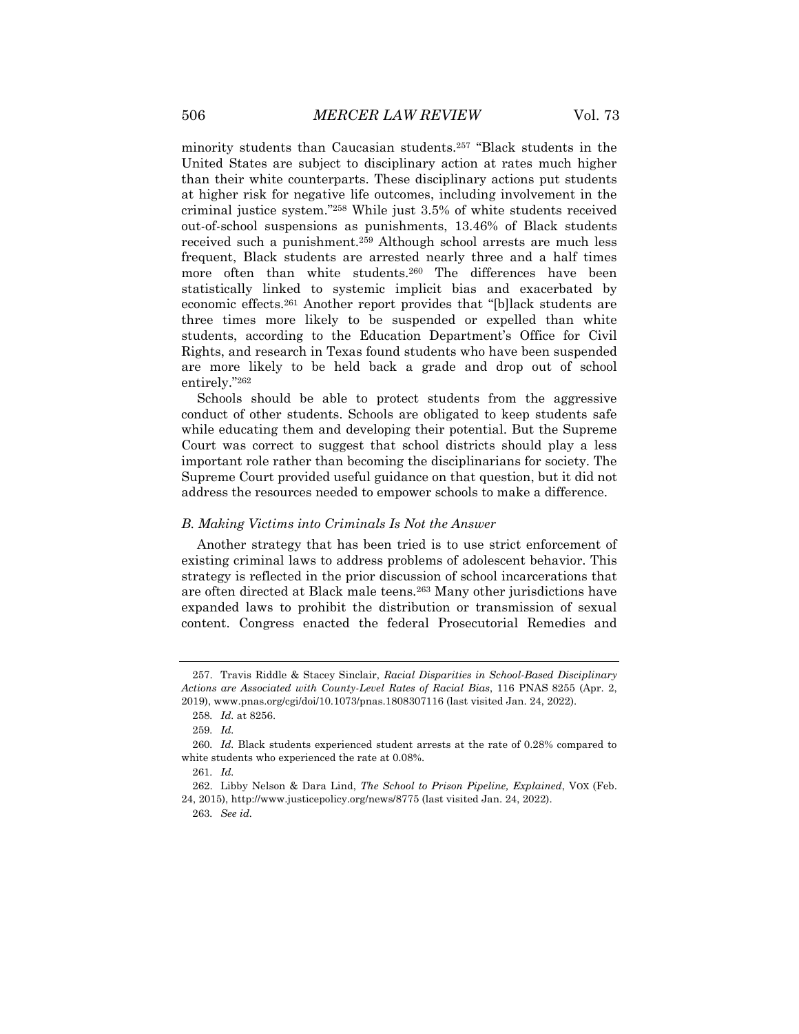minority students than Caucasian students.[257] "Black students in the United States are subject to disciplinary action at rates much higher than their white counterparts. These disciplinary actions put students at higher risk for negative life outcomes, including involvement in the criminal justice system."[258] While just 3.5% of white students received out-of-school suspensions as punishments, 13.46% of Black students received such a punishment.[259] Although school arrests are much less frequent, Black students are arrested nearly three and a half times more often than white students.[260] The differences have been statistically linked to systemic implicit bias and exacerbated by economic effects.[261] Another report provides that "[b]lack students are three times more likely to be suspended or expelled than white students, according to the Education Department's Office for Civil Rights, and research in Texas found students who have been suspended are more likely to be held back a grade and drop out of school entirely."[262]

Schools should be able to protect students from the aggressive conduct of other students. Schools are obligated to keep students safe while educating them and developing their potential. But the Supreme Court was correct to suggest that school districts should play a less important role rather than becoming the disciplinarians for society. The Supreme Court provided useful guidance on that question, but it did not address the resources needed to empower schools to make a difference.

### *B. Making Victims into Criminals Is Not the Answer*

Another strategy that has been tried is to use strict enforcement of existing criminal laws to address problems of adolescent behavior. This strategy is reflected in the prior discussion of school incarcerations that are often directed at Black male teens.[263] Many other jurisdictions have expanded laws to prohibit the distribution or transmission of sexual content. Congress enacted the federal Prosecutorial Remedies and

---

257. Travis Riddle & Stacey Sinclair, *Racial Disparities in School-Based Disciplinary Actions are Associated with County-Level Rates of Racial Bias*, 116 PNAS 8255 (Apr. 2, 2019), www.pnas.org/cgi/doi/10.1073/pnas.1808307116 (last visited Jan. 24, 2022).

258. *Id.* at 8256.

259. *Id.*

260. *Id.* Black students experienced student arrests at the rate of 0.28% compared to white students who experienced the rate at 0.08%.

261. *Id.*

262. Libby Nelson & Dara Lind, *The School to Prison Pipeline, Explained*, VOX (Feb. 24, 2015), http://www.justicepolicy.org/news/8775 (last visited Jan. 24, 2022).

263. *See id.*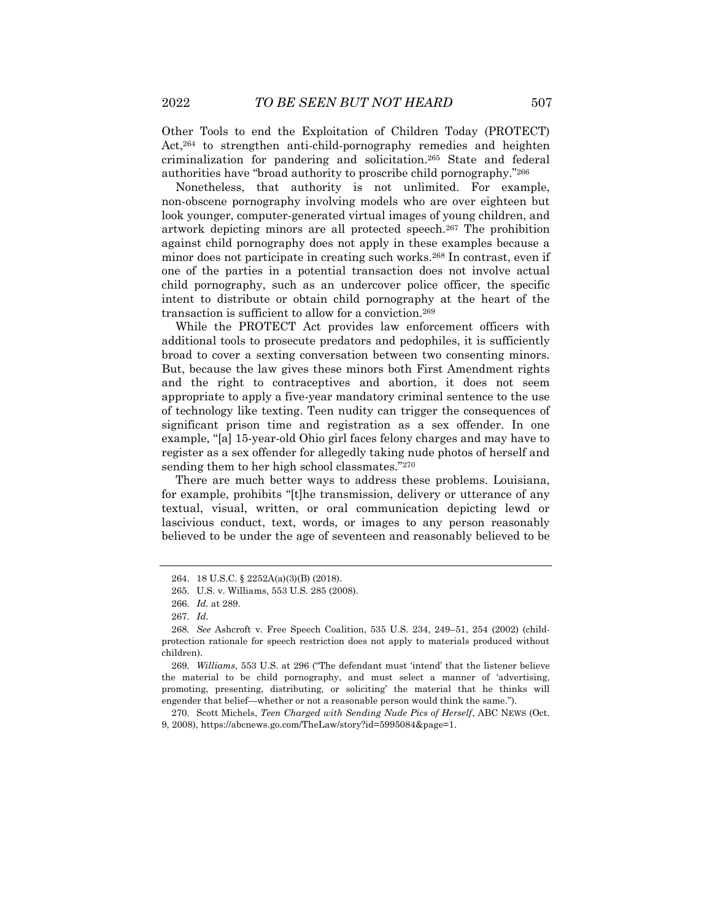Other Tools to end the Exploitation of Children Today (PROTECT) Act,[264] to strengthen anti-child-pornography remedies and heighten criminalization for pandering and solicitation.[265] State and federal authorities have "broad authority to proscribe child pornography."[266]

Nonetheless, that authority is not unlimited. For example, non-obscene pornography involving models who are over eighteen but look younger, computer-generated virtual images of young children, and artwork depicting minors are all protected speech.[267] The prohibition against child pornography does not apply in these examples because a minor does not participate in creating such works.[268] In contrast, even if one of the parties in a potential transaction does not involve actual child pornography, such as an undercover police officer, the specific intent to distribute or obtain child pornography at the heart of the transaction is sufficient to allow for a conviction.[269]

While the PROTECT Act provides law enforcement officers with additional tools to prosecute predators and pedophiles, it is sufficiently broad to cover a sexting conversation between two consenting minors. But, because the law gives these minors both First Amendment rights and the right to contraceptives and abortion, it does not seem appropriate to apply a five-year mandatory criminal sentence to the use of technology like texting. Teen nudity can trigger the consequences of significant prison time and registration as a sex offender. In one example, "[a] 15-year-old Ohio girl faces felony charges and may have to register as a sex offender for allegedly taking nude photos of herself and sending them to her high school classmates."[270]

There are much better ways to address these problems. Louisiana, for example, prohibits "[t]he transmission, delivery or utterance of any textual, visual, written, or oral communication depicting lewd or lascivious conduct, text, words, or images to any person reasonably believed to be under the age of seventeen and reasonably believed to be

---

264. 18 U.S.C. § 2252A(a)(3)(B) (2018).

265. U.S. v. Williams, 553 U.S. 285 (2008).

266. *Id.* at 289.

267. *Id.*

268. *See* Ashcroft v. Free Speech Coalition, 535 U.S. 234, 249–51, 254 (2002) (child-protection rationale for speech restriction does not apply to materials produced without children).

269. *Williams*, 553 U.S. at 296 ("The defendant must 'intend' that the listener believe the material to be child pornography, and must select a manner of 'advertising, promoting, presenting, distributing, or soliciting' the material that he thinks will engender that belief—whether or not a reasonable person would think the same.").

270. Scott Michels, *Teen Charged with Sending Nude Pics of Herself*, ABC NEWS (Oct. 9, 2008), https://abcnews.go.com/TheLaw/story?id=5995084&page=1.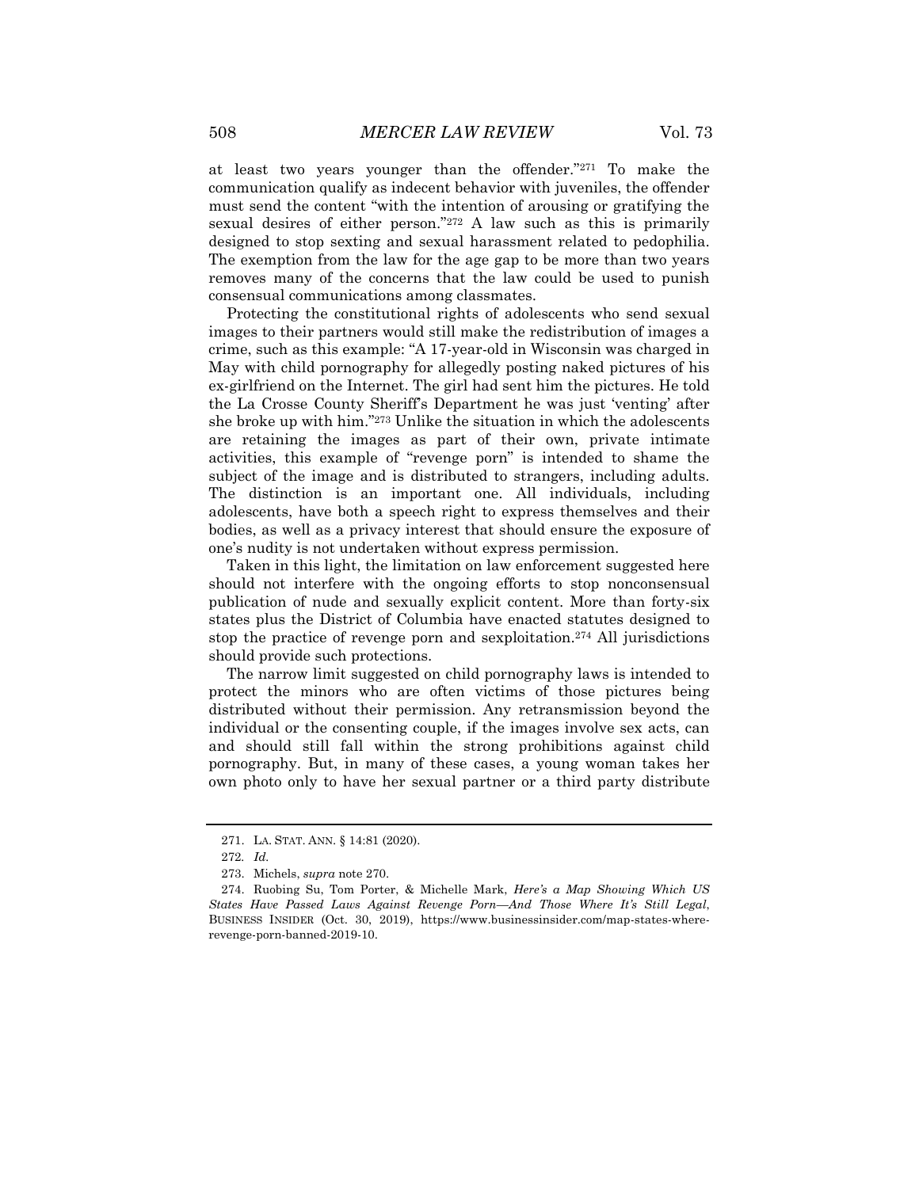at least two years younger than the offender."[271] To make the communication qualify as indecent behavior with juveniles, the offender must send the content "with the intention of arousing or gratifying the sexual desires of either person."[272] A law such as this is primarily designed to stop sexting and sexual harassment related to pedophilia. The exemption from the law for the age gap to be more than two years removes many of the concerns that the law could be used to punish consensual communications among classmates.

Protecting the constitutional rights of adolescents who send sexual images to their partners would still make the redistribution of images a crime, such as this example: "A 17-year-old in Wisconsin was charged in May with child pornography for allegedly posting naked pictures of his ex-girlfriend on the Internet. The girl had sent him the pictures. He told the La Crosse County Sheriff's Department he was just 'venting' after she broke up with him."[273] Unlike the situation in which the adolescents are retaining the images as part of their own, private intimate activities, this example of "revenge porn" is intended to shame the subject of the image and is distributed to strangers, including adults. The distinction is an important one. All individuals, including adolescents, have both a speech right to express themselves and their bodies, as well as a privacy interest that should ensure the exposure of one's nudity is not undertaken without express permission.

Taken in this light, the limitation on law enforcement suggested here should not interfere with the ongoing efforts to stop nonconsensual publication of nude and sexually explicit content. More than forty-six states plus the District of Columbia have enacted statutes designed to stop the practice of revenge porn and sexploitation.[274] All jurisdictions should provide such protections.

The narrow limit suggested on child pornography laws is intended to protect the minors who are often victims of those pictures being distributed without their permission. Any retransmission beyond the individual or the consenting couple, if the images involve sex acts, can and should still fall within the strong prohibitions against child pornography. But, in many of these cases, a young woman takes her own photo only to have her sexual partner or a third party distribute

---

271. LA. STAT. ANN. § 14:81 (2020).

272. *Id.*

273. Michels, *supra* note 270.

274. Ruobing Su, Tom Porter, & Michelle Mark, *Here's a Map Showing Which US States Have Passed Laws Against Revenge Porn—And Those Where It's Still Legal*, BUSINESS INSIDER (Oct. 30, 2019), https://www.businessinsider.com/map-states-where-revenge-porn-banned-2019-10.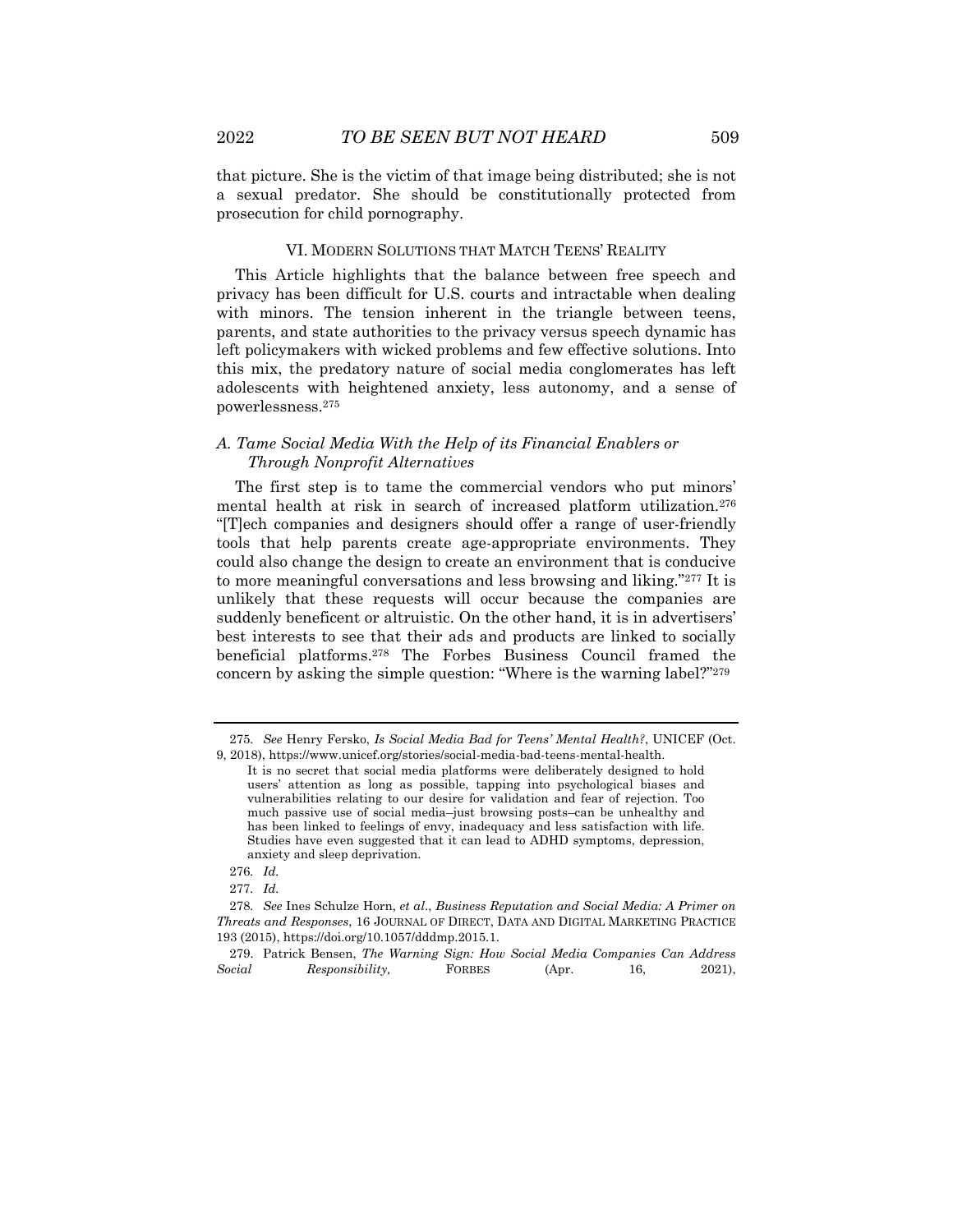that picture. She is the victim of that image being distributed; she is not a sexual predator. She should be constitutionally protected from prosecution for child pornography.

## VI. MODERN SOLUTIONS THAT MATCH TEENS' REALITY

This Article highlights that the balance between free speech and privacy has been difficult for U.S. courts and intractable when dealing with minors. The tension inherent in the triangle between teens, parents, and state authorities to the privacy versus speech dynamic has left policymakers with wicked problems and few effective solutions. Into this mix, the predatory nature of social media conglomerates has left adolescents with heightened anxiety, less autonomy, and a sense of powerlessness.[275]

### *A. Tame Social Media With the Help of its Financial Enablers or Through Nonprofit Alternatives*

The first step is to tame the commercial vendors who put minors' mental health at risk in search of increased platform utilization.[276] "[T]ech companies and designers should offer a range of user-friendly tools that help parents create age-appropriate environments. They could also change the design to create an environment that is conducive to more meaningful conversations and less browsing and liking."[277] It is unlikely that these requests will occur because the companies are suddenly beneficent or altruistic. On the other hand, it is in advertisers' best interests to see that their ads and products are linked to socially beneficial platforms.[278] The Forbes Business Council framed the concern by asking the simple question: "Where is the warning label?"[279]

---

275. *See* Henry Fersko, *Is Social Media Bad for Teens' Mental Health?*, UNICEF (Oct. 9, 2018), https://www.unicef.org/stories/social-media-bad-teens-mental-health.

> It is no secret that social media platforms were deliberately designed to hold users' attention as long as possible, tapping into psychological biases and vulnerabilities relating to our desire for validation and fear of rejection. Too much passive use of social media–just browsing posts–can be unhealthy and has been linked to feelings of envy, inadequacy and less satisfaction with life. Studies have even suggested that it can lead to ADHD symptoms, depression, anxiety and sleep deprivation.

276. *Id.*

277. *Id.*

278. *See* Ines Schulze Horn, *et al*., *Business Reputation and Social Media: A Primer on Threats and Responses*, 16 JOURNAL OF DIRECT, DATA AND DIGITAL MARKETING PRACTICE 193 (2015), https://doi.org/10.1057/dddmp.2015.1.

279. Patrick Bensen, *The Warning Sign: How Social Media Companies Can Address Social Responsibility,* FORBES (Apr. 16, 2021),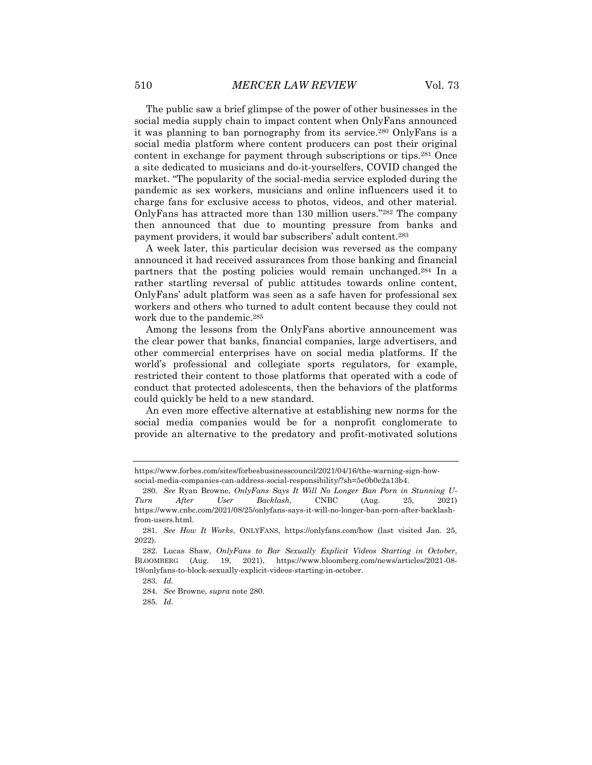The public saw a brief glimpse of the power of other businesses in the social media supply chain to impact content when OnlyFans announced it was planning to ban pornography from its service.[280] OnlyFans is a social media platform where content producers can post their original content in exchange for payment through subscriptions or tips.[281] Once a site dedicated to musicians and do-it-yourselfers, COVID changed the market. "The popularity of the social-media service exploded during the pandemic as sex workers, musicians and online influencers used it to charge fans for exclusive access to photos, videos, and other material. OnlyFans has attracted more than 130 million users."[282] The company then announced that due to mounting pressure from banks and payment providers, it would bar subscribers' adult content.[283]

A week later, this particular decision was reversed as the company announced it had received assurances from those banking and financial partners that the posting policies would remain unchanged.[284] In a rather startling reversal of public attitudes towards online content, OnlyFans' adult platform was seen as a safe haven for professional sex workers and others who turned to adult content because they could not work due to the pandemic.[285]

Among the lessons from the OnlyFans abortive announcement was the clear power that banks, financial companies, large advertisers, and other commercial enterprises have on social media platforms. If the world's professional and collegiate sports regulators, for example, restricted their content to those platforms that operated with a code of conduct that protected adolescents, then the behaviors of the platforms could quickly be held to a new standard.

An even more effective alternative at establishing new norms for the social media companies would be for a nonprofit conglomerate to provide an alternative to the predatory and profit-motivated solutions

---

https://www.forbes.com/sites/forbesbusinesscouncil/2021/04/16/the-warning-sign-how-social-media-companies-can-address-social-responsibility/?sh=5e0b0e2a13b4.

280. *See* Ryan Browne, *OnlyFans Says It Will No Longer Ban Porn in Stunning U-Turn After User Backlash*, CNBC (Aug. 25, 2021) https://www.cnbc.com/2021/08/25/onlyfans-says-it-will-no-longer-ban-porn-after-backlash-from-users.html.

281. *See How It Works*, ONLYFANS, https://onlyfans.com/how (last visited Jan. 25, 2022).

282. Lucas Shaw, *OnlyFans to Bar Sexually Explicit Videos Starting in October*, BLOOMBERG (Aug. 19, 2021), https://www.bloomberg.com/news/articles/2021-08-19/onlyfans-to-block-sexually-explicit-videos-starting-in-october.

283. *Id.*

284. *See* Browne, *supra* note 280.

285. *Id.*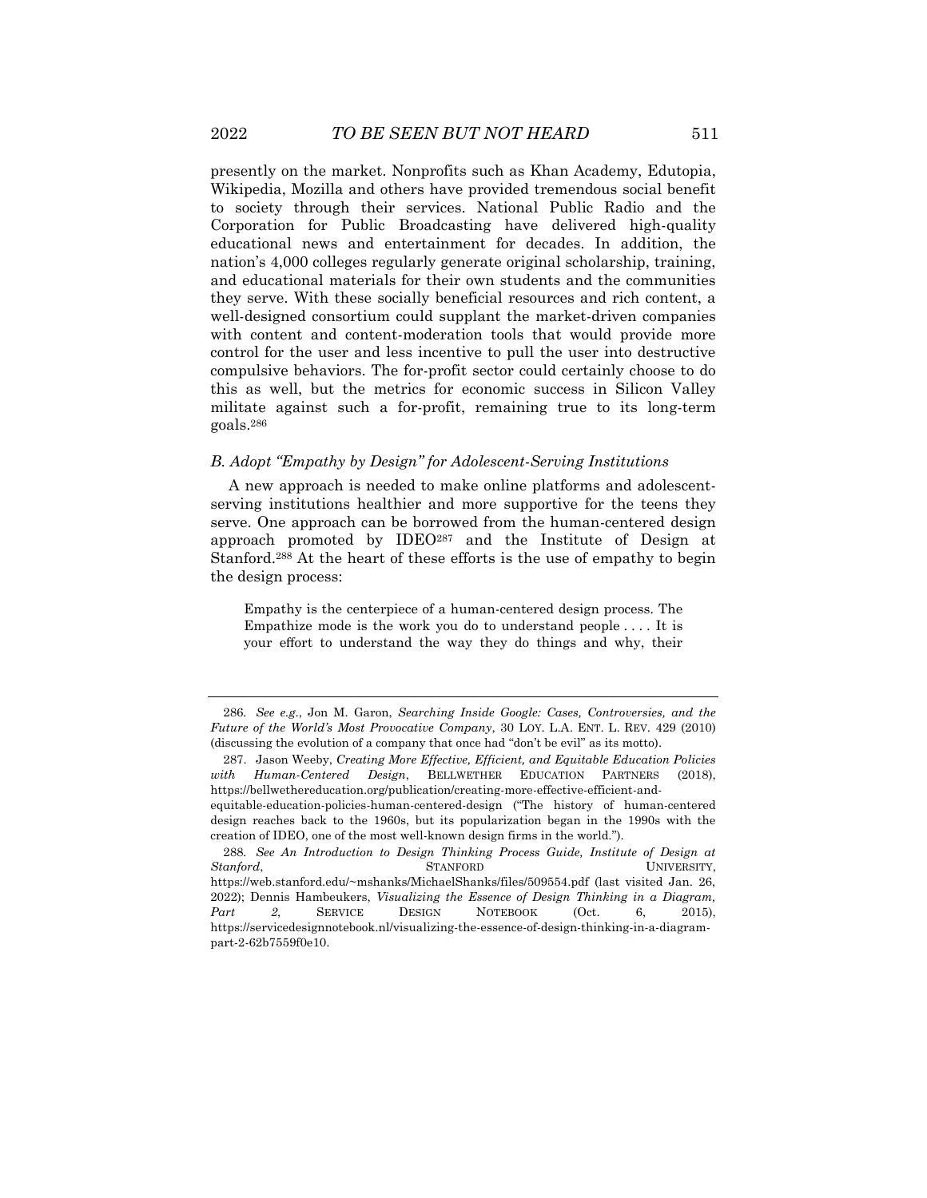presently on the market. Nonprofits such as Khan Academy, Edutopia, Wikipedia, Mozilla and others have provided tremendous social benefit to society through their services. National Public Radio and the Corporation for Public Broadcasting have delivered high-quality educational news and entertainment for decades. In addition, the nation's 4,000 colleges regularly generate original scholarship, training, and educational materials for their own students and the communities they serve. With these socially beneficial resources and rich content, a well-designed consortium could supplant the market-driven companies with content and content-moderation tools that would provide more control for the user and less incentive to pull the user into destructive compulsive behaviors. The for-profit sector could certainly choose to do this as well, but the metrics for economic success in Silicon Valley militate against such a for-profit, remaining true to its long-term goals.[286]

### *B. Adopt "Empathy by Design" for Adolescent-Serving Institutions*

A new approach is needed to make online platforms and adolescent-serving institutions healthier and more supportive for the teens they serve. One approach can be borrowed from the human-centered design approach promoted by IDEO[287] and the Institute of Design at Stanford.[288] At the heart of these efforts is the use of empathy to begin the design process:

> Empathy is the centerpiece of a human-centered design process. The Empathize mode is the work you do to understand people . . . . It is your effort to understand the way they do things and why, their

---

286. *See e.g.*, Jon M. Garon, *Searching Inside Google: Cases, Controversies, and the Future of the World's Most Provocative Company*, 30 LOY. L.A. ENT. L. REV. 429 (2010) (discussing the evolution of a company that once had "don't be evil" as its motto).

287. Jason Weeby, *Creating More Effective, Efficient, and Equitable Education Policies with Human-Centered Design*, BELLWETHER EDUCATION PARTNERS (2018), https://bellwethereducation.org/publication/creating-more-effective-efficient-and-equitable-education-policies-human-centered-design ("The history of human-centered design reaches back to the 1960s, but its popularization began in the 1990s with the creation of IDEO, one of the most well-known design firms in the world.").

288. *See An Introduction to Design Thinking Process Guide, Institute of Design at Stanford*, STANFORD UNIVERSITY, https://web.stanford.edu/~mshanks/MichaelShanks/files/509554.pdf (last visited Jan. 26, 2022); Dennis Hambeukers, *Visualizing the Essence of Design Thinking in a Diagram, Part 2*, SERVICE DESIGN NOTEBOOK (Oct. 6, 2015), https://servicedesignnotebook.nl/visualizing-the-essence-of-design-thinking-in-a-diagram-part-2-62b7559f0e10.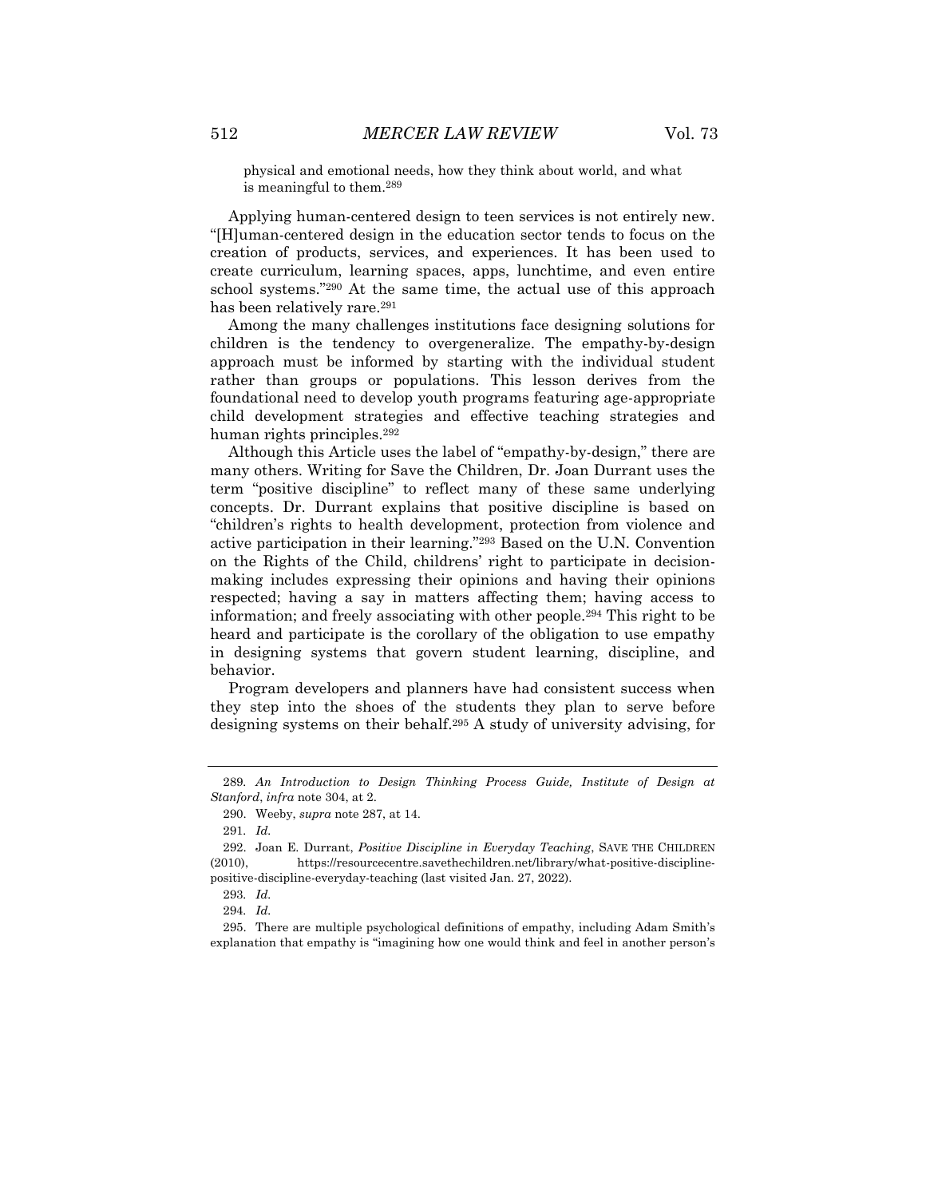physical and emotional needs, how they think about world, and what is meaningful to them.[289]

Applying human-centered design to teen services is not entirely new. "[H]uman-centered design in the education sector tends to focus on the creation of products, services, and experiences. It has been used to create curriculum, learning spaces, apps, lunchtime, and even entire school systems."[290] At the same time, the actual use of this approach has been relatively rare.[291]

Among the many challenges institutions face designing solutions for children is the tendency to overgeneralize. The empathy-by-design approach must be informed by starting with the individual student rather than groups or populations. This lesson derives from the foundational need to develop youth programs featuring age-appropriate child development strategies and effective teaching strategies and human rights principles.[292]

Although this Article uses the label of "empathy-by-design," there are many others. Writing for Save the Children, Dr. Joan Durrant uses the term "positive discipline" to reflect many of these same underlying concepts. Dr. Durrant explains that positive discipline is based on "children's rights to health development, protection from violence and active participation in their learning."[293] Based on the U.N. Convention on the Rights of the Child, childrens' right to participate in decision-making includes expressing their opinions and having their opinions respected; having a say in matters affecting them; having access to information; and freely associating with other people.[294] This right to be heard and participate is the corollary of the obligation to use empathy in designing systems that govern student learning, discipline, and behavior.

Program developers and planners have had consistent success when they step into the shoes of the students they plan to serve before designing systems on their behalf.[295] A study of university advising, for

---

289. *An Introduction to Design Thinking Process Guide, Institute of Design at Stanford*, *infra* note 304, at 2.

290. Weeby, *supra* note 287, at 14.

291. *Id.*

292. Joan E. Durrant, *Positive Discipline in Everyday Teaching*, SAVE THE CHILDREN (2010), https://resourcecentre.savethechildren.net/library/what-positive-discipline-positive-discipline-everyday-teaching (last visited Jan. 27, 2022).

293. *Id.*

294. *Id.*

295. There are multiple psychological definitions of empathy, including Adam Smith's explanation that empathy is "imagining how one would think and feel in another person's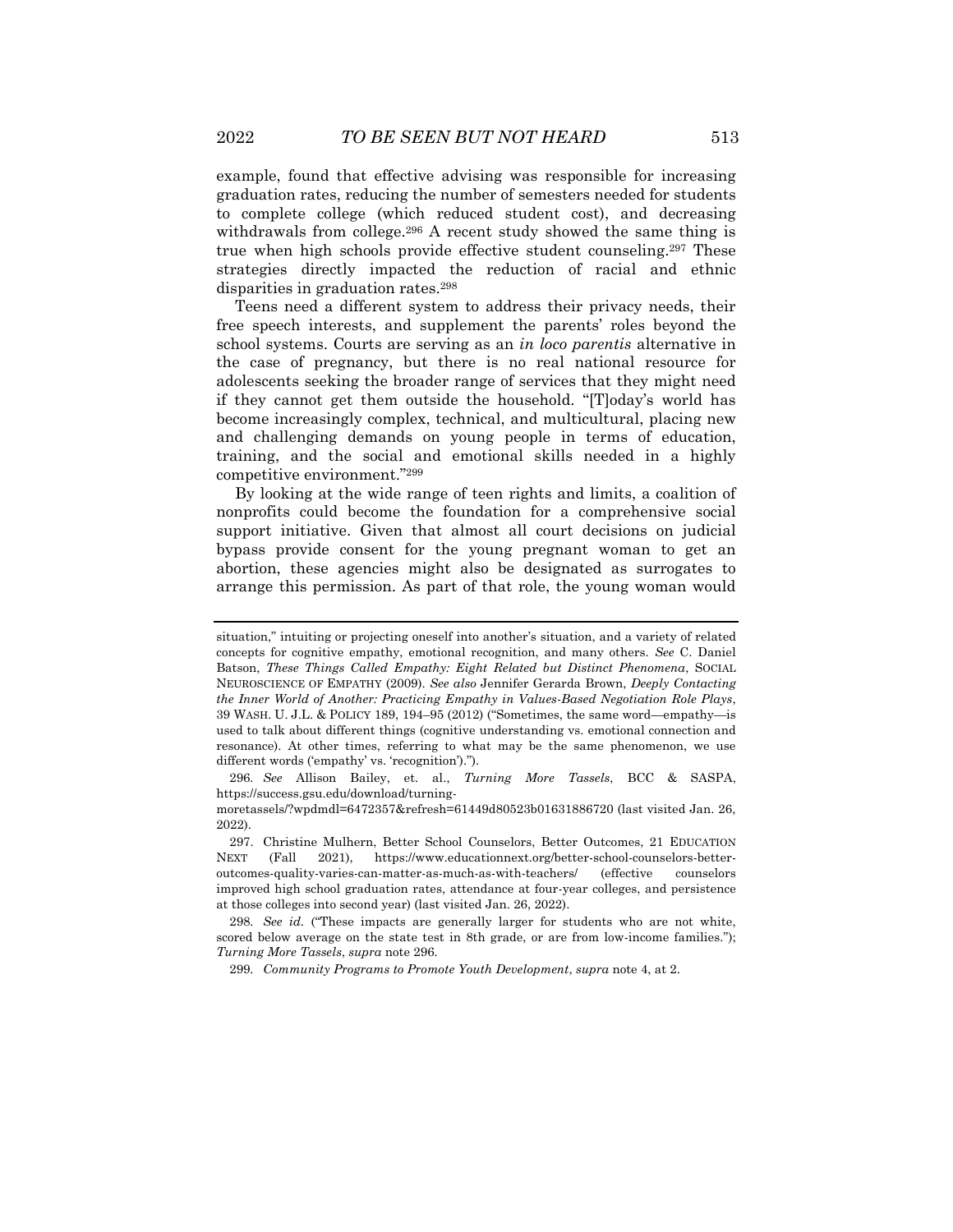example, found that effective advising was responsible for increasing graduation rates, reducing the number of semesters needed for students to complete college (which reduced student cost), and decreasing withdrawals from college.[296] A recent study showed the same thing is true when high schools provide effective student counseling.[297] These strategies directly impacted the reduction of racial and ethnic disparities in graduation rates.[298]

Teens need a different system to address their privacy needs, their free speech interests, and supplement the parents' roles beyond the school systems. Courts are serving as an *in loco parentis* alternative in the case of pregnancy, but there is no real national resource for adolescents seeking the broader range of services that they might need if they cannot get them outside the household. "[T]oday's world has become increasingly complex, technical, and multicultural, placing new and challenging demands on young people in terms of education, training, and the social and emotional skills needed in a highly competitive environment."[299]

By looking at the wide range of teen rights and limits, a coalition of nonprofits could become the foundation for a comprehensive social support initiative. Given that almost all court decisions on judicial bypass provide consent for the young pregnant woman to get an abortion, these agencies might also be designated as surrogates to arrange this permission. As part of that role, the young woman would

---

situation," intuiting or projecting oneself into another's situation, and a variety of related concepts for cognitive empathy, emotional recognition, and many others. *See* C. Daniel Batson, *These Things Called Empathy: Eight Related but Distinct Phenomena*, SOCIAL NEUROSCIENCE OF EMPATHY (2009). *See also* Jennifer Gerarda Brown, *Deeply Contacting the Inner World of Another: Practicing Empathy in Values-Based Negotiation Role Plays*, 39 WASH. U. J.L. & POLICY 189, 194–95 (2012) ("Sometimes, the same word—empathy—is used to talk about different things (cognitive understanding vs. emotional connection and resonance). At other times, referring to what may be the same phenomenon, we use different words ('empathy' vs. 'recognition').").

296. *See* Allison Bailey, et. al., *Turning More Tassels*, BCC & SASPA, https://success.gsu.edu/download/turning-moretassels/?wpdmdl=6472357&refresh=61449d80523b01631886720 (last visited Jan. 26, 2022).

297. Christine Mulhern, Better School Counselors, Better Outcomes, 21 EDUCATION NEXT (Fall 2021), https://www.educationnext.org/better-school-counselors-better-outcomes-quality-varies-can-matter-as-much-as-with-teachers/ (effective counselors improved high school graduation rates, attendance at four-year colleges, and persistence at those colleges into second year) (last visited Jan. 26, 2022).

298. *See id.* ("These impacts are generally larger for students who are not white, scored below average on the state test in 8th grade, or are from low-income families."); *Turning More Tassels*, *supra* note 296.

299. *Community Programs to Promote Youth Development*, *supra* note 4, at 2.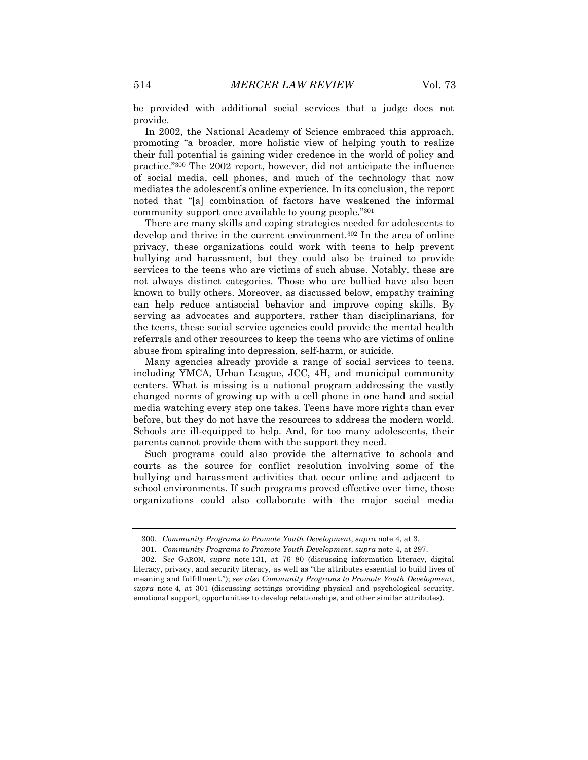be provided with additional social services that a judge does not provide.

In 2002, the National Academy of Science embraced this approach, promoting "a broader, more holistic view of helping youth to realize their full potential is gaining wider credence in the world of policy and practice."[300] The 2002 report, however, did not anticipate the influence of social media, cell phones, and much of the technology that now mediates the adolescent's online experience. In its conclusion, the report noted that "[a] combination of factors have weakened the informal community support once available to young people."[301]

There are many skills and coping strategies needed for adolescents to develop and thrive in the current environment.[302] In the area of online privacy, these organizations could work with teens to help prevent bullying and harassment, but they could also be trained to provide services to the teens who are victims of such abuse. Notably, these are not always distinct categories. Those who are bullied have also been known to bully others. Moreover, as discussed below, empathy training can help reduce antisocial behavior and improve coping skills. By serving as advocates and supporters, rather than disciplinarians, for the teens, these social service agencies could provide the mental health referrals and other resources to keep the teens who are victims of online abuse from spiraling into depression, self-harm, or suicide.

Many agencies already provide a range of social services to teens, including YMCA, Urban League, JCC, 4H, and municipal community centers. What is missing is a national program addressing the vastly changed norms of growing up with a cell phone in one hand and social media watching every step one takes. Teens have more rights than ever before, but they do not have the resources to address the modern world. Schools are ill-equipped to help. And, for too many adolescents, their parents cannot provide them with the support they need.

Such programs could also provide the alternative to schools and courts as the source for conflict resolution involving some of the bullying and harassment activities that occur online and adjacent to school environments. If such programs proved effective over time, those organizations could also collaborate with the major social media

---

300. *Community Programs to Promote Youth Development*, *supra* note 4, at 3.

301. *Community Programs to Promote Youth Development*, *supra* note 4, at 297.

302. *See* GARON, *supra* note 131, at 76–80 (discussing information literacy, digital literacy, privacy, and security literacy, as well as "the attributes essential to build lives of meaning and fulfillment."); *see also Community Programs to Promote Youth Development*, *supra* note 4, at 301 (discussing settings providing physical and psychological security, emotional support, opportunities to develop relationships, and other similar attributes).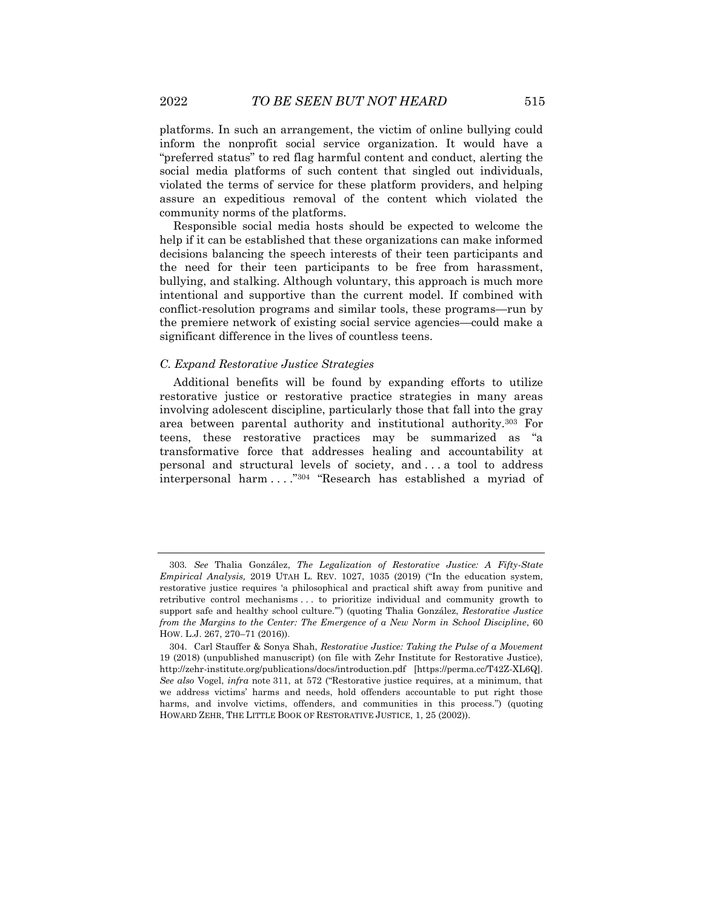platforms. In such an arrangement, the victim of online bullying could inform the nonprofit social service organization. It would have a "preferred status" to red flag harmful content and conduct, alerting the social media platforms of such content that singled out individuals, violated the terms of service for these platform providers, and helping assure an expeditious removal of the content which violated the community norms of the platforms.

Responsible social media hosts should be expected to welcome the help if it can be established that these organizations can make informed decisions balancing the speech interests of their teen participants and the need for their teen participants to be free from harassment, bullying, and stalking. Although voluntary, this approach is much more intentional and supportive than the current model. If combined with conflict-resolution programs and similar tools, these programs—run by the premiere network of existing social service agencies—could make a significant difference in the lives of countless teens.

### *C. Expand Restorative Justice Strategies*

Additional benefits will be found by expanding efforts to utilize restorative justice or restorative practice strategies in many areas involving adolescent discipline, particularly those that fall into the gray area between parental authority and institutional authority.[303] For teens, these restorative practices may be summarized as "a transformative force that addresses healing and accountability at personal and structural levels of society, and . . . a tool to address interpersonal harm . . . ."[304] "Research has established a myriad of

---

303. *See* Thalia González, *The Legalization of Restorative Justice: A Fifty-State Empirical Analysis,* 2019 UTAH L. REV. 1027, 1035 (2019) ("In the education system, restorative justice requires 'a philosophical and practical shift away from punitive and retributive control mechanisms . . . to prioritize individual and community growth to support safe and healthy school culture.'") (quoting Thalia González, *Restorative Justice from the Margins to the Center: The Emergence of a New Norm in School Discipline*, 60 HOW. L.J. 267, 270–71 (2016)).

304. Carl Stauffer & Sonya Shah, *Restorative Justice: Taking the Pulse of a Movement* 19 (2018) (unpublished manuscript) (on file with Zehr Institute for Restorative Justice), http://zehr-institute.org/publications/docs/introduction.pdf [https://perma.cc/T42Z-XL6Q]. *See also* Vogel, *infra* note 311, at 572 ("Restorative justice requires, at a minimum, that we address victims' harms and needs, hold offenders accountable to put right those harms, and involve victims, offenders, and communities in this process.") (quoting HOWARD ZEHR, THE LITTLE BOOK OF RESTORATIVE JUSTICE, 1, 25 (2002)).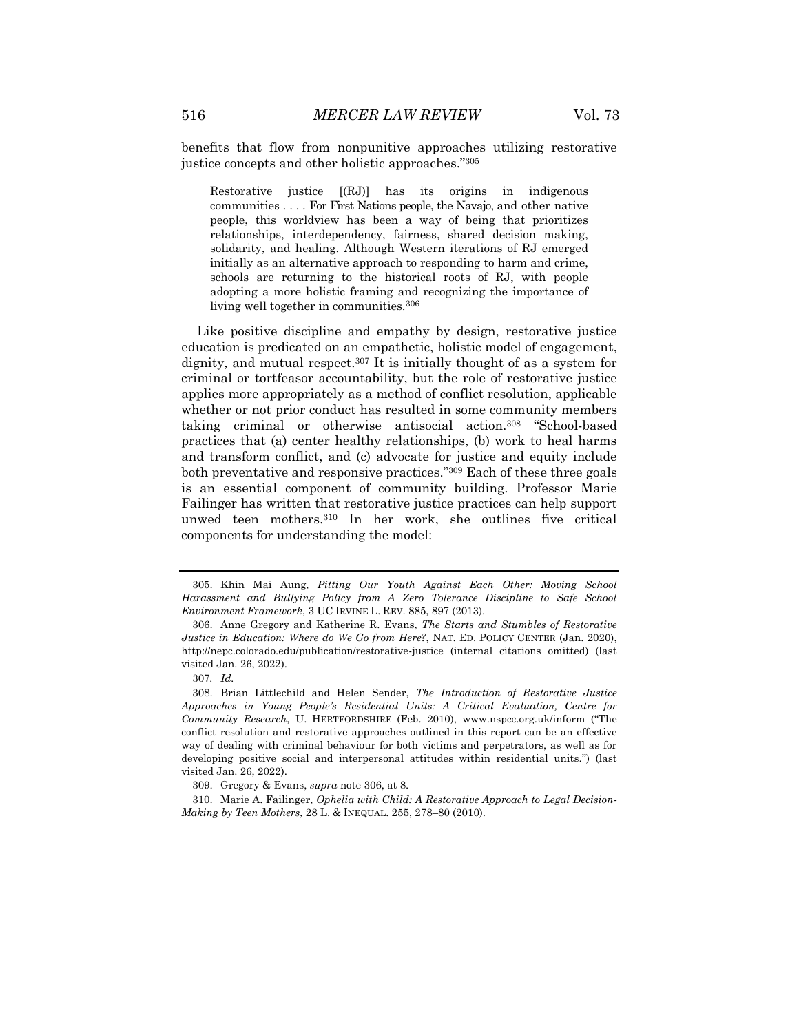benefits that flow from nonpunitive approaches utilizing restorative justice concepts and other holistic approaches."[305]

> Restorative justice [(RJ)] has its origins in indigenous communities . . . . For First Nations people, the Navajo, and other native people, this worldview has been a way of being that prioritizes relationships, interdependency, fairness, shared decision making, solidarity, and healing. Although Western iterations of RJ emerged initially as an alternative approach to responding to harm and crime, schools are returning to the historical roots of RJ, with people adopting a more holistic framing and recognizing the importance of living well together in communities.[306]

Like positive discipline and empathy by design, restorative justice education is predicated on an empathetic, holistic model of engagement, dignity, and mutual respect.[307] It is initially thought of as a system for criminal or tortfeasor accountability, but the role of restorative justice applies more appropriately as a method of conflict resolution, applicable whether or not prior conduct has resulted in some community members taking criminal or otherwise antisocial action.[308] "School-based practices that (a) center healthy relationships, (b) work to heal harms and transform conflict, and (c) advocate for justice and equity include both preventative and responsive practices."[309] Each of these three goals is an essential component of community building. Professor Marie Failinger has written that restorative justice practices can help support unwed teen mothers.[310] In her work, she outlines five critical components for understanding the model:

---

305. Khin Mai Aung, *Pitting Our Youth Against Each Other: Moving School Harassment and Bullying Policy from A Zero Tolerance Discipline to Safe School Environment Framework*, 3 UC IRVINE L. REV. 885, 897 (2013).

306. Anne Gregory and Katherine R. Evans, *The Starts and Stumbles of Restorative Justice in Education: Where do We Go from Here?*, NAT. ED. POLICY CENTER (Jan. 2020), http://nepc.colorado.edu/publication/restorative-justice (internal citations omitted) (last visited Jan. 26, 2022).

307. *Id.*

308. Brian Littlechild and Helen Sender, *The Introduction of Restorative Justice Approaches in Young People's Residential Units: A Critical Evaluation, Centre for Community Research*, U. HERTFORDSHIRE (Feb. 2010), www.nspcc.org.uk/inform ("The conflict resolution and restorative approaches outlined in this report can be an effective way of dealing with criminal behaviour for both victims and perpetrators, as well as for developing positive social and interpersonal attitudes within residential units.") (last visited Jan. 26, 2022).

309. Gregory & Evans, *supra* note 306, at 8.

310. Marie A. Failinger, *Ophelia with Child: A Restorative Approach to Legal Decision-Making by Teen Mothers*, 28 L. & INEQUAL. 255, 278–80 (2010).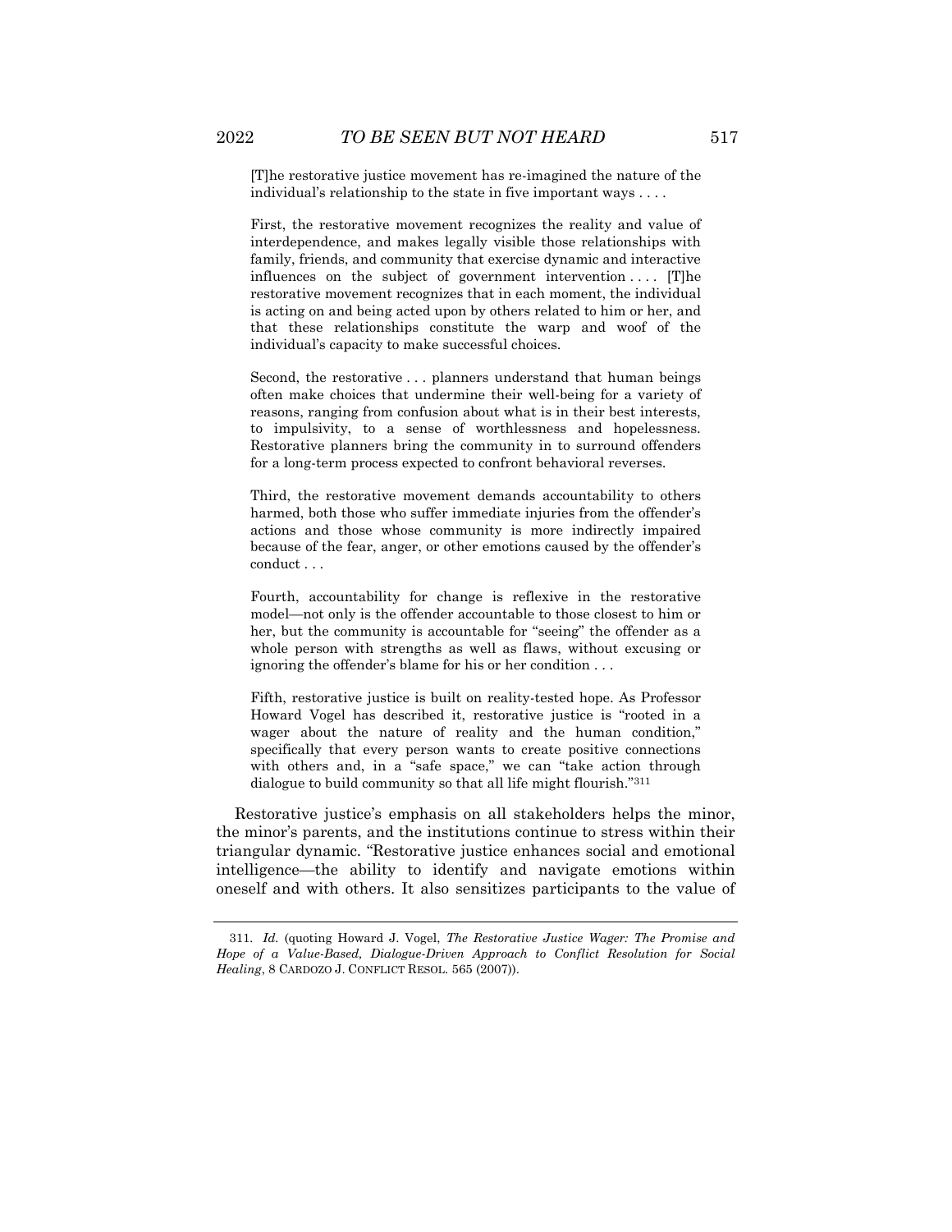> [T]he restorative justice movement has re-imagined the nature of the individual's relationship to the state in five important ways . . . .
>
> First, the restorative movement recognizes the reality and value of interdependence, and makes legally visible those relationships with family, friends, and community that exercise dynamic and interactive influences on the subject of government intervention . . . . [T]he restorative movement recognizes that in each moment, the individual is acting on and being acted upon by others related to him or her, and that these relationships constitute the warp and woof of the individual's capacity to make successful choices.
>
> Second, the restorative . . . planners understand that human beings often make choices that undermine their well-being for a variety of reasons, ranging from confusion about what is in their best interests, to impulsivity, to a sense of worthlessness and hopelessness. Restorative planners bring the community in to surround offenders for a long-term process expected to confront behavioral reverses.
>
> Third, the restorative movement demands accountability to others harmed, both those who suffer immediate injuries from the offender's actions and those whose community is more indirectly impaired because of the fear, anger, or other emotions caused by the offender's conduct . . .
>
> Fourth, accountability for change is reflexive in the restorative model—not only is the offender accountable to those closest to him or her, but the community is accountable for "seeing" the offender as a whole person with strengths as well as flaws, without excusing or ignoring the offender's blame for his or her condition . . .
>
> Fifth, restorative justice is built on reality-tested hope. As Professor Howard Vogel has described it, restorative justice is "rooted in a wager about the nature of reality and the human condition," specifically that every person wants to create positive connections with others and, in a "safe space," we can "take action through dialogue to build community so that all life might flourish."[311]

Restorative justice's emphasis on all stakeholders helps the minor, the minor's parents, and the institutions continue to stress within their triangular dynamic. "Restorative justice enhances social and emotional intelligence—the ability to identify and navigate emotions within oneself and with others. It also sensitizes participants to the value of

---

311. *Id.* (quoting Howard J. Vogel, *The Restorative Justice Wager: The Promise and Hope of a Value-Based, Dialogue-Driven Approach to Conflict Resolution for Social Healing*, 8 CARDOZO J. CONFLICT RESOL. 565 (2007)).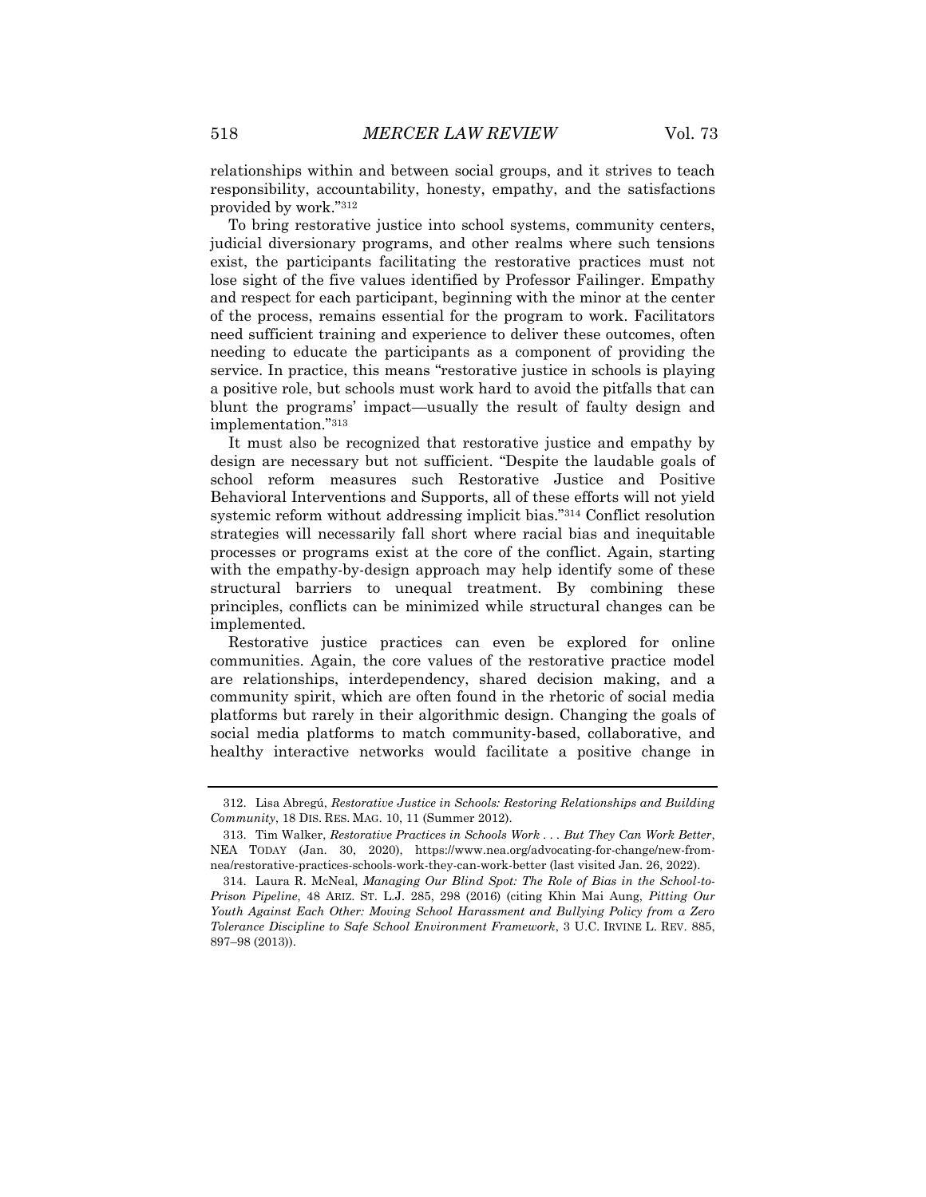relationships within and between social groups, and it strives to teach responsibility, accountability, honesty, empathy, and the satisfactions provided by work."[312]

To bring restorative justice into school systems, community centers, judicial diversionary programs, and other realms where such tensions exist, the participants facilitating the restorative practices must not lose sight of the five values identified by Professor Failinger. Empathy and respect for each participant, beginning with the minor at the center of the process, remains essential for the program to work. Facilitators need sufficient training and experience to deliver these outcomes, often needing to educate the participants as a component of providing the service. In practice, this means "restorative justice in schools is playing a positive role, but schools must work hard to avoid the pitfalls that can blunt the programs' impact—usually the result of faulty design and implementation."[313]

It must also be recognized that restorative justice and empathy by design are necessary but not sufficient. "Despite the laudable goals of school reform measures such Restorative Justice and Positive Behavioral Interventions and Supports, all of these efforts will not yield systemic reform without addressing implicit bias."[314] Conflict resolution strategies will necessarily fall short where racial bias and inequitable processes or programs exist at the core of the conflict. Again, starting with the empathy-by-design approach may help identify some of these structural barriers to unequal treatment. By combining these principles, conflicts can be minimized while structural changes can be implemented.

Restorative justice practices can even be explored for online communities. Again, the core values of the restorative practice model are relationships, interdependency, shared decision making, and a community spirit, which are often found in the rhetoric of social media platforms but rarely in their algorithmic design. Changing the goals of social media platforms to match community-based, collaborative, and healthy interactive networks would facilitate a positive change in

---

312. Lisa Abregú, *Restorative Justice in Schools: Restoring Relationships and Building Community*, 18 DIS. RES. MAG. 10, 11 (Summer 2012).

313. Tim Walker, *Restorative Practices in Schools Work . . . But They Can Work Better*, NEA TODAY (Jan. 30, 2020), https://www.nea.org/advocating-for-change/new-from-nea/restorative-practices-schools-work-they-can-work-better (last visited Jan. 26, 2022).

314. Laura R. McNeal, *Managing Our Blind Spot: The Role of Bias in the School-to-Prison Pipeline*, 48 ARIZ. ST. L.J. 285, 298 (2016) (citing Khin Mai Aung, *Pitting Our Youth Against Each Other: Moving School Harassment and Bullying Policy from a Zero Tolerance Discipline to Safe School Environment Framework*, 3 U.C. IRVINE L. REV. 885, 897–98 (2013)).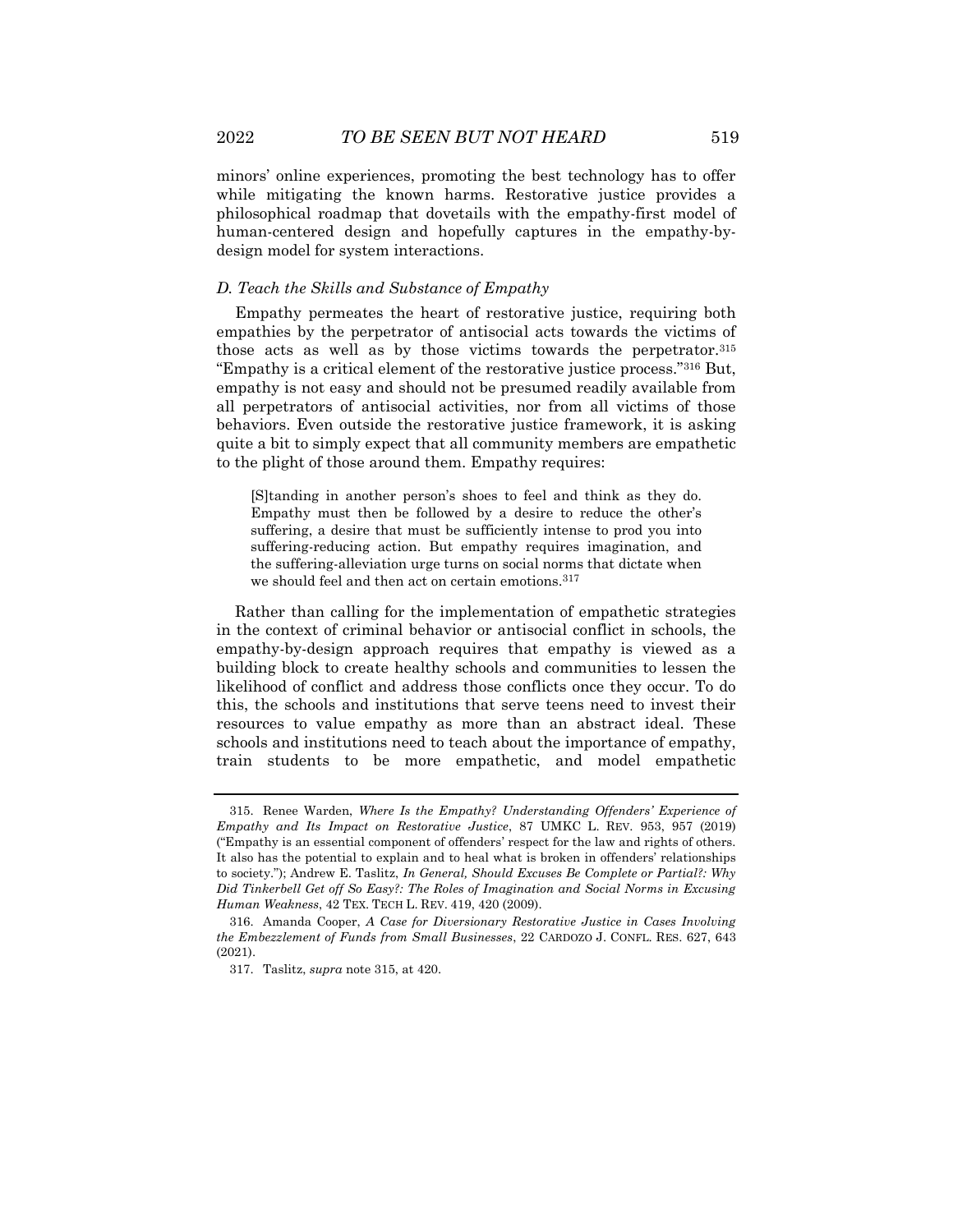minors' online experiences, promoting the best technology has to offer while mitigating the known harms. Restorative justice provides a philosophical roadmap that dovetails with the empathy-first model of human-centered design and hopefully captures in the empathy-by-design model for system interactions.

### *D. Teach the Skills and Substance of Empathy*

Empathy permeates the heart of restorative justice, requiring both empathies by the perpetrator of antisocial acts towards the victims of those acts as well as by those victims towards the perpetrator.[315] "Empathy is a critical element of the restorative justice process."[316] But, empathy is not easy and should not be presumed readily available from all perpetrators of antisocial activities, nor from all victims of those behaviors. Even outside the restorative justice framework, it is asking quite a bit to simply expect that all community members are empathetic to the plight of those around them. Empathy requires:

> [S]tanding in another person's shoes to feel and think as they do. Empathy must then be followed by a desire to reduce the other's suffering, a desire that must be sufficiently intense to prod you into suffering-reducing action. But empathy requires imagination, and the suffering-alleviation urge turns on social norms that dictate when we should feel and then act on certain emotions.[317]

Rather than calling for the implementation of empathetic strategies in the context of criminal behavior or antisocial conflict in schools, the empathy-by-design approach requires that empathy is viewed as a building block to create healthy schools and communities to lessen the likelihood of conflict and address those conflicts once they occur. To do this, the schools and institutions that serve teens need to invest their resources to value empathy as more than an abstract ideal. These schools and institutions need to teach about the importance of empathy, train students to be more empathetic, and model empathetic

---

315. Renee Warden, *Where Is the Empathy? Understanding Offenders' Experience of Empathy and Its Impact on Restorative Justice*, 87 UMKC L. REV. 953, 957 (2019) ("Empathy is an essential component of offenders' respect for the law and rights of others. It also has the potential to explain and to heal what is broken in offenders' relationships to society."); Andrew E. Taslitz, *In General, Should Excuses Be Complete or Partial?: Why Did Tinkerbell Get off So Easy?: The Roles of Imagination and Social Norms in Excusing Human Weakness*, 42 TEX. TECH L. REV. 419, 420 (2009).

316. Amanda Cooper, *A Case for Diversionary Restorative Justice in Cases Involving the Embezzlement of Funds from Small Businesses*, 22 CARDOZO J. CONFL. RES. 627, 643 (2021).

317. Taslitz, *supra* note 315, at 420.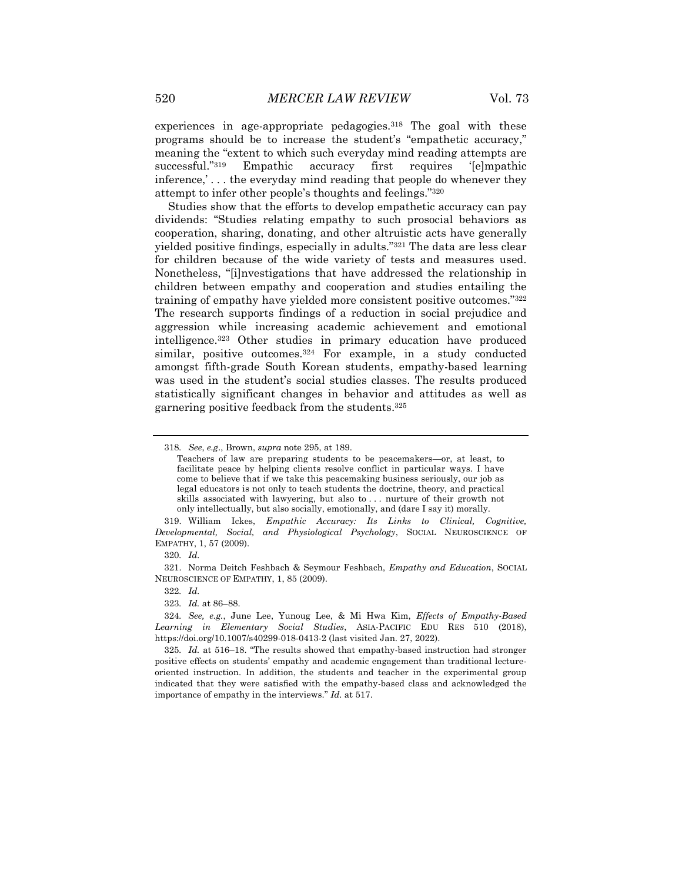experiences in age-appropriate pedagogies.[318] The goal with these programs should be to increase the student's "empathetic accuracy," meaning the "extent to which such everyday mind reading attempts are successful."[319] Empathic accuracy first requires '[e]mpathic inference,' . . . the everyday mind reading that people do whenever they attempt to infer other people's thoughts and feelings."[320]

Studies show that the efforts to develop empathetic accuracy can pay dividends: "Studies relating empathy to such prosocial behaviors as cooperation, sharing, donating, and other altruistic acts have generally yielded positive findings, especially in adults."[321] The data are less clear for children because of the wide variety of tests and measures used. Nonetheless, "[i]nvestigations that have addressed the relationship in children between empathy and cooperation and studies entailing the training of empathy have yielded more consistent positive outcomes."[322] The research supports findings of a reduction in social prejudice and aggression while increasing academic achievement and emotional intelligence.[323] Other studies in primary education have produced similar, positive outcomes.[324] For example, in a study conducted amongst fifth-grade South Korean students, empathy-based learning was used in the student's social studies classes. The results produced statistically significant changes in behavior and attitudes as well as garnering positive feedback from the students.[325]

---

318. *See*, *e.g.*, Brown, *supra* note 295, at 189.

> Teachers of law are preparing students to be peacemakers—or, at least, to facilitate peace by helping clients resolve conflict in particular ways. I have come to believe that if we take this peacemaking business seriously, our job as legal educators is not only to teach students the doctrine, theory, and practical skills associated with lawyering, but also to . . . nurture of their growth not only intellectually, but also socially, emotionally, and (dare I say it) morally.

319. William Ickes, *Empathic Accuracy: Its Links to Clinical, Cognitive, Developmental, Social, and Physiological Psychology*, SOCIAL NEUROSCIENCE OF EMPATHY, 1, 57 (2009).

320. *Id.*

321. Norma Deitch Feshbach & Seymour Feshbach, *Empathy and Education*, SOCIAL NEUROSCIENCE OF EMPATHY, 1, 85 (2009).

322. *Id.*

323. *Id.* at 86–88.

324. *See, e.g.*, June Lee, Yunoug Lee, & Mi Hwa Kim, *Effects of Empathy-Based Learning in Elementary Social Studies*, ASIA-PACIFIC EDU RES 510 (2018), https://doi.org/10.1007/s40299-018-0413-2 (last visited Jan. 27, 2022).

325. *Id.* at 516–18. "The results showed that empathy-based instruction had stronger positive effects on students' empathy and academic engagement than traditional lecture-oriented instruction. In addition, the students and teacher in the experimental group indicated that they were satisfied with the empathy-based class and acknowledged the importance of empathy in the interviews." *Id.* at 517.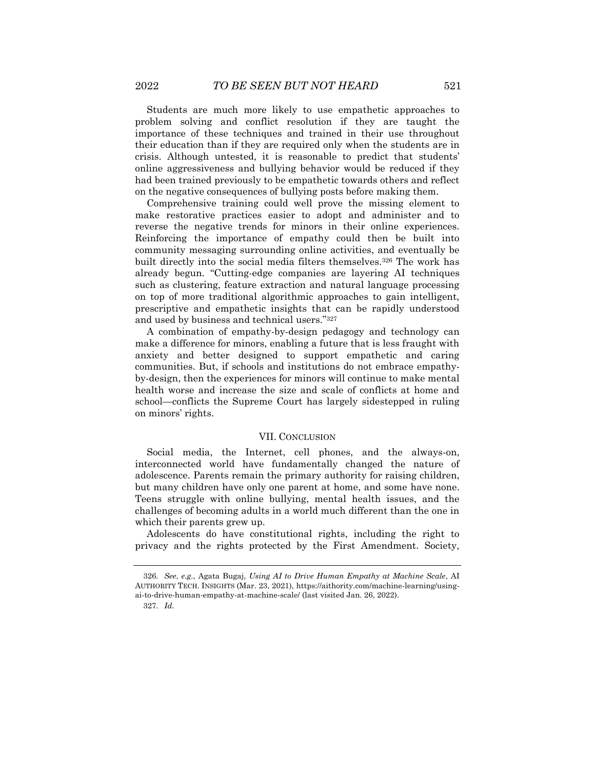Students are much more likely to use empathetic approaches to problem solving and conflict resolution if they are taught the importance of these techniques and trained in their use throughout their education than if they are required only when the students are in crisis. Although untested, it is reasonable to predict that students' online aggressiveness and bullying behavior would be reduced if they had been trained previously to be empathetic towards others and reflect on the negative consequences of bullying posts before making them.

Comprehensive training could well prove the missing element to make restorative practices easier to adopt and administer and to reverse the negative trends for minors in their online experiences. Reinforcing the importance of empathy could then be built into community messaging surrounding online activities, and eventually be built directly into the social media filters themselves.[326] The work has already begun. "Cutting-edge companies are layering AI techniques such as clustering, feature extraction and natural language processing on top of more traditional algorithmic approaches to gain intelligent, prescriptive and empathetic insights that can be rapidly understood and used by business and technical users."[327]

A combination of empathy-by-design pedagogy and technology can make a difference for minors, enabling a future that is less fraught with anxiety and better designed to support empathetic and caring communities. But, if schools and institutions do not embrace empathy-by-design, then the experiences for minors will continue to make mental health worse and increase the size and scale of conflicts at home and school—conflicts the Supreme Court has largely sidestepped in ruling on minors' rights.

## VII. Conclusion

Social media, the Internet, cell phones, and the always-on, interconnected world have fundamentally changed the nature of adolescence. Parents remain the primary authority for raising children, but many children have only one parent at home, and some have none. Teens struggle with online bullying, mental health issues, and the challenges of becoming adults in a world much different than the one in which their parents grew up.

Adolescents do have constitutional rights, including the right to privacy and the rights protected by the First Amendment. Society,

---

326. *See*, *e.g.*, Agata Bugaj, *Using AI to Drive Human Empathy at Machine Scale*, AI AUTHORITY TECH. INSIGHTS (Mar. 23, 2021), https://aithority.com/machine-learning/using-ai-to-drive-human-empathy-at-machine-scale/ (last visited Jan. 26, 2022).

327. *Id.*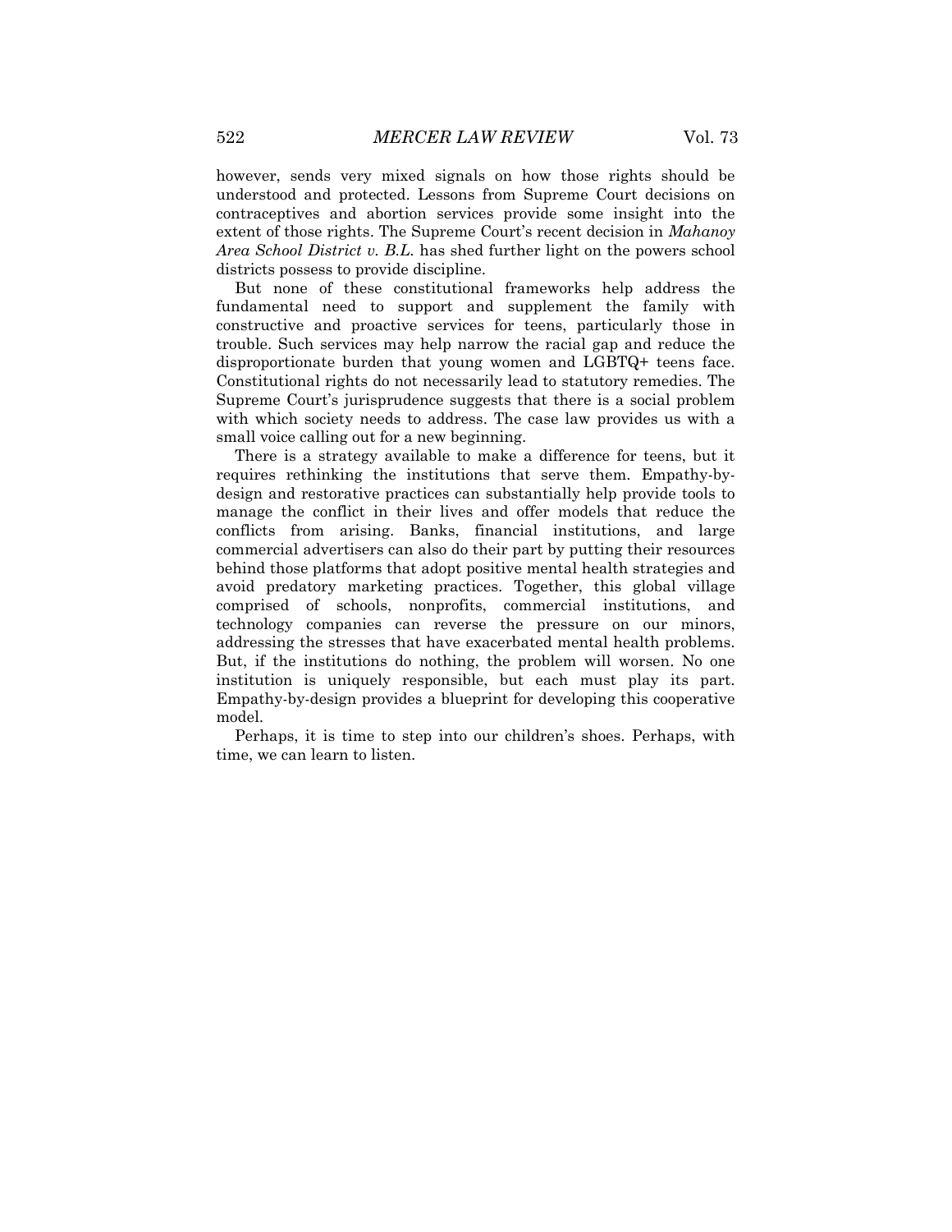however, sends very mixed signals on how those rights should be understood and protected. Lessons from Supreme Court decisions on contraceptives and abortion services provide some insight into the extent of those rights. The Supreme Court's recent decision in *Mahanoy Area School District v. B.L.* has shed further light on the powers school districts possess to provide discipline.

But none of these constitutional frameworks help address the fundamental need to support and supplement the family with constructive and proactive services for teens, particularly those in trouble. Such services may help narrow the racial gap and reduce the disproportionate burden that young women and LGBTQ+ teens face. Constitutional rights do not necessarily lead to statutory remedies. The Supreme Court's jurisprudence suggests that there is a social problem with which society needs to address. The case law provides us with a small voice calling out for a new beginning.

There is a strategy available to make a difference for teens, but it requires rethinking the institutions that serve them. Empathy-by-design and restorative practices can substantially help provide tools to manage the conflict in their lives and offer models that reduce the conflicts from arising. Banks, financial institutions, and large commercial advertisers can also do their part by putting their resources behind those platforms that adopt positive mental health strategies and avoid predatory marketing practices. Together, this global village comprised of schools, nonprofits, commercial institutions, and technology companies can reverse the pressure on our minors, addressing the stresses that have exacerbated mental health problems. But, if the institutions do nothing, the problem will worsen. No one institution is uniquely responsible, but each must play its part. Empathy-by-design provides a blueprint for developing this cooperative model.

Perhaps, it is time to step into our children's shoes. Perhaps, with time, we can learn to listen.